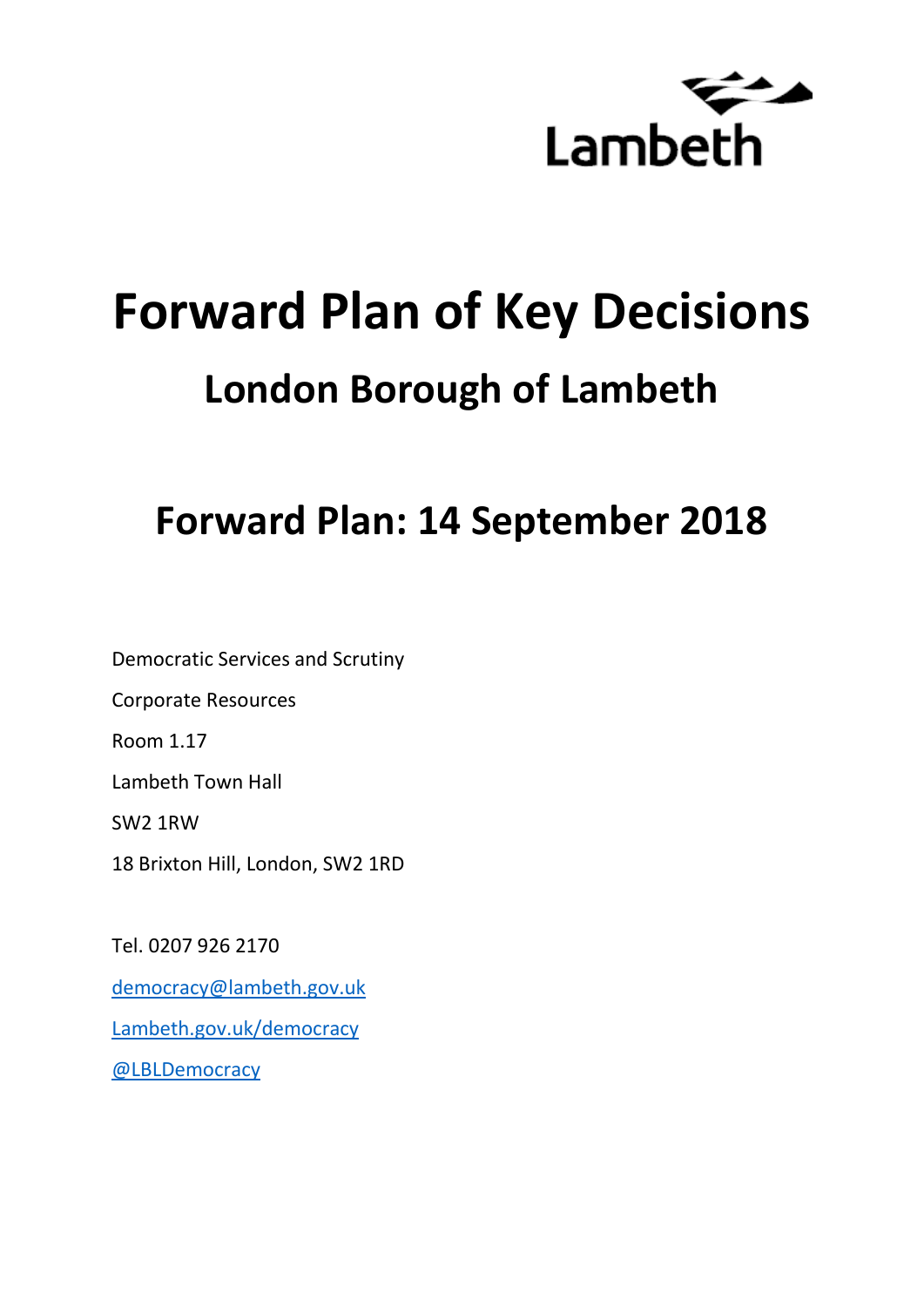Lambeth

# Forward Plan of Key Decisions

## London Borough of Lambeth

## Forward Plan: 14 September 2018

Democratic Services and Scrutiny

Corporate Resources

Room 1.17

Lambeth Town Hall

SW2 1RW

18 Brixton Hill, London, SW2 1RD

Tel. 0207 926 2170

democracy@lambeth.gov.uk

Lambeth.gov.uk/democracy

@LBLDemocracy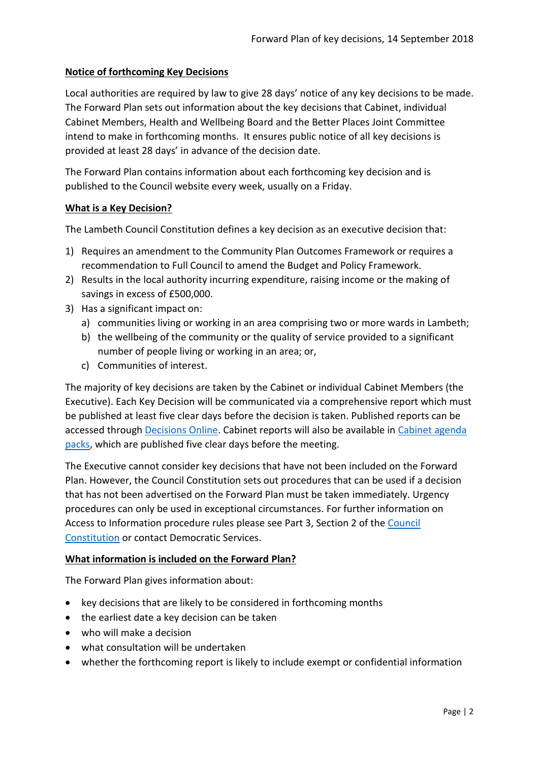## Notice of forthcoming Key Decisions

Local authorities are required by law to give 28 days' notice of any key decisions to be made. The Forward Plan sets out information about the key decisions that Cabinet, individual Cabinet Members, Health and Wellbeing Board and the Better Places Joint Committee intend to make in forthcoming months. It ensures public notice of all key decisions is provided at least 28 days' in advance of the decision date.

The Forward Plan contains information about each forthcoming key decision and is published to the Council website every week, usually on a Friday.

## What is a Key Decision?

The Lambeth Council Constitution defines a key decision as an executive decision that:

1) Requires an amendment to the Community Plan Outcomes Framework or requires a recommendation to Full Council to amend the Budget and Policy Framework.
2) Results in the local authority incurring expenditure, raising income or the making of savings in excess of £500,000.
3) Has a significant impact on:
   a) communities living or working in an area comprising two or more wards in Lambeth;
   b) the wellbeing of the community or the quality of service provided to a significant number of people living or working in an area; or,
   c) Communities of interest.

The majority of key decisions are taken by the Cabinet or individual Cabinet Members (the Executive). Each Key Decision will be communicated via a comprehensive report which must be published at least five clear days before the decision is taken. Published reports can be accessed through Decisions Online. Cabinet reports will also be available in Cabinet agenda packs, which are published five clear days before the meeting.

The Executive cannot consider key decisions that have not been included on the Forward Plan. However, the Council Constitution sets out procedures that can be used if a decision that has not been advertised on the Forward Plan must be taken immediately. Urgency procedures can only be used in exceptional circumstances. For further information on Access to Information procedure rules please see Part 3, Section 2 of the Council Constitution or contact Democratic Services.

## What information is included on the Forward Plan?

The Forward Plan gives information about:

- key decisions that are likely to be considered in forthcoming months
- the earliest date a key decision can be taken
- who will make a decision
- what consultation will be undertaken
- whether the forthcoming report is likely to include exempt or confidential information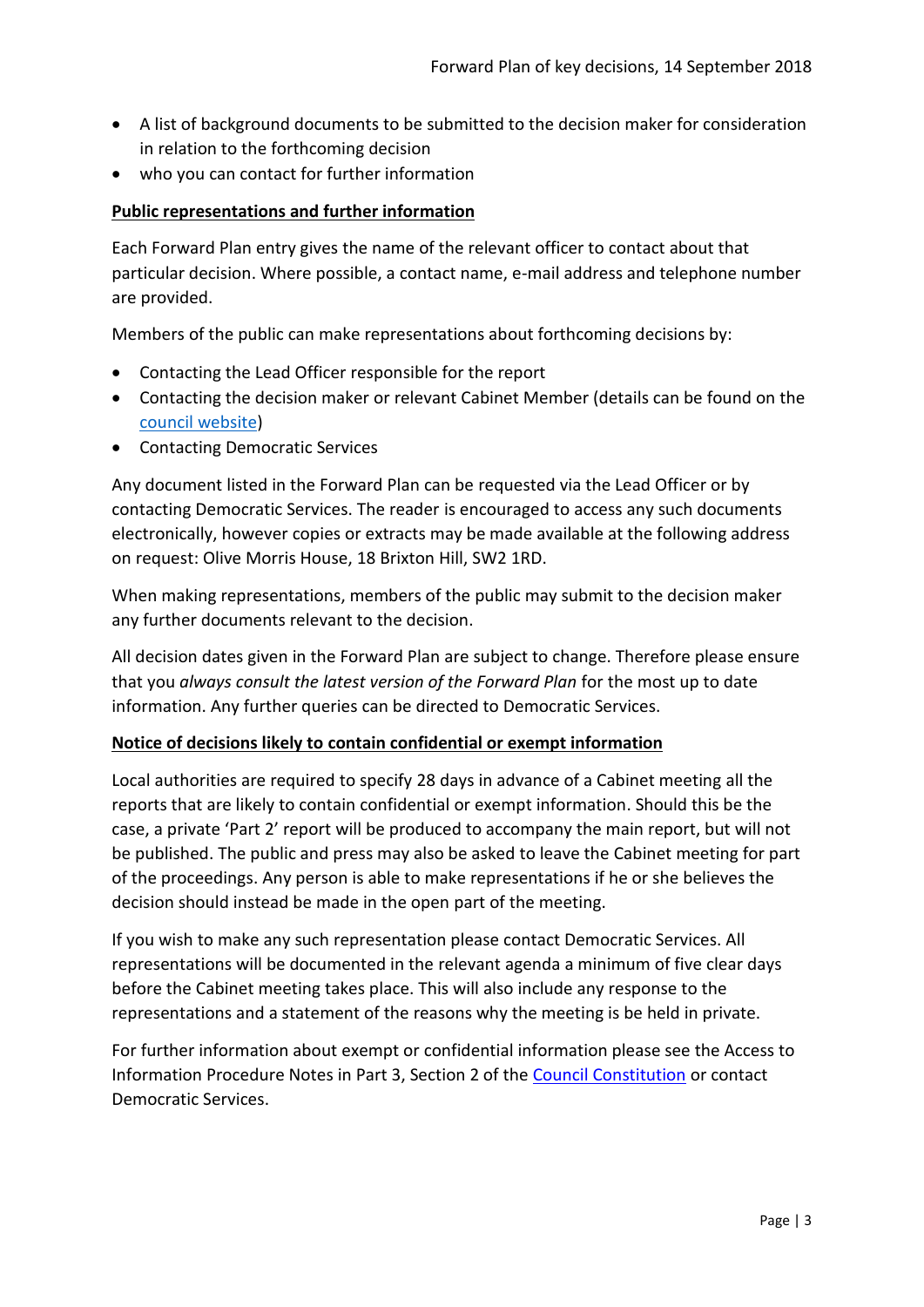- A list of background documents to be submitted to the decision maker for consideration in relation to the forthcoming decision
- who you can contact for further information

**Public representations and further information**

Each Forward Plan entry gives the name of the relevant officer to contact about that particular decision. Where possible, a contact name, e-mail address and telephone number are provided.

Members of the public can make representations about forthcoming decisions by:

- Contacting the Lead Officer responsible for the report
- Contacting the decision maker or relevant Cabinet Member (details can be found on the council website)
- Contacting Democratic Services

Any document listed in the Forward Plan can be requested via the Lead Officer or by contacting Democratic Services. The reader is encouraged to access any such documents electronically, however copies or extracts may be made available at the following address on request: Olive Morris House, 18 Brixton Hill, SW2 1RD.

When making representations, members of the public may submit to the decision maker any further documents relevant to the decision.

All decision dates given in the Forward Plan are subject to change. Therefore please ensure that you *always consult the latest version of the Forward Plan* for the most up to date information. Any further queries can be directed to Democratic Services.

**Notice of decisions likely to contain confidential or exempt information**

Local authorities are required to specify 28 days in advance of a Cabinet meeting all the reports that are likely to contain confidential or exempt information. Should this be the case, a private 'Part 2' report will be produced to accompany the main report, but will not be published. The public and press may also be asked to leave the Cabinet meeting for part of the proceedings. Any person is able to make representations if he or she believes the decision should instead be made in the open part of the meeting.

If you wish to make any such representation please contact Democratic Services. All representations will be documented in the relevant agenda a minimum of five clear days before the Cabinet meeting takes place. This will also include any response to the representations and a statement of the reasons why the meeting is be held in private.

For further information about exempt or confidential information please see the Access to Information Procedure Notes in Part 3, Section 2 of the Council Constitution or contact Democratic Services.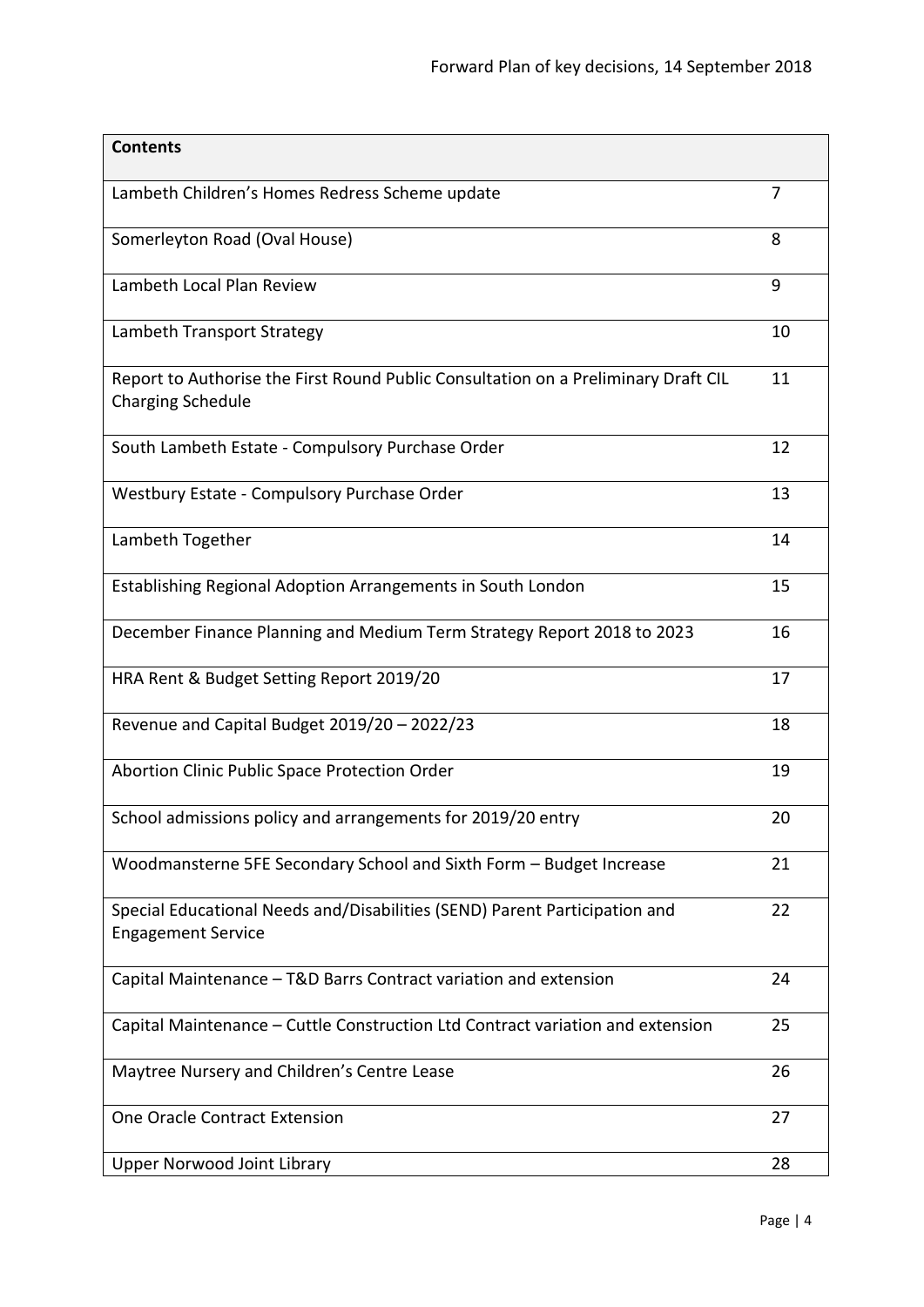| Contents | |
|---|---|
| Lambeth Children's Homes Redress Scheme update | 7 |
| Somerleyton Road (Oval House) | 8 |
| Lambeth Local Plan Review | 9 |
| Lambeth Transport Strategy | 10 |
| Report to Authorise the First Round Public Consultation on a Preliminary Draft CIL Charging Schedule | 11 |
| South Lambeth Estate - Compulsory Purchase Order | 12 |
| Westbury Estate - Compulsory Purchase Order | 13 |
| Lambeth Together | 14 |
| Establishing Regional Adoption Arrangements in South London | 15 |
| December Finance Planning and Medium Term Strategy Report 2018 to 2023 | 16 |
| HRA Rent & Budget Setting Report 2019/20 | 17 |
| Revenue and Capital Budget 2019/20 – 2022/23 | 18 |
| Abortion Clinic Public Space Protection Order | 19 |
| School admissions policy and arrangements for 2019/20 entry | 20 |
| Woodmansterne 5FE Secondary School and Sixth Form – Budget Increase | 21 |
| Special Educational Needs and/Disabilities (SEND) Parent Participation and Engagement Service | 22 |
| Capital Maintenance – T&D Barrs Contract variation and extension | 24 |
| Capital Maintenance – Cuttle Construction Ltd Contract variation and extension | 25 |
| Maytree Nursery and Children's Centre Lease | 26 |
| One Oracle Contract Extension | 27 |
| Upper Norwood Joint Library | 28 |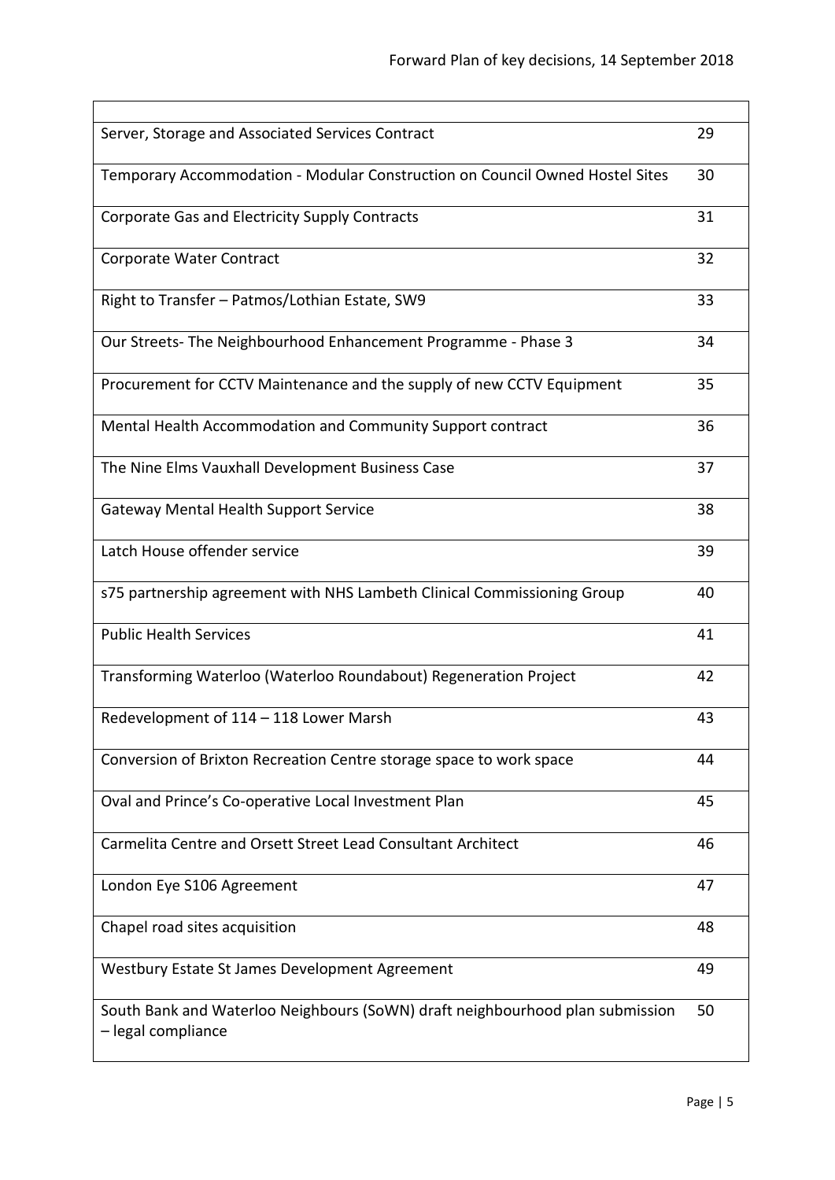| | |
|---|---|
| Server, Storage and Associated Services Contract | 29 |
| Temporary Accommodation - Modular Construction on Council Owned Hostel Sites | 30 |
| Corporate Gas and Electricity Supply Contracts | 31 |
| Corporate Water Contract | 32 |
| Right to Transfer – Patmos/Lothian Estate, SW9 | 33 |
| Our Streets- The Neighbourhood Enhancement Programme - Phase 3 | 34 |
| Procurement for CCTV Maintenance and the supply of new CCTV Equipment | 35 |
| Mental Health Accommodation and Community Support contract | 36 |
| The Nine Elms Vauxhall Development Business Case | 37 |
| Gateway Mental Health Support Service | 38 |
| Latch House offender service | 39 |
| s75 partnership agreement with NHS Lambeth Clinical Commissioning Group | 40 |
| Public Health Services | 41 |
| Transforming Waterloo (Waterloo Roundabout) Regeneration Project | 42 |
| Redevelopment of 114 – 118 Lower Marsh | 43 |
| Conversion of Brixton Recreation Centre storage space to work space | 44 |
| Oval and Prince's Co-operative Local Investment Plan | 45 |
| Carmelita Centre and Orsett Street Lead Consultant Architect | 46 |
| London Eye S106 Agreement | 47 |
| Chapel road sites acquisition | 48 |
| Westbury Estate St James Development Agreement | 49 |
| South Bank and Waterloo Neighbours (SoWN) draft neighbourhood plan submission – legal compliance | 50 |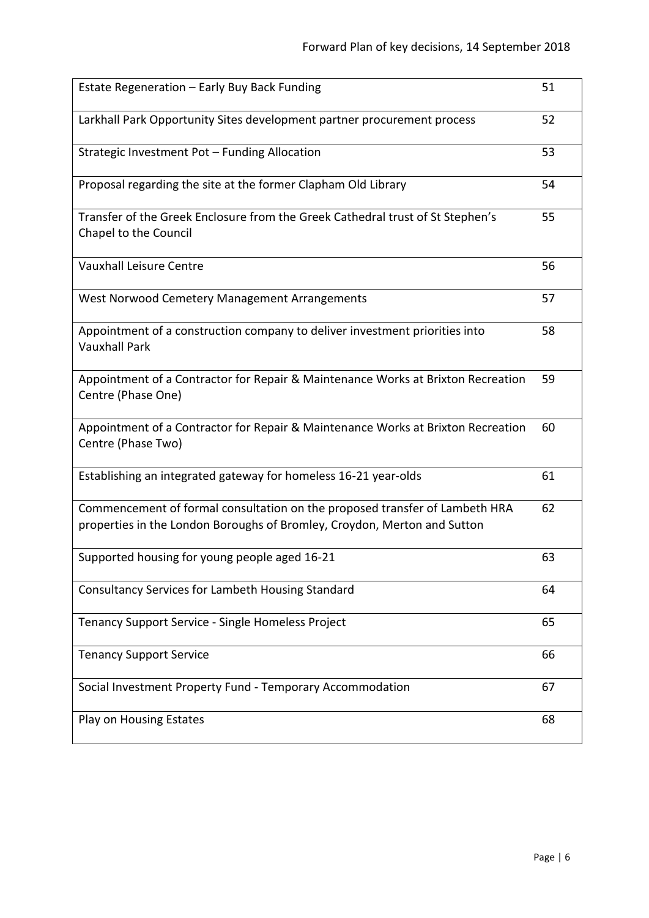| | |
|---|---|
| Estate Regeneration – Early Buy Back Funding | 51 |
| Larkhall Park Opportunity Sites development partner procurement process | 52 |
| Strategic Investment Pot – Funding Allocation | 53 |
| Proposal regarding the site at the former Clapham Old Library | 54 |
| Transfer of the Greek Enclosure from the Greek Cathedral trust of St Stephen's Chapel to the Council | 55 |
| Vauxhall Leisure Centre | 56 |
| West Norwood Cemetery Management Arrangements | 57 |
| Appointment of a construction company to deliver investment priorities into Vauxhall Park | 58 |
| Appointment of a Contractor for Repair & Maintenance Works at Brixton Recreation Centre (Phase One) | 59 |
| Appointment of a Contractor for Repair & Maintenance Works at Brixton Recreation Centre (Phase Two) | 60 |
| Establishing an integrated gateway for homeless 16-21 year-olds | 61 |
| Commencement of formal consultation on the proposed transfer of Lambeth HRA properties in the London Boroughs of Bromley, Croydon, Merton and Sutton | 62 |
| Supported housing for young people aged 16-21 | 63 |
| Consultancy Services for Lambeth Housing Standard | 64 |
| Tenancy Support Service - Single Homeless Project | 65 |
| Tenancy Support Service | 66 |
| Social Investment Property Fund - Temporary Accommodation | 67 |
| Play on Housing Estates | 68 |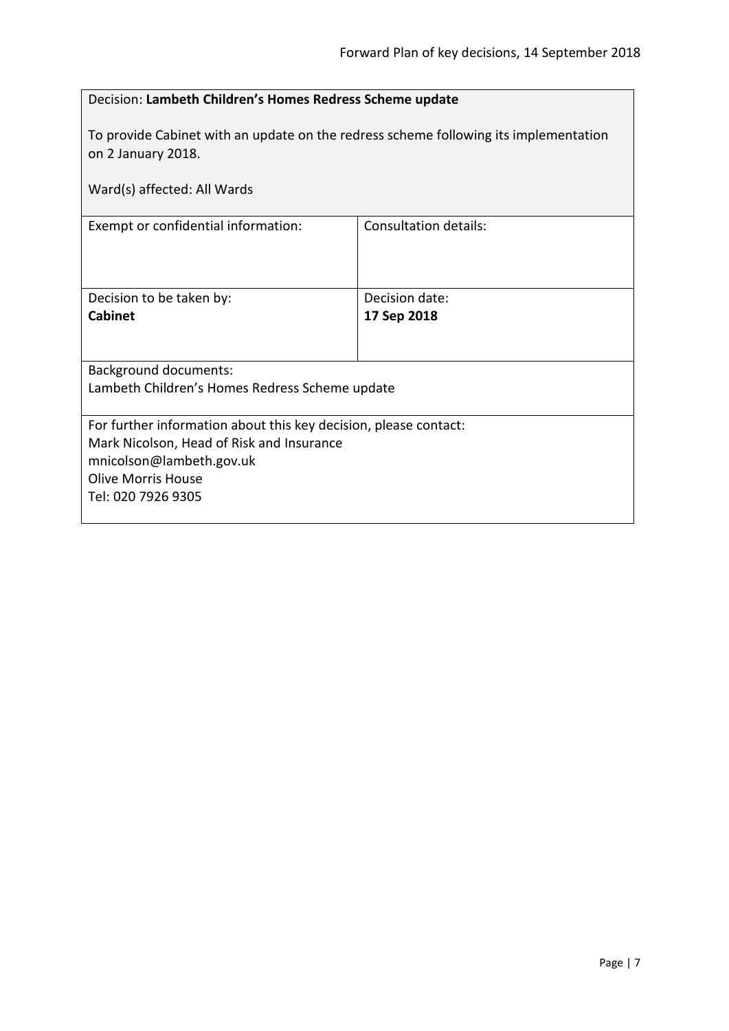Decision: **Lambeth Children's Homes Redress Scheme update**

To provide Cabinet with an update on the redress scheme following its implementation on 2 January 2018.

Ward(s) affected: All Wards

| Exempt or confidential information: | Consultation details: |
|---|---|
| Decision to be taken by:<br>**Cabinet** | Decision date:<br>**17 Sep 2018** |

Background documents:
Lambeth Children's Homes Redress Scheme update

For further information about this key decision, please contact:
Mark Nicolson, Head of Risk and Insurance
mnicolson@lambeth.gov.uk
Olive Morris House
Tel: 020 7926 9305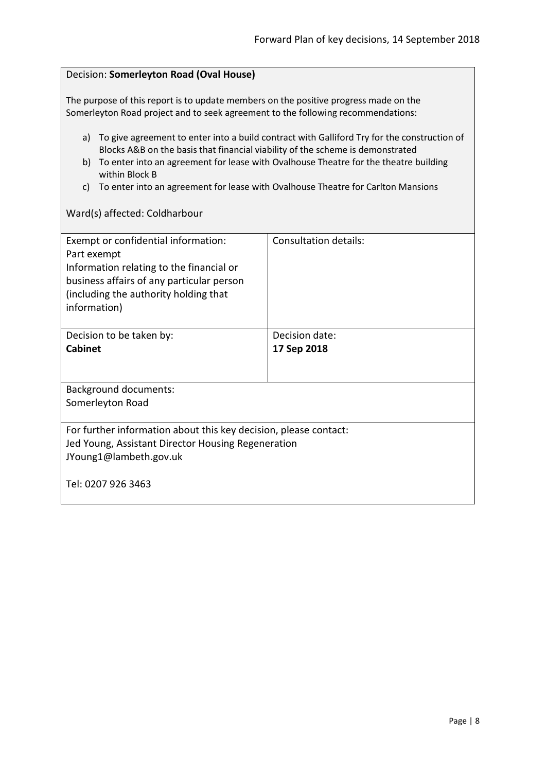Decision: **Somerleyton Road (Oval House)**

The purpose of this report is to update members on the positive progress made on the Somerleyton Road project and to seek agreement to the following recommendations:

a) To give agreement to enter into a build contract with Galliford Try for the construction of Blocks A&B on the basis that financial viability of the scheme is demonstrated
b) To enter into an agreement for lease with Ovalhouse Theatre for the theatre building within Block B
c) To enter into an agreement for lease with Ovalhouse Theatre for Carlton Mansions

Ward(s) affected: Coldharbour

| Exempt or confidential information: Part exempt Information relating to the financial or business affairs of any particular person (including the authority holding that information) | Consultation details: |
|---|---|
| Decision to be taken by: **Cabinet** | Decision date: **17 Sep 2018** |

Background documents:
Somerleyton Road

For further information about this key decision, please contact:
Jed Young, Assistant Director Housing Regeneration
JYoung1@lambeth.gov.uk

Tel: 0207 926 3463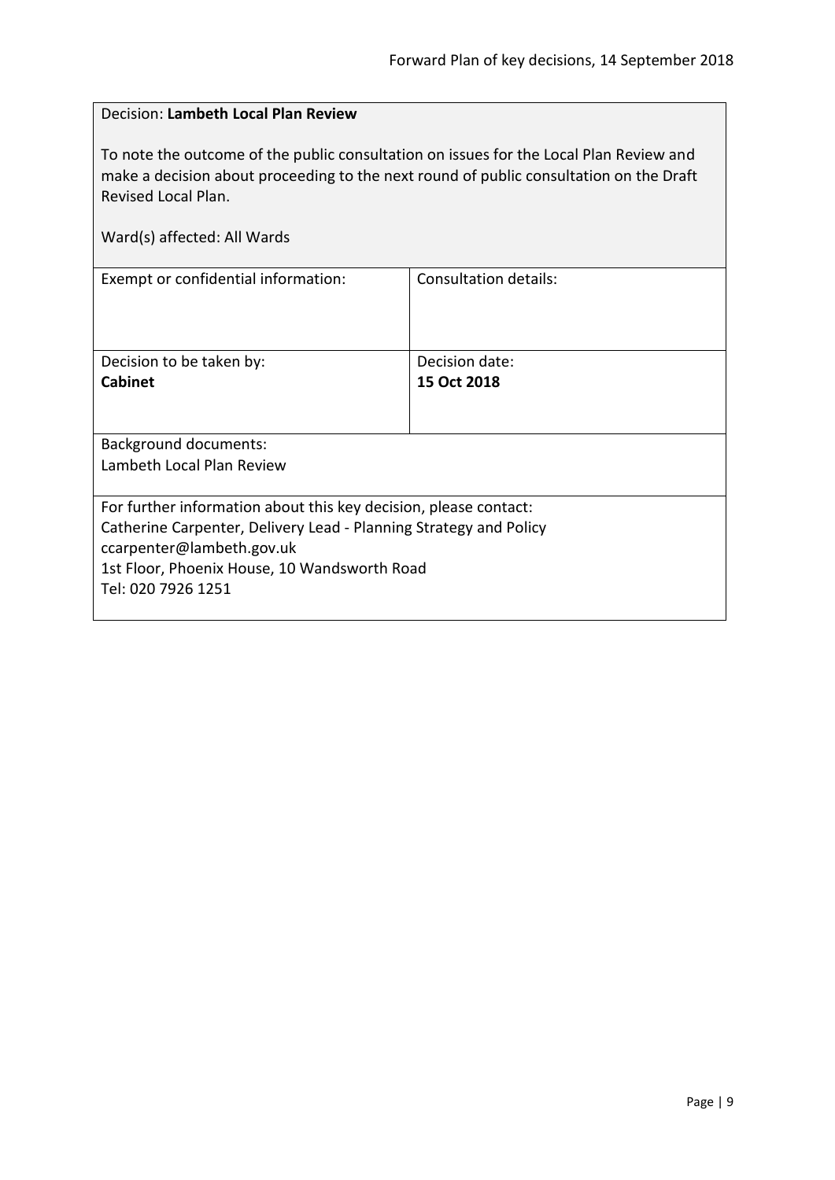Decision: **Lambeth Local Plan Review**

To note the outcome of the public consultation on issues for the Local Plan Review and make a decision about proceeding to the next round of public consultation on the Draft Revised Local Plan.

Ward(s) affected: All Wards

| Exempt or confidential information: | Consultation details: |
|---|---|
| Decision to be taken by:<br>**Cabinet** | Decision date:<br>**15 Oct 2018** |

Background documents:
Lambeth Local Plan Review

For further information about this key decision, please contact:
Catherine Carpenter, Delivery Lead - Planning Strategy and Policy
ccarpenter@lambeth.gov.uk
1st Floor, Phoenix House, 10 Wandsworth Road
Tel: 020 7926 1251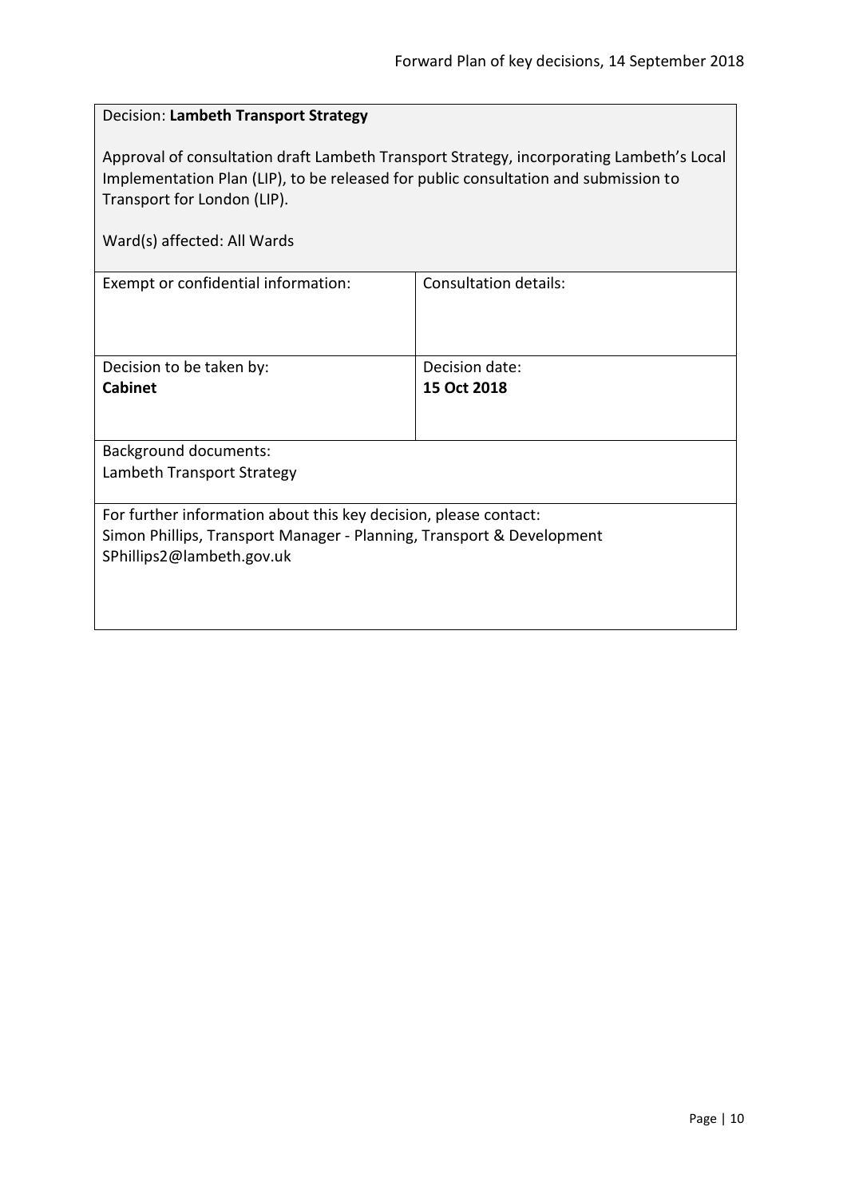Decision: **Lambeth Transport Strategy**

Approval of consultation draft Lambeth Transport Strategy, incorporating Lambeth's Local Implementation Plan (LIP), to be released for public consultation and submission to Transport for London (LIP).

Ward(s) affected: All Wards

| Exempt or confidential information: | Consultation details: |
| --- | --- |
| Decision to be taken by: **Cabinet** | Decision date: **15 Oct 2018** |

Background documents:
Lambeth Transport Strategy

For further information about this key decision, please contact:
Simon Phillips, Transport Manager - Planning, Transport & Development
SPhillips2@lambeth.gov.uk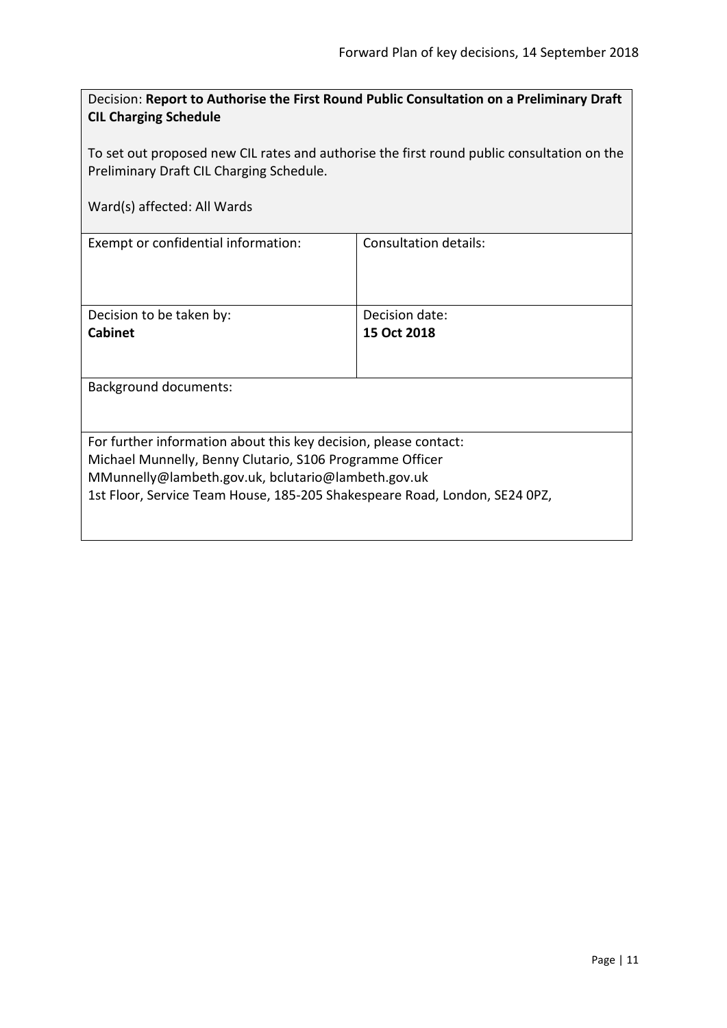Decision: **Report to Authorise the First Round Public Consultation on a Preliminary Draft CIL Charging Schedule**

To set out proposed new CIL rates and authorise the first round public consultation on the Preliminary Draft CIL Charging Schedule.

Ward(s) affected: All Wards

| Exempt or confidential information: | Consultation details: |
| --- | --- |
| Decision to be taken by: **Cabinet** | Decision date: **15 Oct 2018** |

Background documents:

For further information about this key decision, please contact:
Michael Munnelly, Benny Clutario, S106 Programme Officer
MMunnelly@lambeth.gov.uk, bclutario@lambeth.gov.uk
1st Floor, Service Team House, 185-205 Shakespeare Road, London, SE24 0PZ,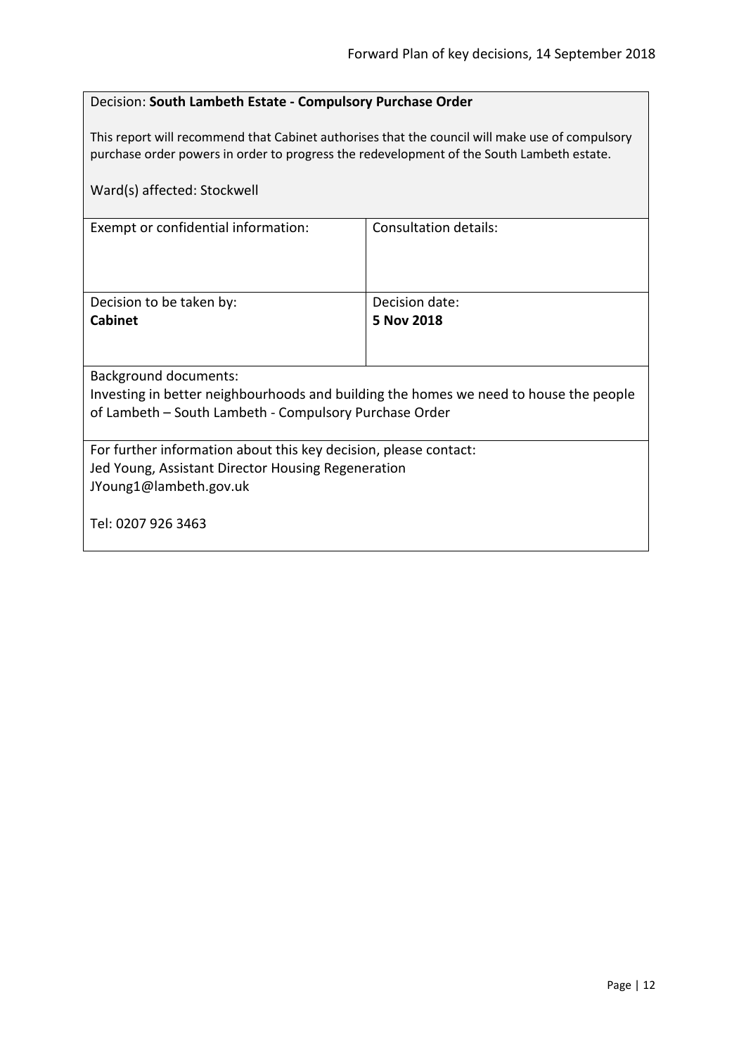Decision: **South Lambeth Estate - Compulsory Purchase Order**

This report will recommend that Cabinet authorises that the council will make use of compulsory purchase order powers in order to progress the redevelopment of the South Lambeth estate.

Ward(s) affected: Stockwell

| Exempt or confidential information: | Consultation details: |
| --- | --- |
| Decision to be taken by: **Cabinet** | Decision date: **5 Nov 2018** |

Background documents:
Investing in better neighbourhoods and building the homes we need to house the people of Lambeth – South Lambeth - Compulsory Purchase Order

For further information about this key decision, please contact:
Jed Young, Assistant Director Housing Regeneration
JYoung1@lambeth.gov.uk

Tel: 0207 926 3463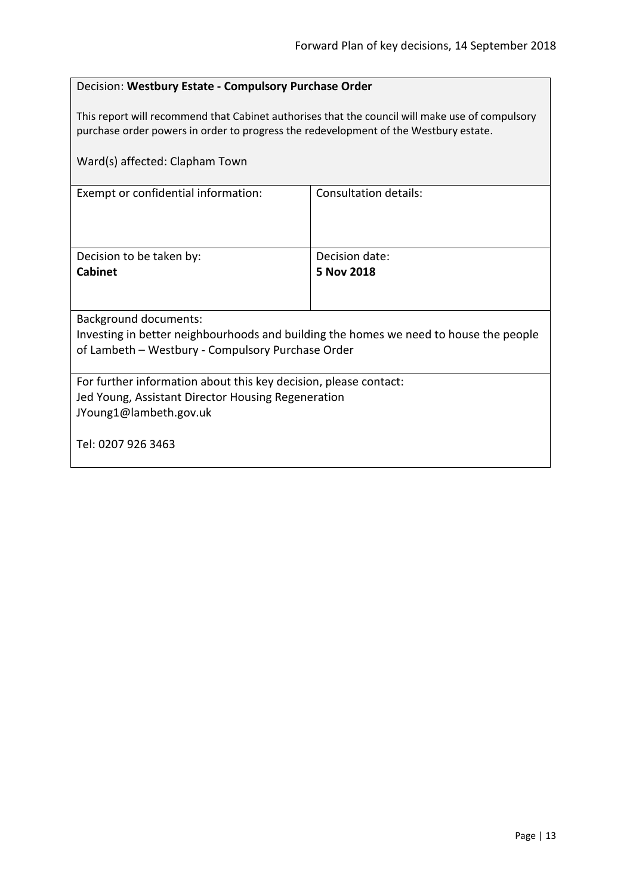Decision: **Westbury Estate - Compulsory Purchase Order**

This report will recommend that Cabinet authorises that the council will make use of compulsory purchase order powers in order to progress the redevelopment of the Westbury estate.

Ward(s) affected: Clapham Town

| Exempt or confidential information: | Consultation details: |
| --- | --- |
| Decision to be taken by: **Cabinet** | Decision date: **5 Nov 2018** |

Background documents:
Investing in better neighbourhoods and building the homes we need to house the people of Lambeth – Westbury - Compulsory Purchase Order

For further information about this key decision, please contact:
Jed Young, Assistant Director Housing Regeneration
JYoung1@lambeth.gov.uk

Tel: 0207 926 3463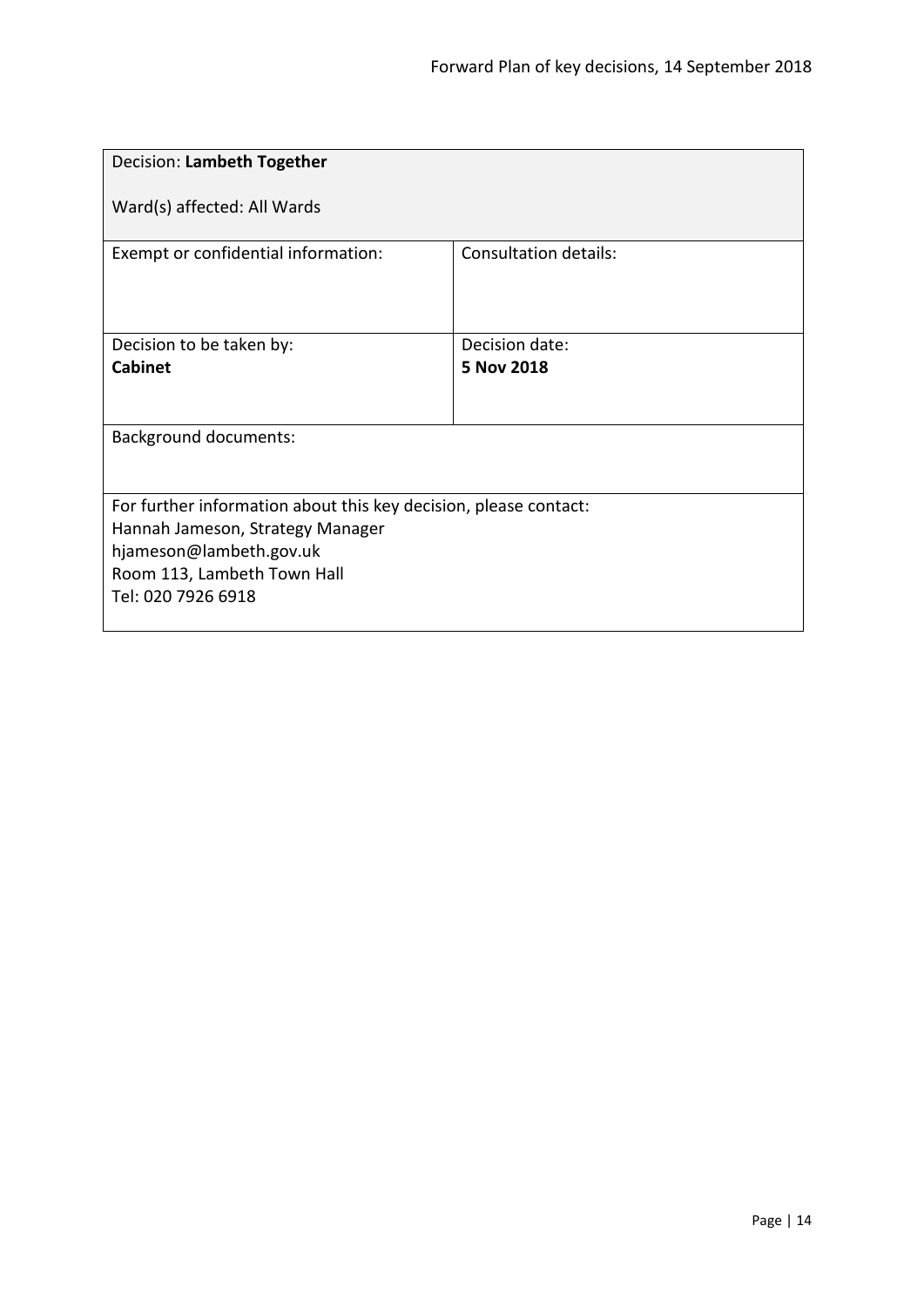| Decision: **Lambeth Together**<br><br>Ward(s) affected: All Wards | |
|---|---|
| Exempt or confidential information: | Consultation details: |
| Decision to be taken by:<br>**Cabinet** | Decision date:<br>**5 Nov 2018** |
| Background documents: | |
| For further information about this key decision, please contact:<br>Hannah Jameson, Strategy Manager<br>hjameson@lambeth.gov.uk<br>Room 113, Lambeth Town Hall<br>Tel: 020 7926 6918 | |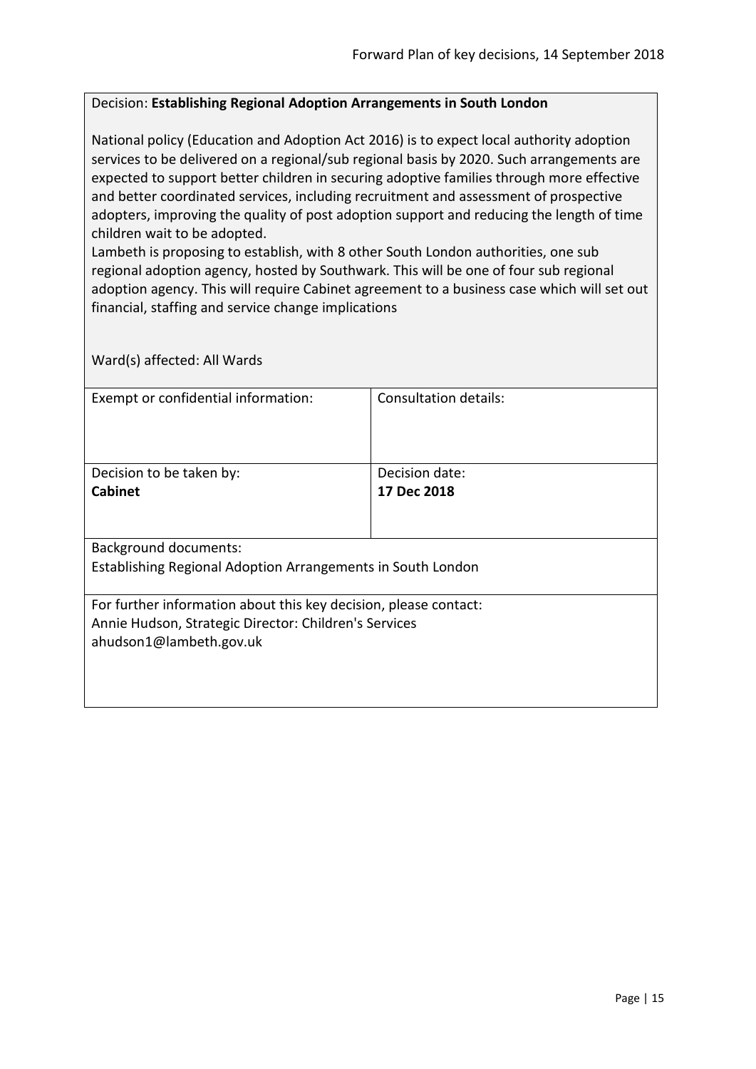Decision: **Establishing Regional Adoption Arrangements in South London**

National policy (Education and Adoption Act 2016) is to expect local authority adoption services to be delivered on a regional/sub regional basis by 2020. Such arrangements are expected to support better children in securing adoptive families through more effective and better coordinated services, including recruitment and assessment of prospective adopters, improving the quality of post adoption support and reducing the length of time children wait to be adopted.

Lambeth is proposing to establish, with 8 other South London authorities, one sub regional adoption agency, hosted by Southwark. This will be one of four sub regional adoption agency. This will require Cabinet agreement to a business case which will set out financial, staffing and service change implications

Ward(s) affected: All Wards

| Exempt or confidential information: | Consultation details: |
|---|---|
| Decision to be taken by:<br>**Cabinet** | Decision date:<br>**17 Dec 2018** |

Background documents:
Establishing Regional Adoption Arrangements in South London

For further information about this key decision, please contact:
Annie Hudson, Strategic Director: Children's Services
ahudson1@lambeth.gov.uk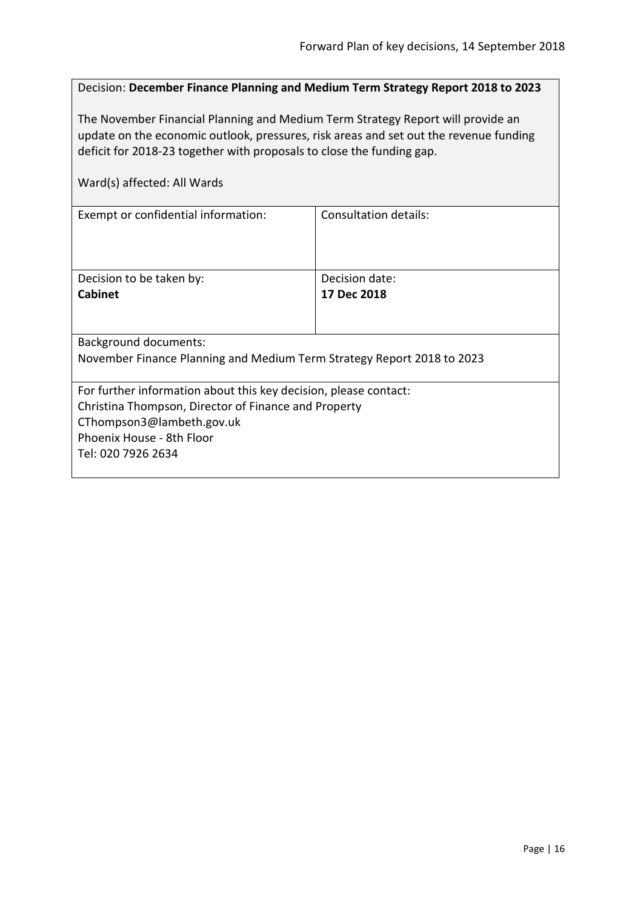Decision: **December Finance Planning and Medium Term Strategy Report 2018 to 2023**

The November Financial Planning and Medium Term Strategy Report will provide an update on the economic outlook, pressures, risk areas and set out the revenue funding deficit for 2018-23 together with proposals to close the funding gap.

Ward(s) affected: All Wards

| Exempt or confidential information: | Consultation details: |
| --- | --- |
| Decision to be taken by:<br>**Cabinet** | Decision date:<br>**17 Dec 2018** |

Background documents:
November Finance Planning and Medium Term Strategy Report 2018 to 2023

For further information about this key decision, please contact:
Christina Thompson, Director of Finance and Property
CThompson3@lambeth.gov.uk
Phoenix House - 8th Floor
Tel: 020 7926 2634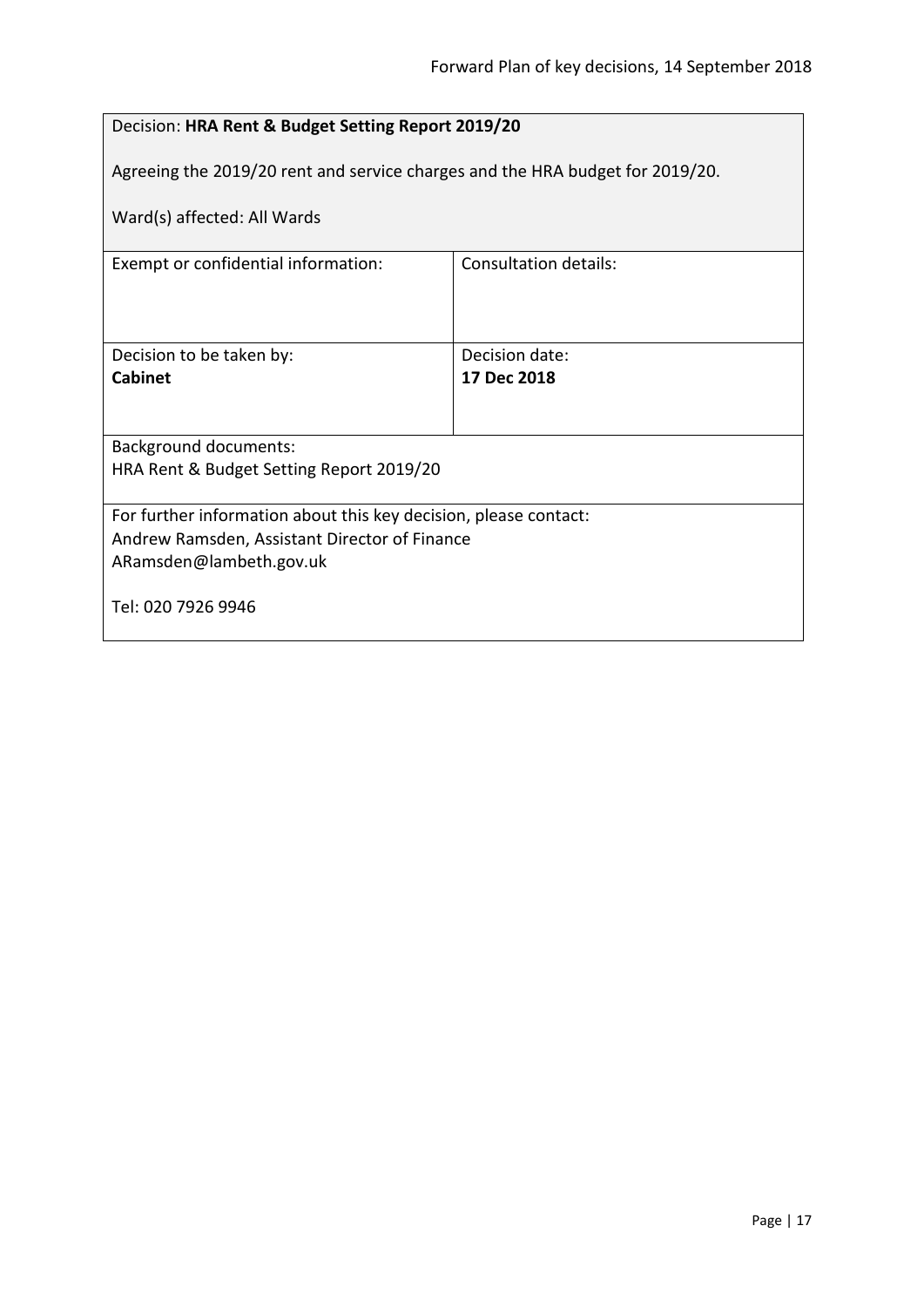Decision: **HRA Rent & Budget Setting Report 2019/20**

Agreeing the 2019/20 rent and service charges and the HRA budget for 2019/20.

Ward(s) affected: All Wards

| Exempt or confidential information: | Consultation details: |
|---|---|
| Decision to be taken by:<br>**Cabinet** | Decision date:<br>**17 Dec 2018** |

Background documents:
HRA Rent & Budget Setting Report 2019/20

For further information about this key decision, please contact:
Andrew Ramsden, Assistant Director of Finance
ARamsden@lambeth.gov.uk

Tel: 020 7926 9946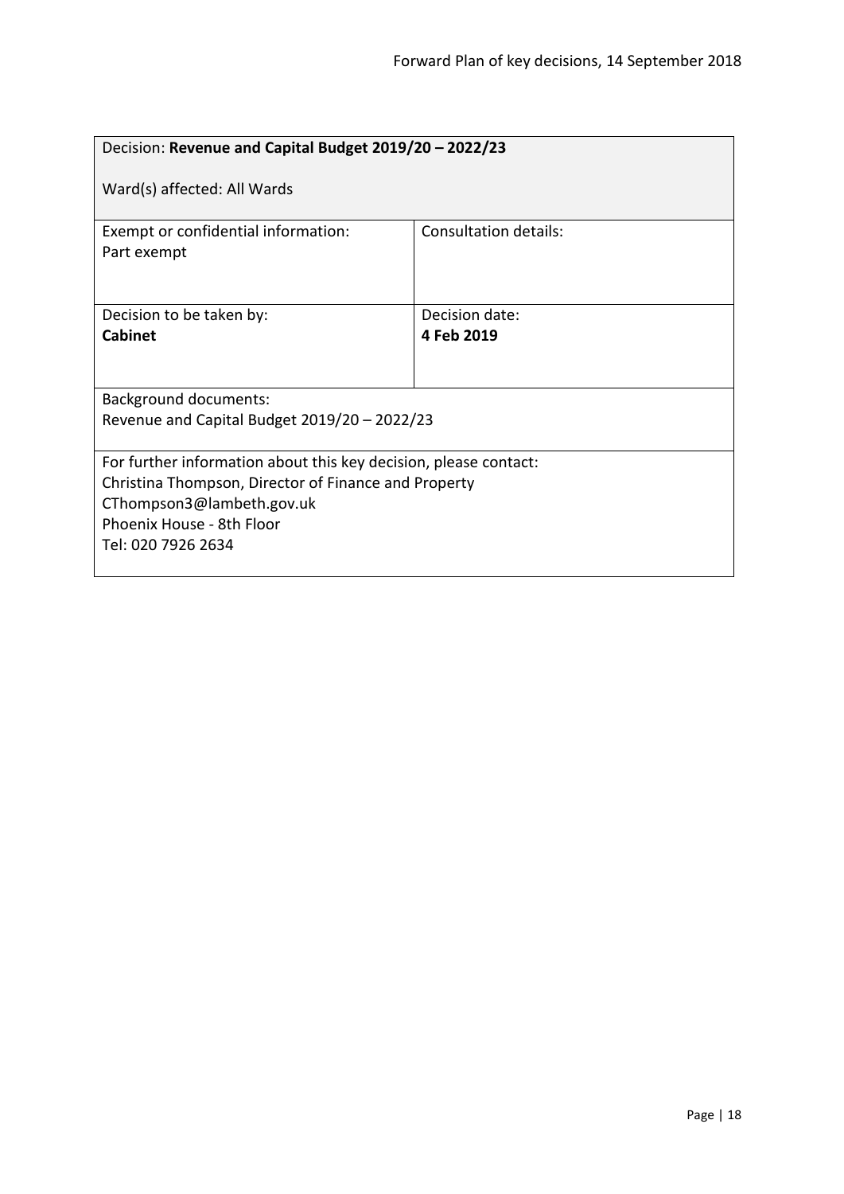| Decision: **Revenue and Capital Budget 2019/20 – 2022/23**<br><br>Ward(s) affected: All Wards | |
|---|---|
| Exempt or confidential information:<br>Part exempt | Consultation details: |
| Decision to be taken by:<br>**Cabinet** | Decision date:<br>**4 Feb 2019** |
| Background documents:<br>Revenue and Capital Budget 2019/20 – 2022/23 | |
| For further information about this key decision, please contact:<br>Christina Thompson, Director of Finance and Property<br>CThompson3@lambeth.gov.uk<br>Phoenix House - 8th Floor<br>Tel: 020 7926 2634 | |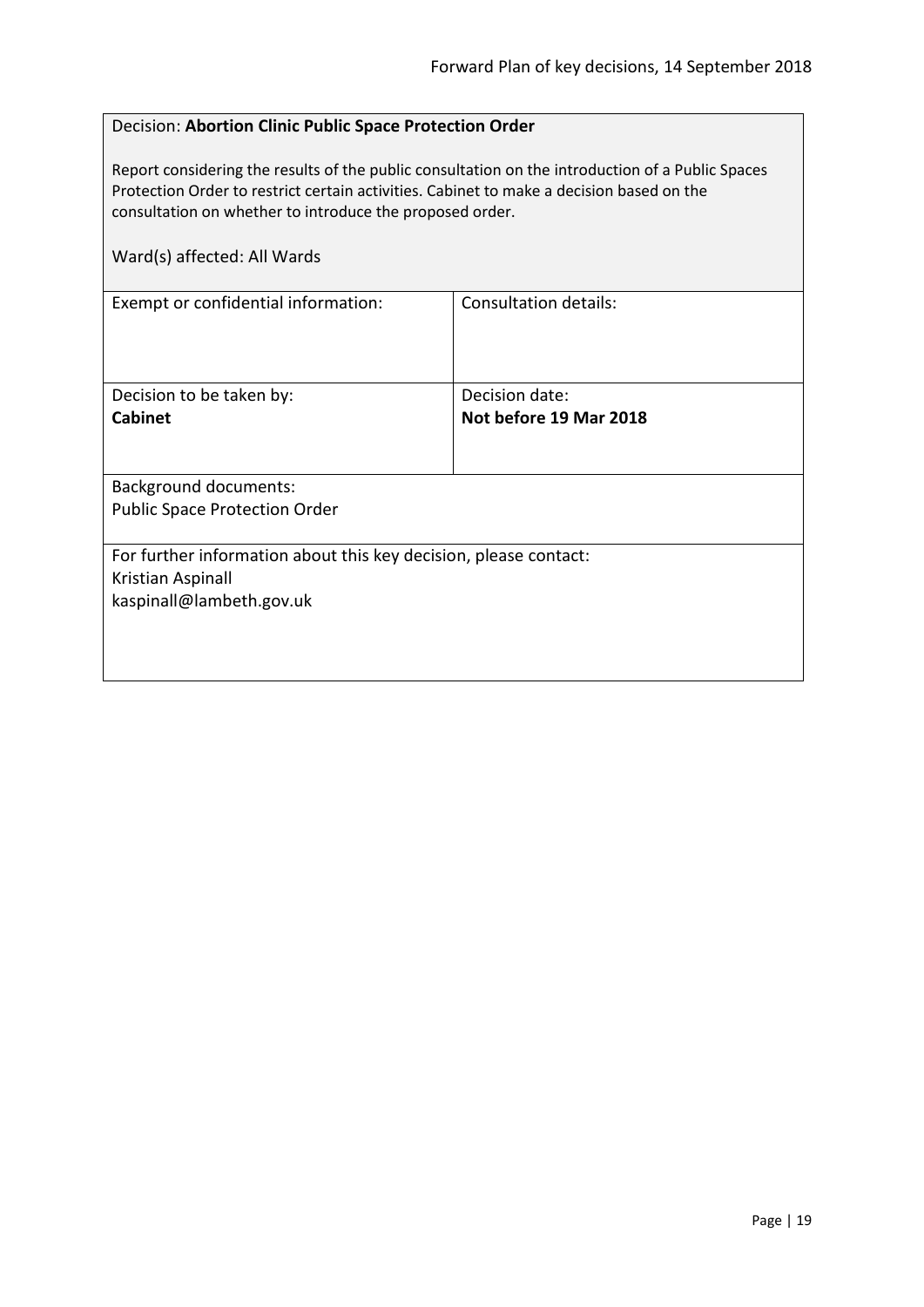| Decision: **Abortion Clinic Public Space Protection Order**<br><br>Report considering the results of the public consultation on the introduction of a Public Spaces Protection Order to restrict certain activities. Cabinet to make a decision based on the consultation on whether to introduce the proposed order.<br><br>Ward(s) affected: All Wards | |
|---|---|
| Exempt or confidential information: | Consultation details: |
| Decision to be taken by:<br>**Cabinet** | Decision date:<br>**Not before 19 Mar 2018** |
| Background documents:<br>Public Space Protection Order | |
| For further information about this key decision, please contact:<br>Kristian Aspinall<br>kaspinall@lambeth.gov.uk | |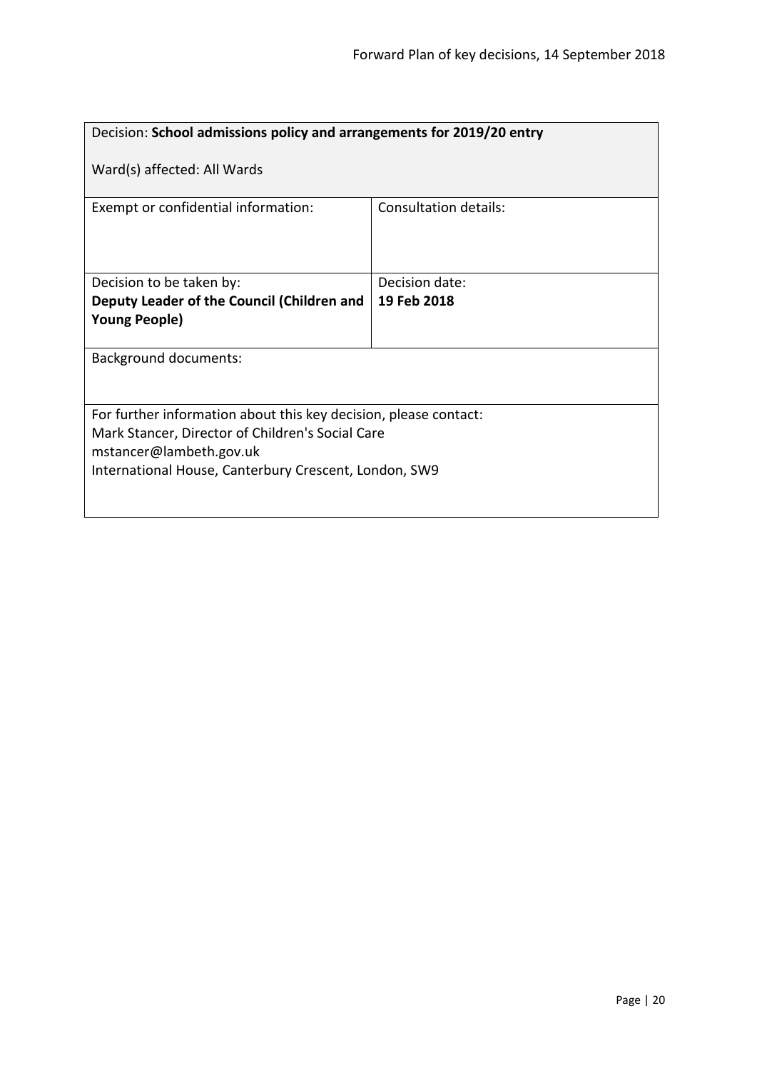| Decision: **School admissions policy and arrangements for 2019/20 entry**<br><br>Ward(s) affected: All Wards | |
|---|---|
| Exempt or confidential information: | Consultation details: |
| Decision to be taken by:<br>**Deputy Leader of the Council (Children and Young People)** | Decision date:<br>**19 Feb 2018** |
| Background documents: | |
| For further information about this key decision, please contact:<br>Mark Stancer, Director of Children's Social Care<br>mstancer@lambeth.gov.uk<br>International House, Canterbury Crescent, London, SW9 | |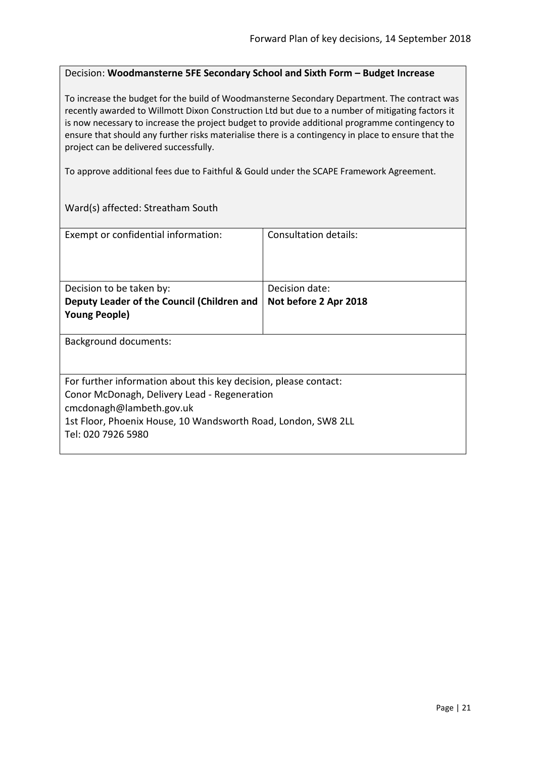Decision: **Woodmansterne 5FE Secondary School and Sixth Form – Budget Increase**

To increase the budget for the build of Woodmansterne Secondary Department. The contract was recently awarded to Willmott Dixon Construction Ltd but due to a number of mitigating factors it is now necessary to increase the project budget to provide additional programme contingency to ensure that should any further risks materialise there is a contingency in place to ensure that the project can be delivered successfully.

To approve additional fees due to Faithful & Gould under the SCAPE Framework Agreement.

Ward(s) affected: Streatham South

| Exempt or confidential information: | Consultation details: |
| --- | --- |
| Decision to be taken by: **Deputy Leader of the Council (Children and Young People)** | Decision date: **Not before 2 Apr 2018** |

Background documents:

For further information about this key decision, please contact:
Conor McDonagh, Delivery Lead - Regeneration
cmcdonagh@lambeth.gov.uk
1st Floor, Phoenix House, 10 Wandsworth Road, London, SW8 2LL
Tel: 020 7926 5980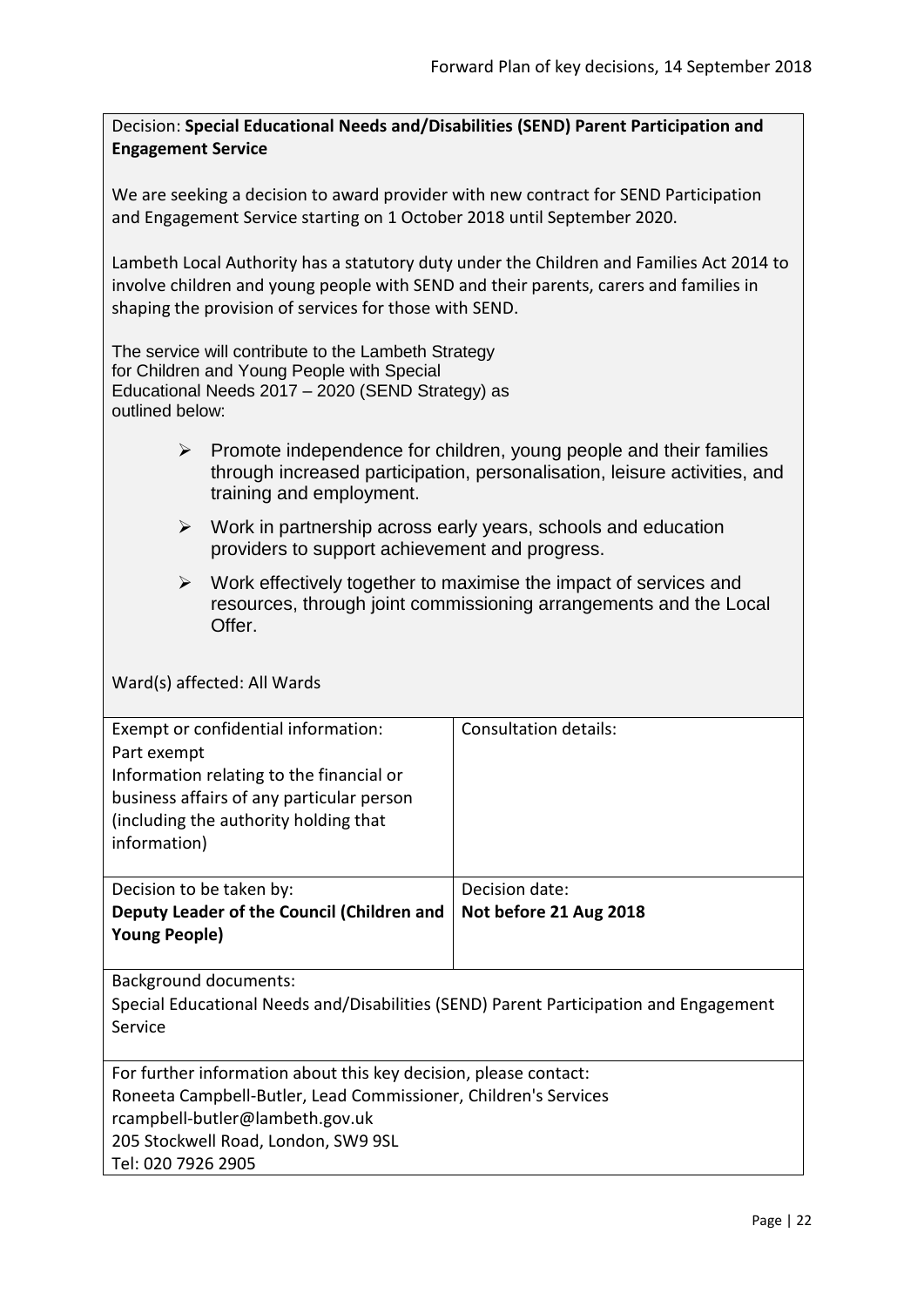Decision: **Special Educational Needs and/Disabilities (SEND) Parent Participation and Engagement Service**

We are seeking a decision to award provider with new contract for SEND Participation and Engagement Service starting on 1 October 2018 until September 2020.

Lambeth Local Authority has a statutory duty under the Children and Families Act 2014 to involve children and young people with SEND and their parents, carers and families in shaping the provision of services for those with SEND.

The service will contribute to the Lambeth Strategy for Children and Young People with Special Educational Needs 2017 – 2020 (SEND Strategy) as outlined below:

- Promote independence for children, young people and their families through increased participation, personalisation, leisure activities, and training and employment.
- Work in partnership across early years, schools and education providers to support achievement and progress.
- Work effectively together to maximise the impact of services and resources, through joint commissioning arrangements and the Local Offer.

Ward(s) affected: All Wards

| Exempt or confidential information:<br>Part exempt<br>Information relating to the financial or business affairs of any particular person (including the authority holding that information) | Consultation details: |
|---|---|
| Decision to be taken by:<br>**Deputy Leader of the Council (Children and Young People)** | Decision date:<br>**Not before 21 Aug 2018** |

Background documents:
Special Educational Needs and/Disabilities (SEND) Parent Participation and Engagement Service

For further information about this key decision, please contact:
Roneeta Campbell-Butler, Lead Commissioner, Children's Services
rcampbell-butler@lambeth.gov.uk
205 Stockwell Road, London, SW9 9SL
Tel: 020 7926 2905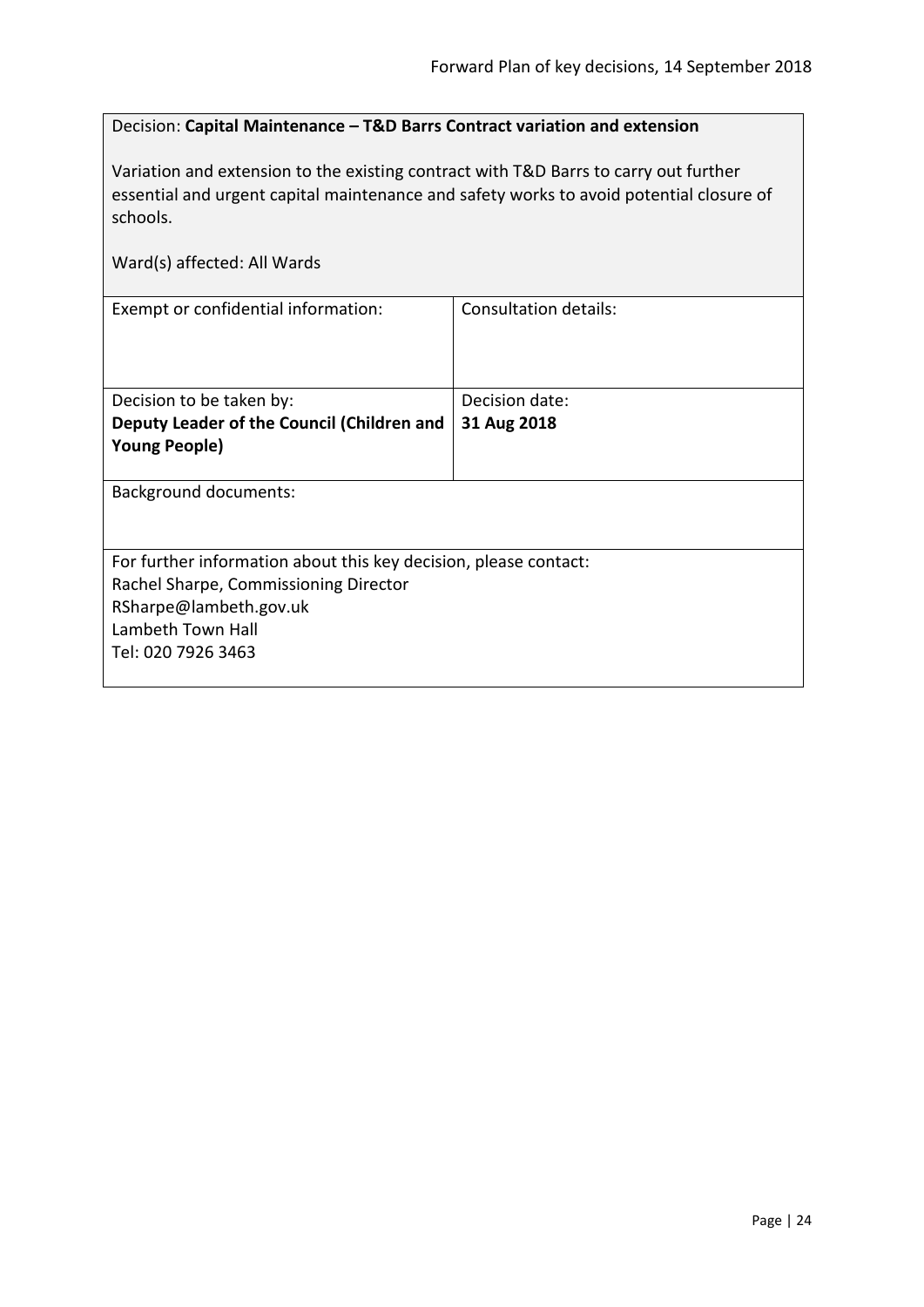Decision: **Capital Maintenance – T&D Barrs Contract variation and extension**

Variation and extension to the existing contract with T&D Barrs to carry out further essential and urgent capital maintenance and safety works to avoid potential closure of schools.

Ward(s) affected: All Wards

| Exempt or confidential information: | Consultation details: |
| --- | --- |
| Decision to be taken by:<br>**Deputy Leader of the Council (Children and Young People)** | Decision date:<br>**31 Aug 2018** |

Background documents:

For further information about this key decision, please contact:
Rachel Sharpe, Commissioning Director
RSharpe@lambeth.gov.uk
Lambeth Town Hall
Tel: 020 7926 3463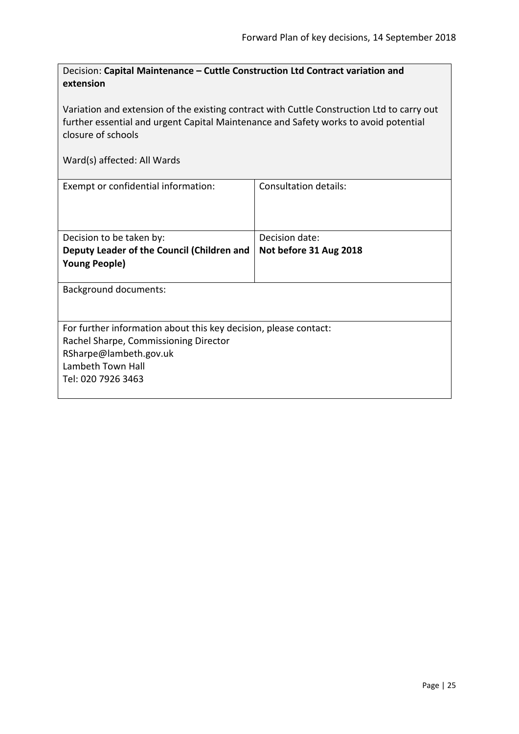Decision: **Capital Maintenance – Cuttle Construction Ltd Contract variation and extension**

Variation and extension of the existing contract with Cuttle Construction Ltd to carry out further essential and urgent Capital Maintenance and Safety works to avoid potential closure of schools

Ward(s) affected: All Wards

| Exempt or confidential information: | Consultation details: |
| --- | --- |
| Decision to be taken by: **Deputy Leader of the Council (Children and Young People)** | Decision date: **Not before 31 Aug 2018** |

Background documents:

For further information about this key decision, please contact:
Rachel Sharpe, Commissioning Director
RSharpe@lambeth.gov.uk
Lambeth Town Hall
Tel: 020 7926 3463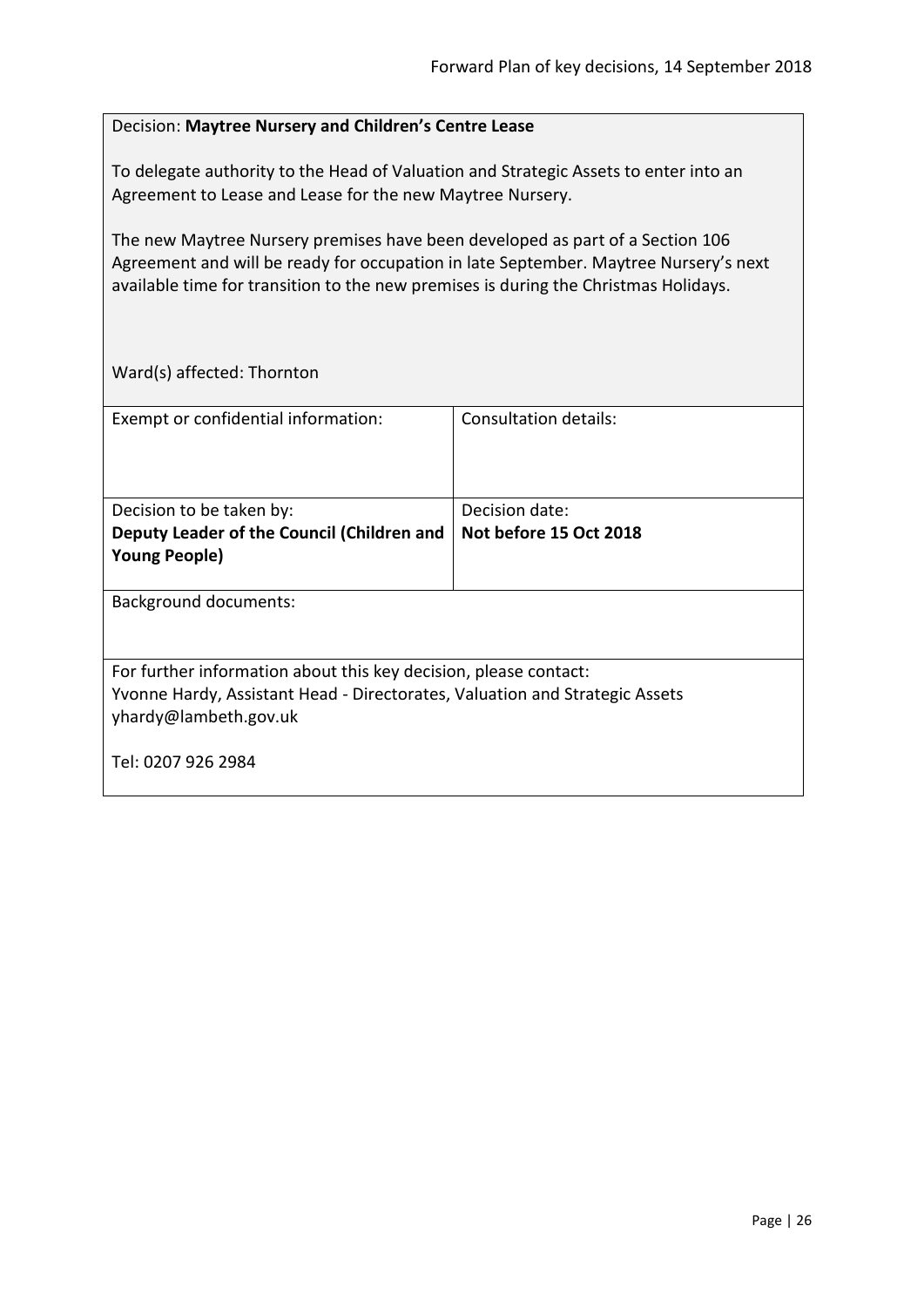Decision: **Maytree Nursery and Children's Centre Lease**

To delegate authority to the Head of Valuation and Strategic Assets to enter into an Agreement to Lease and Lease for the new Maytree Nursery.

The new Maytree Nursery premises have been developed as part of a Section 106 Agreement and will be ready for occupation in late September. Maytree Nursery's next available time for transition to the new premises is during the Christmas Holidays.

Ward(s) affected: Thornton

| Exempt or confidential information: | Consultation details: |
|---|---|
| Decision to be taken by:<br>**Deputy Leader of the Council (Children and Young People)** | Decision date:<br>**Not before 15 Oct 2018** |

Background documents:

For further information about this key decision, please contact:
Yvonne Hardy, Assistant Head - Directorates, Valuation and Strategic Assets
yhardy@lambeth.gov.uk

Tel: 0207 926 2984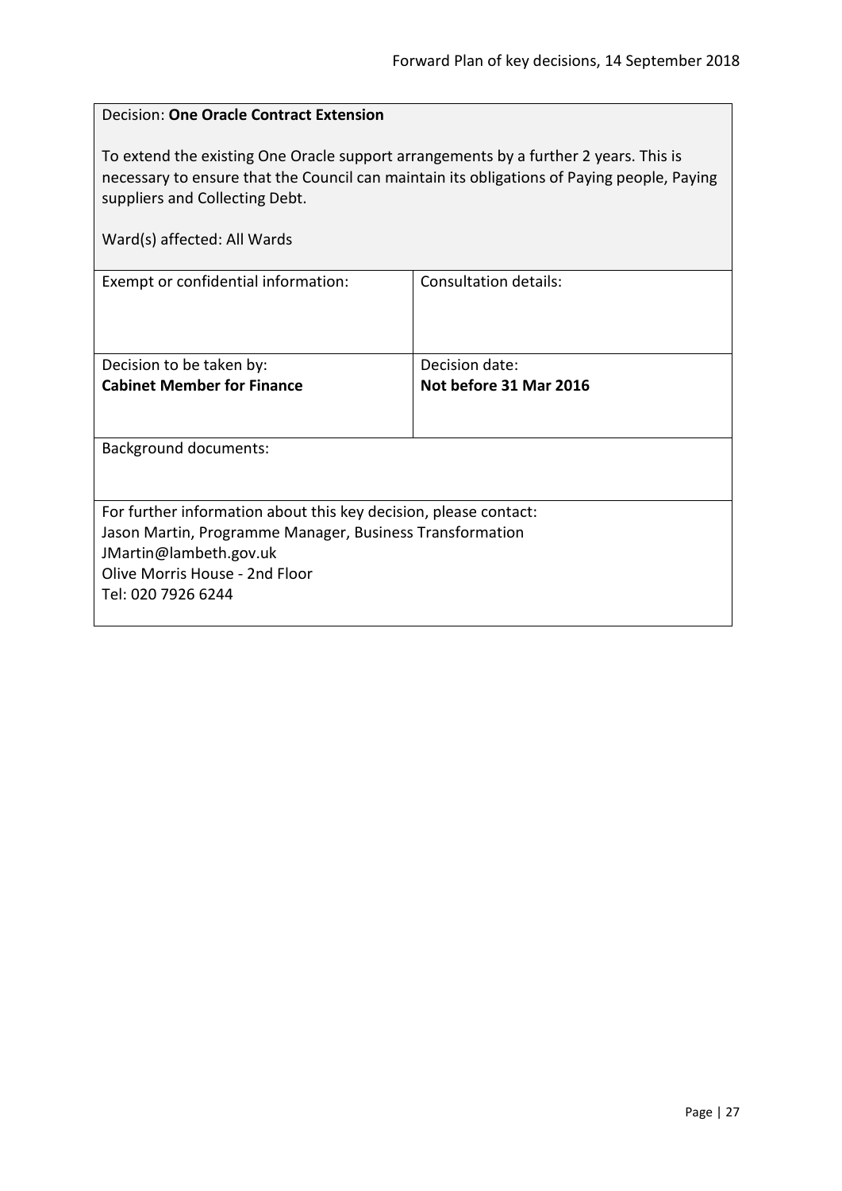Decision: **One Oracle Contract Extension**

To extend the existing One Oracle support arrangements by a further 2 years. This is necessary to ensure that the Council can maintain its obligations of Paying people, Paying suppliers and Collecting Debt.

Ward(s) affected: All Wards

| Exempt or confidential information: | Consultation details: |
| --- | --- |
| Decision to be taken by:<br>**Cabinet Member for Finance** | Decision date:<br>**Not before 31 Mar 2016** |

Background documents:

For further information about this key decision, please contact:
Jason Martin, Programme Manager, Business Transformation
JMartin@lambeth.gov.uk
Olive Morris House - 2nd Floor
Tel: 020 7926 6244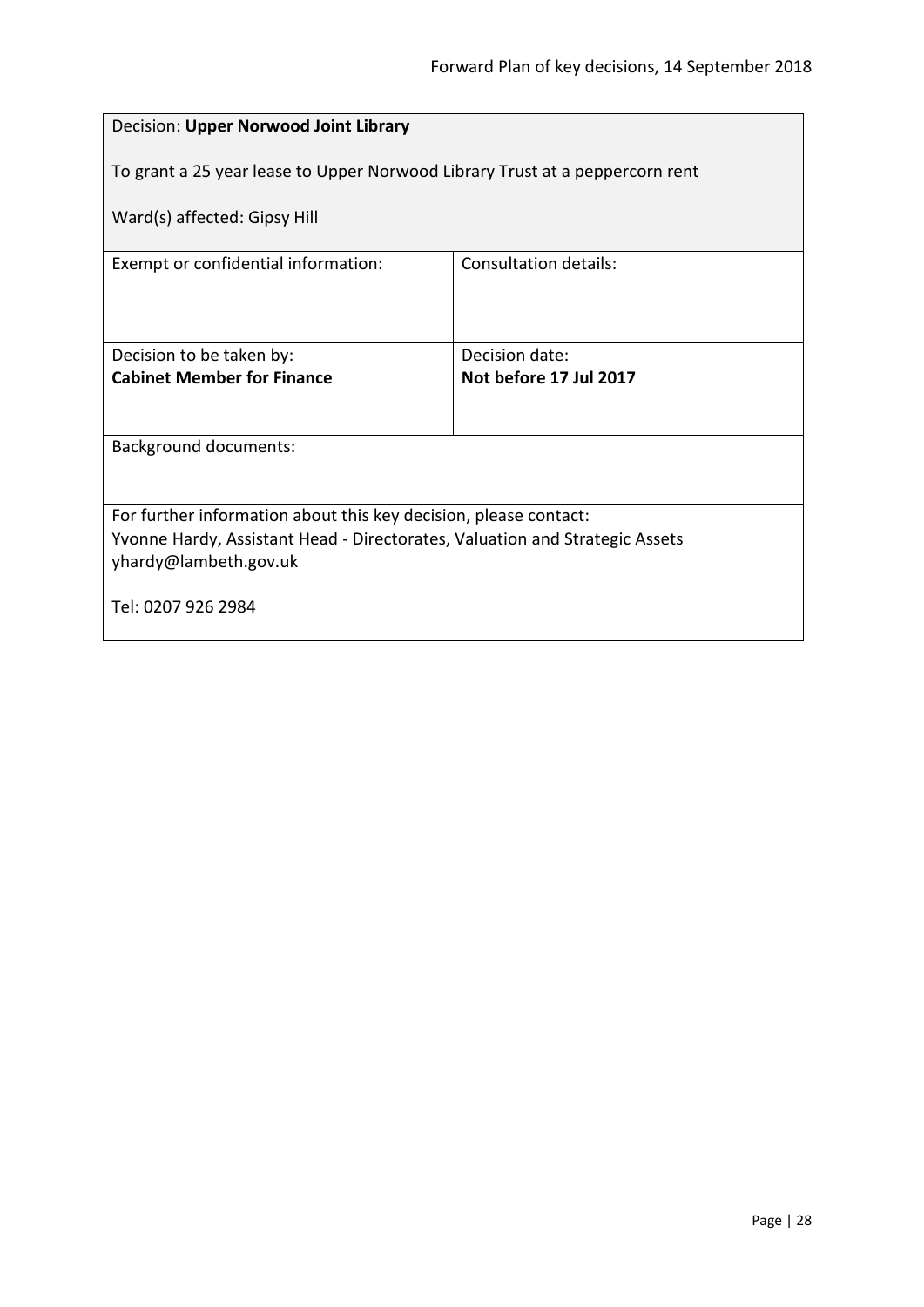Decision: **Upper Norwood Joint Library**

To grant a 25 year lease to Upper Norwood Library Trust at a peppercorn rent

Ward(s) affected: Gipsy Hill

| Exempt or confidential information: | Consultation details: |
| --- | --- |
| Decision to be taken by: **Cabinet Member for Finance** | Decision date: **Not before 17 Jul 2017** |

Background documents:

For further information about this key decision, please contact:
Yvonne Hardy, Assistant Head - Directorates, Valuation and Strategic Assets
yhardy@lambeth.gov.uk

Tel: 0207 926 2984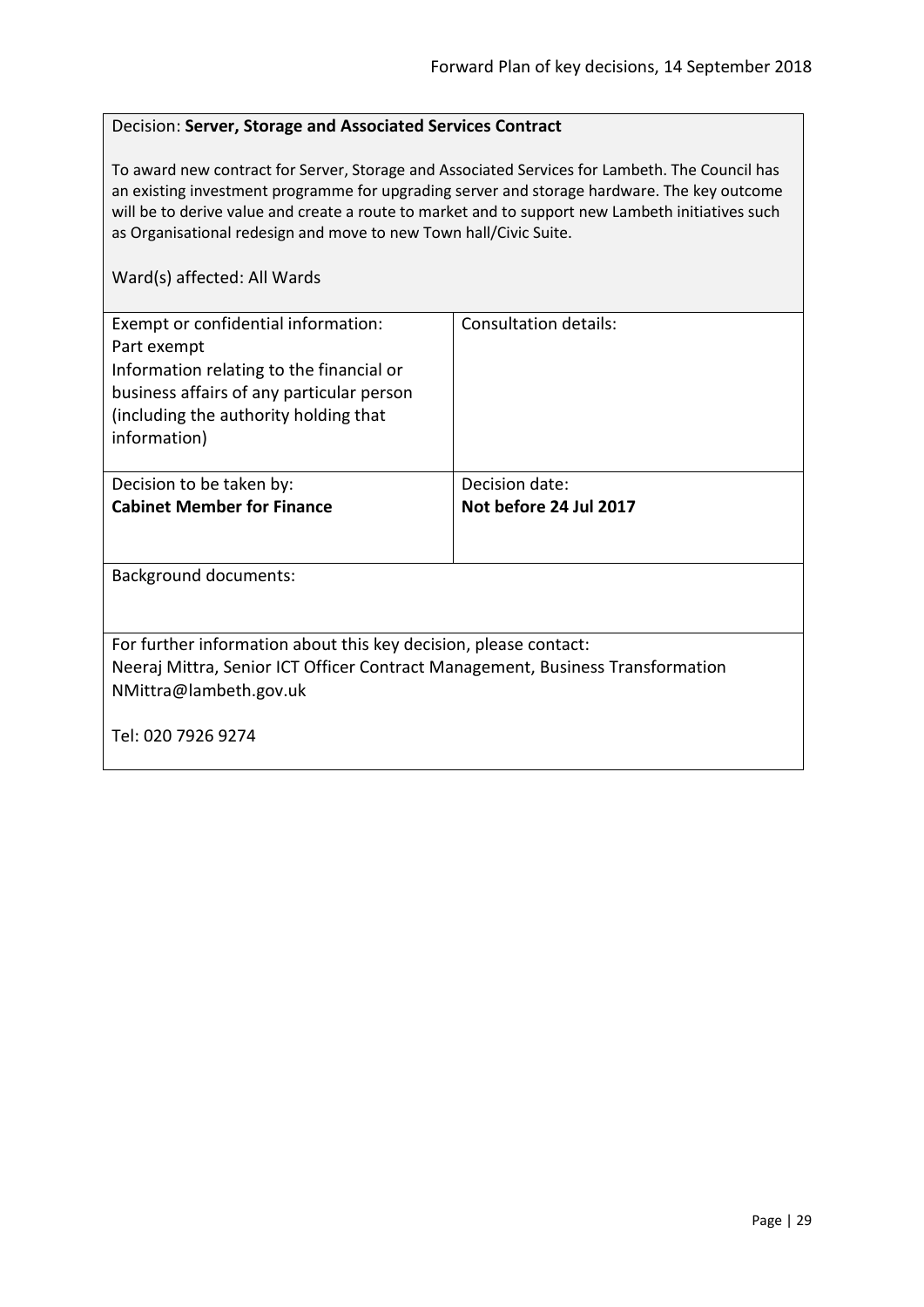Decision: **Server, Storage and Associated Services Contract**

To award new contract for Server, Storage and Associated Services for Lambeth. The Council has an existing investment programme for upgrading server and storage hardware. The key outcome will be to derive value and create a route to market and to support new Lambeth initiatives such as Organisational redesign and move to new Town hall/Civic Suite.

Ward(s) affected: All Wards

| Exempt or confidential information: Part exempt Information relating to the financial or business affairs of any particular person (including the authority holding that information) | Consultation details: |
| --- | --- |
| Decision to be taken by: **Cabinet Member for Finance** | Decision date: **Not before 24 Jul 2017** |

Background documents:

For further information about this key decision, please contact:
Neeraj Mittra, Senior ICT Officer Contract Management, Business Transformation
NMittra@lambeth.gov.uk

Tel: 020 7926 9274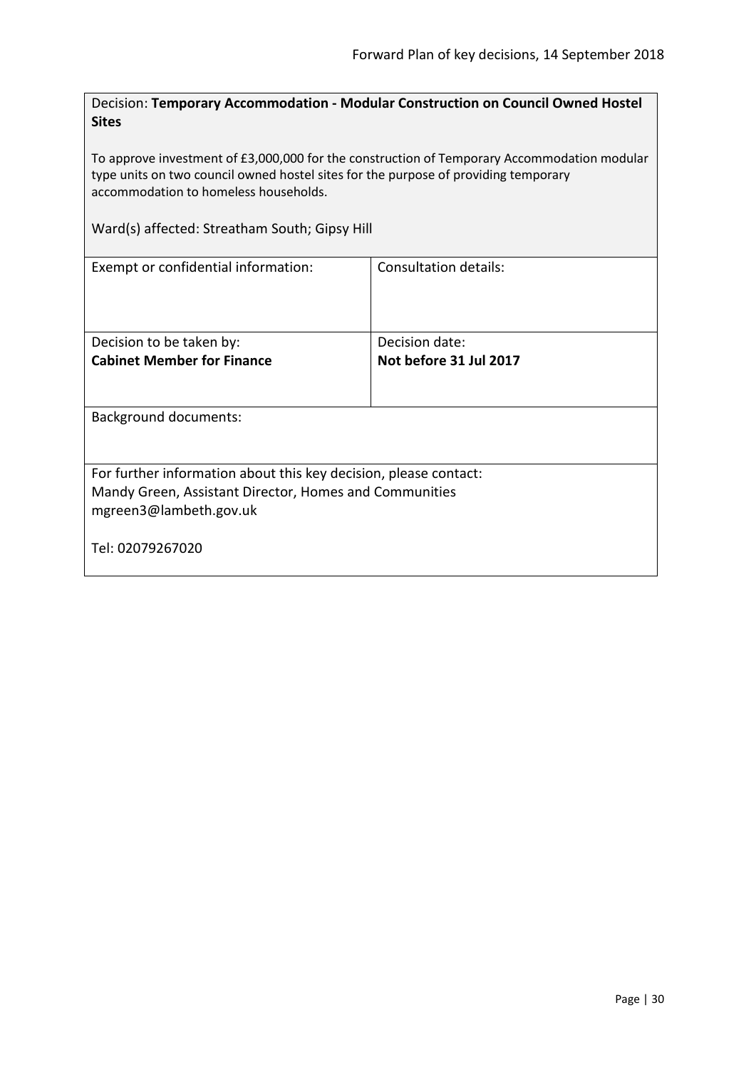Decision: **Temporary Accommodation - Modular Construction on Council Owned Hostel Sites**

To approve investment of £3,000,000 for the construction of Temporary Accommodation modular type units on two council owned hostel sites for the purpose of providing temporary accommodation to homeless households.

Ward(s) affected: Streatham South; Gipsy Hill

| Exempt or confidential information: | Consultation details: |
|---|---|
| Decision to be taken by:<br>**Cabinet Member for Finance** | Decision date:<br>**Not before 31 Jul 2017** |

Background documents:

For further information about this key decision, please contact:
Mandy Green, Assistant Director, Homes and Communities
mgreen3@lambeth.gov.uk

Tel: 02079267020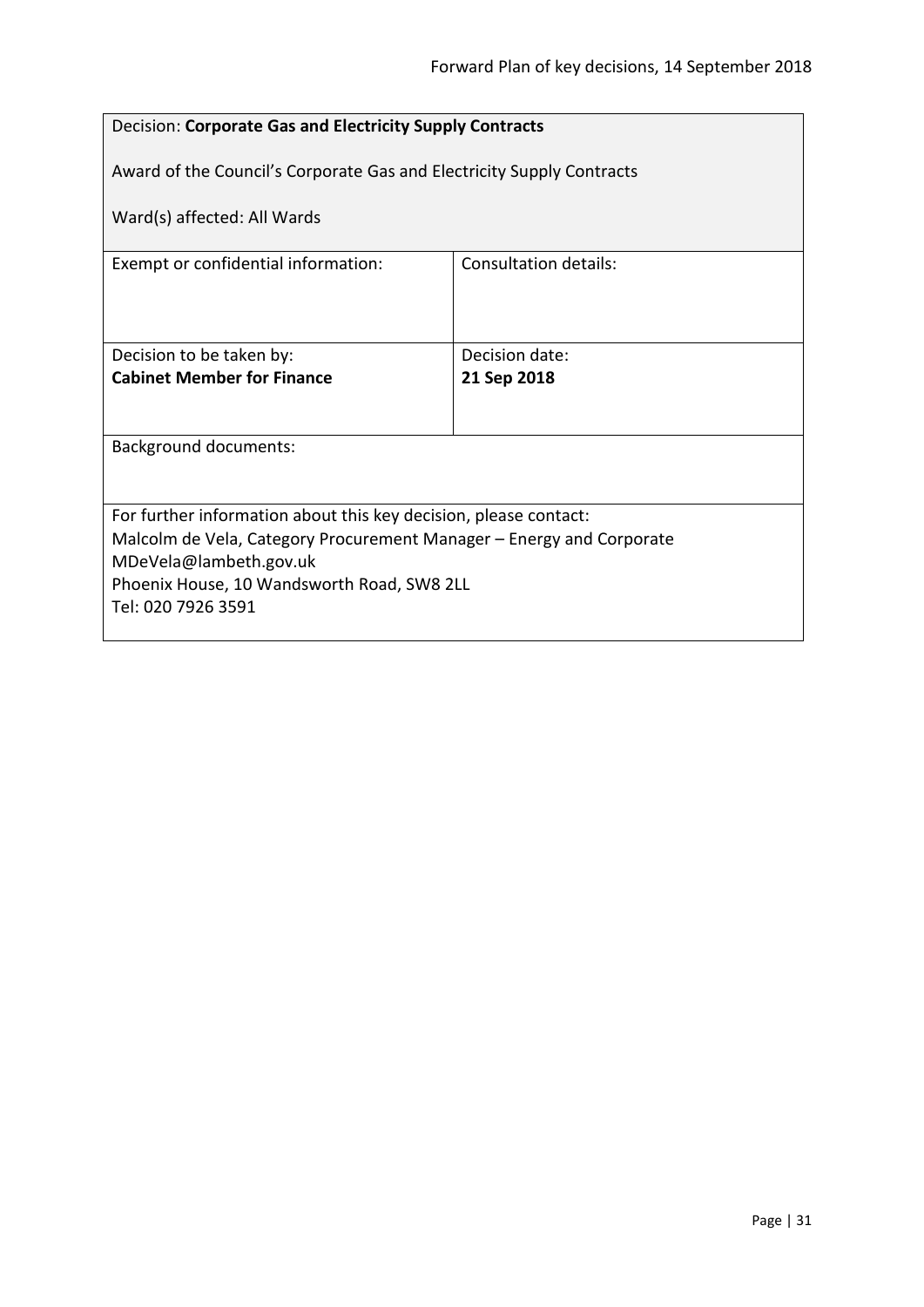Decision: **Corporate Gas and Electricity Supply Contracts**

Award of the Council's Corporate Gas and Electricity Supply Contracts

Ward(s) affected: All Wards

| Exempt or confidential information: | Consultation details: |
| --- | --- |
| Decision to be taken by:<br>**Cabinet Member for Finance** | Decision date:<br>**21 Sep 2018** |

Background documents:

For further information about this key decision, please contact:
Malcolm de Vela, Category Procurement Manager – Energy and Corporate
MDeVela@lambeth.gov.uk
Phoenix House, 10 Wandsworth Road, SW8 2LL
Tel: 020 7926 3591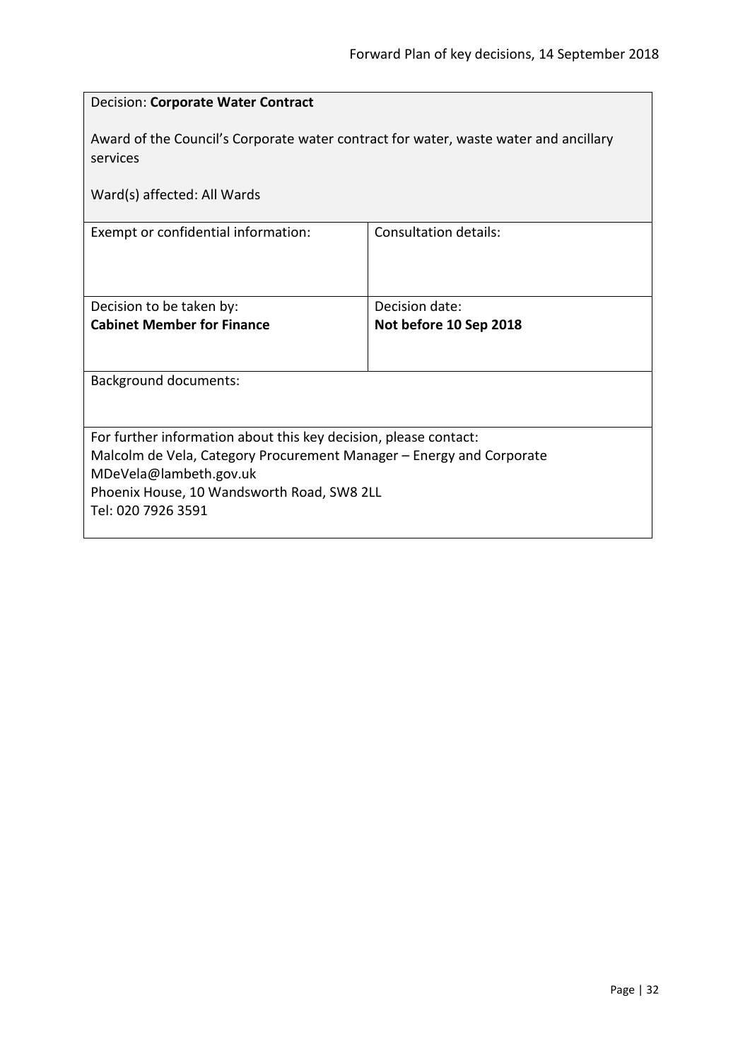Decision: **Corporate Water Contract**

Award of the Council's Corporate water contract for water, waste water and ancillary services

Ward(s) affected: All Wards

| Exempt or confidential information: | Consultation details: |
| --- | --- |
| Decision to be taken by:<br>**Cabinet Member for Finance** | Decision date:<br>**Not before 10 Sep 2018** |

Background documents:

For further information about this key decision, please contact:
Malcolm de Vela, Category Procurement Manager – Energy and Corporate
MDeVela@lambeth.gov.uk
Phoenix House, 10 Wandsworth Road, SW8 2LL
Tel: 020 7926 3591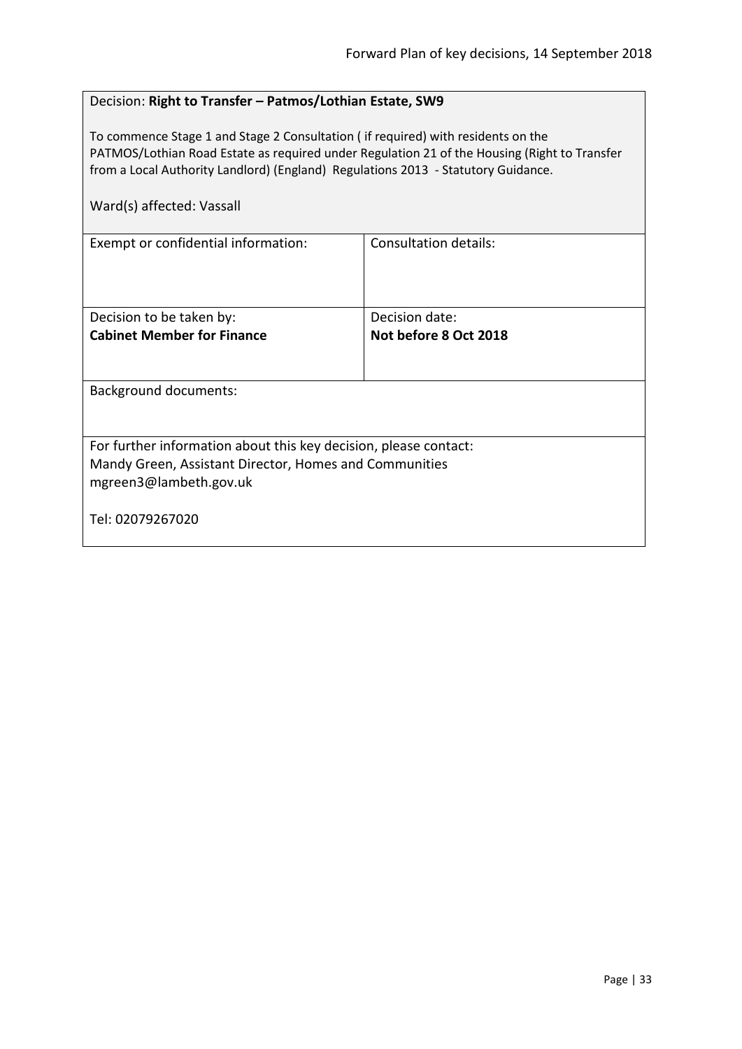Decision: **Right to Transfer – Patmos/Lothian Estate, SW9**

To commence Stage 1 and Stage 2 Consultation ( if required) with residents on the PATMOS/Lothian Road Estate as required under Regulation 21 of the Housing (Right to Transfer from a Local Authority Landlord) (England) Regulations 2013 - Statutory Guidance.

Ward(s) affected: Vassall

| Exempt or confidential information: | Consultation details: |
| --- | --- |
| Decision to be taken by:<br>**Cabinet Member for Finance** | Decision date:<br>**Not before 8 Oct 2018** |

Background documents:

For further information about this key decision, please contact:
Mandy Green, Assistant Director, Homes and Communities
mgreen3@lambeth.gov.uk

Tel: 02079267020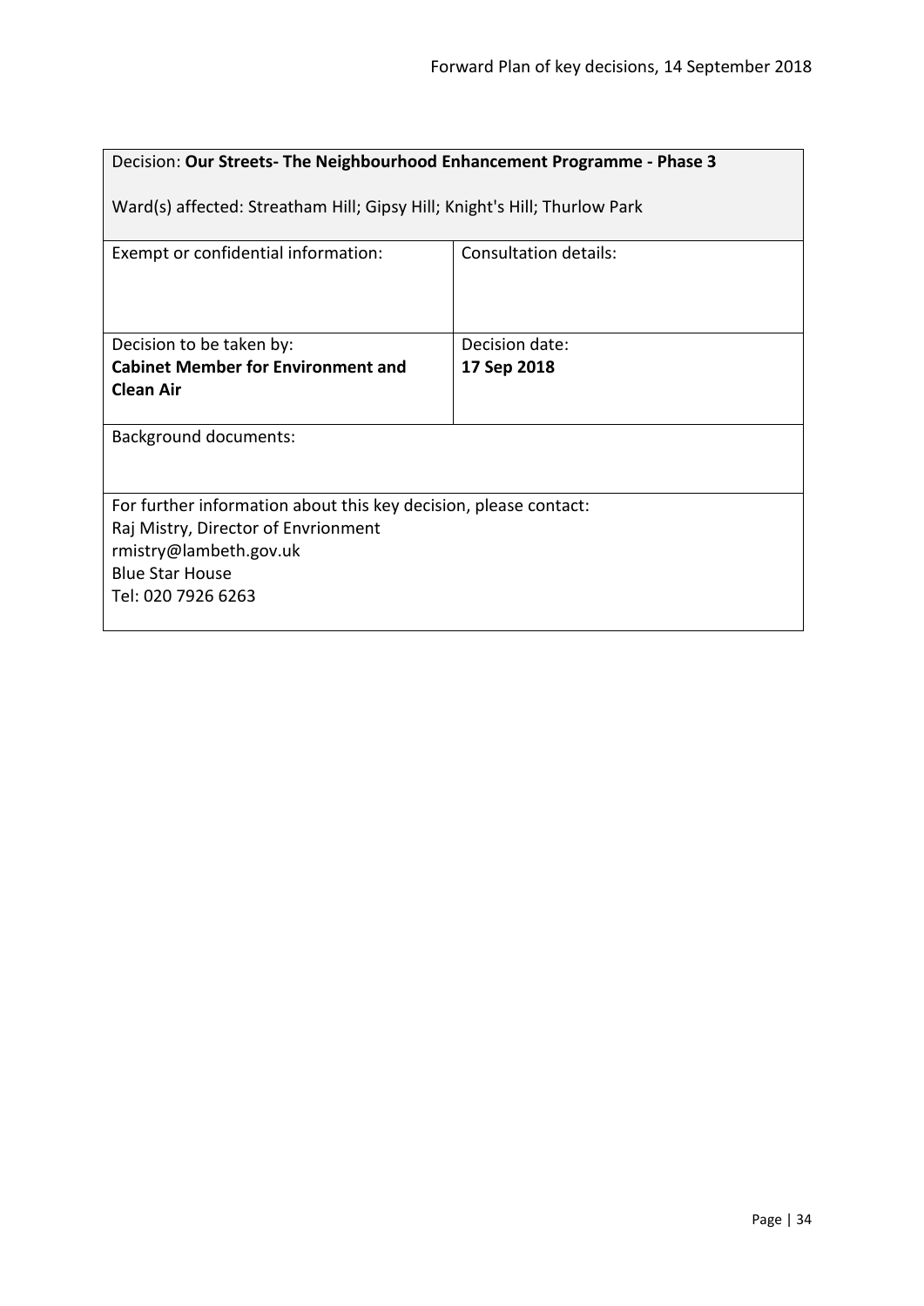Decision: **Our Streets- The Neighbourhood Enhancement Programme - Phase 3**

Ward(s) affected: Streatham Hill; Gipsy Hill; Knight's Hill; Thurlow Park

| Exempt or confidential information: | Consultation details: |
|---|---|
| Decision to be taken by: **Cabinet Member for Environment and Clean Air** | Decision date: **17 Sep 2018** |

Background documents:

For further information about this key decision, please contact:
Raj Mistry, Director of Envrionment
rmistry@lambeth.gov.uk
Blue Star House
Tel: 020 7926 6263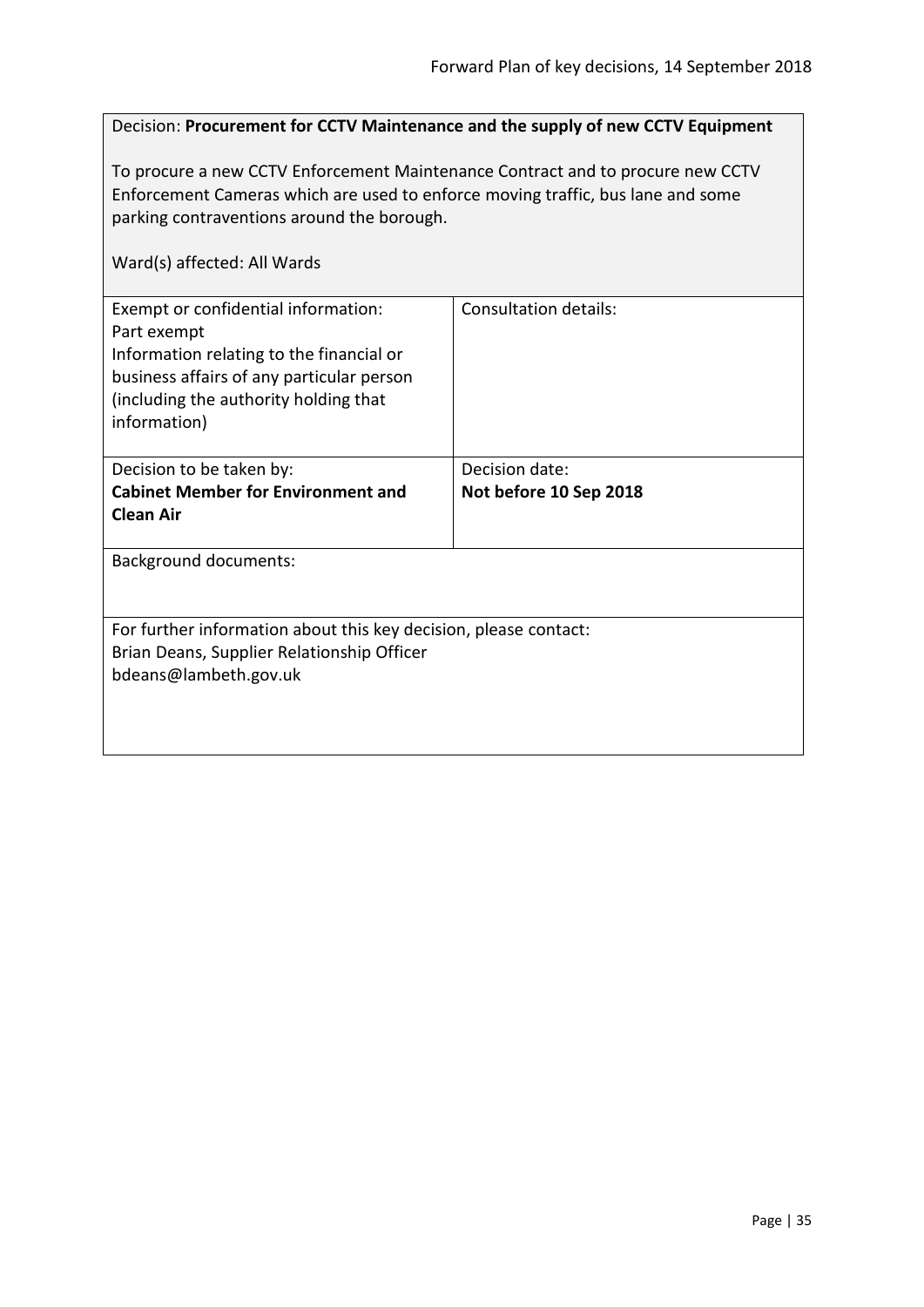Decision: **Procurement for CCTV Maintenance and the supply of new CCTV Equipment**

To procure a new CCTV Enforcement Maintenance Contract and to procure new CCTV Enforcement Cameras which are used to enforce moving traffic, bus lane and some parking contraventions around the borough.

Ward(s) affected: All Wards

| Exempt or confidential information: Part exempt Information relating to the financial or business affairs of any particular person (including the authority holding that information) | Consultation details: |
| --- | --- |
| Decision to be taken by: **Cabinet Member for Environment and Clean Air** | Decision date: **Not before 10 Sep 2018** |

Background documents:

For further information about this key decision, please contact:
Brian Deans, Supplier Relationship Officer
bdeans@lambeth.gov.uk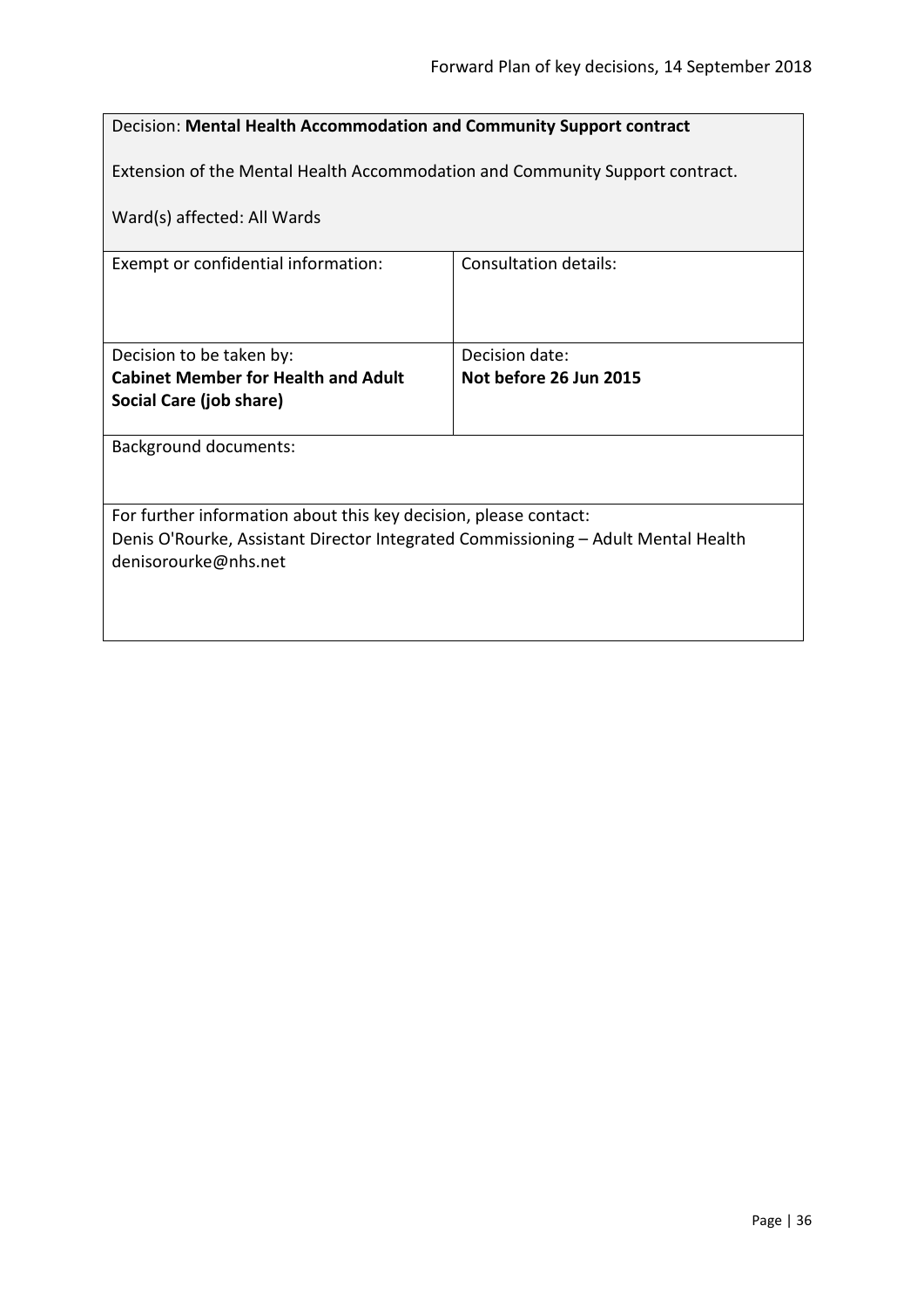Decision: **Mental Health Accommodation and Community Support contract**

Extension of the Mental Health Accommodation and Community Support contract.

Ward(s) affected: All Wards

| Exempt or confidential information: | Consultation details: |
|---|---|
| Decision to be taken by:<br>**Cabinet Member for Health and Adult Social Care (job share)** | Decision date:<br>**Not before 26 Jun 2015** |

Background documents:

For further information about this key decision, please contact:
Denis O'Rourke, Assistant Director Integrated Commissioning – Adult Mental Health
denisorourke@nhs.net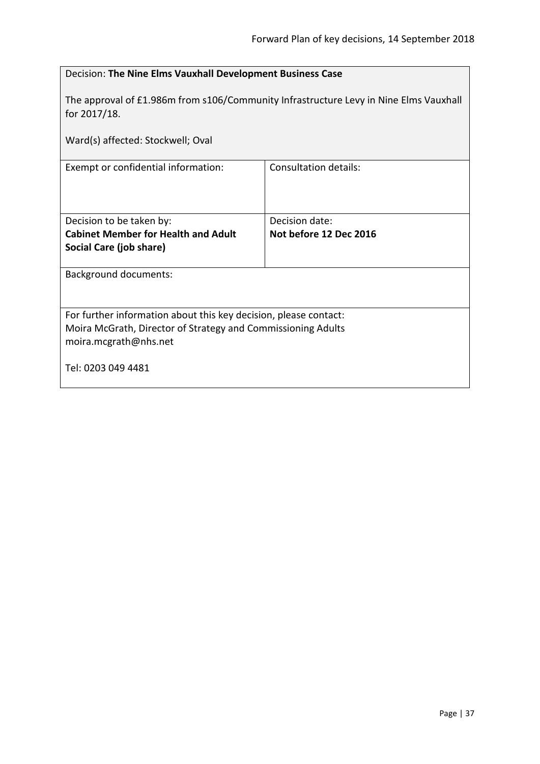Decision: **The Nine Elms Vauxhall Development Business Case**

The approval of £1.986m from s106/Community Infrastructure Levy in Nine Elms Vauxhall for 2017/18.

Ward(s) affected: Stockwell; Oval

| Exempt or confidential information: | Consultation details: |
| --- | --- |
| Decision to be taken by: **Cabinet Member for Health and Adult Social Care (job share)** | Decision date: **Not before 12 Dec 2016** |

Background documents:

For further information about this key decision, please contact:
Moira McGrath, Director of Strategy and Commissioning Adults
moira.mcgrath@nhs.net

Tel: 0203 049 4481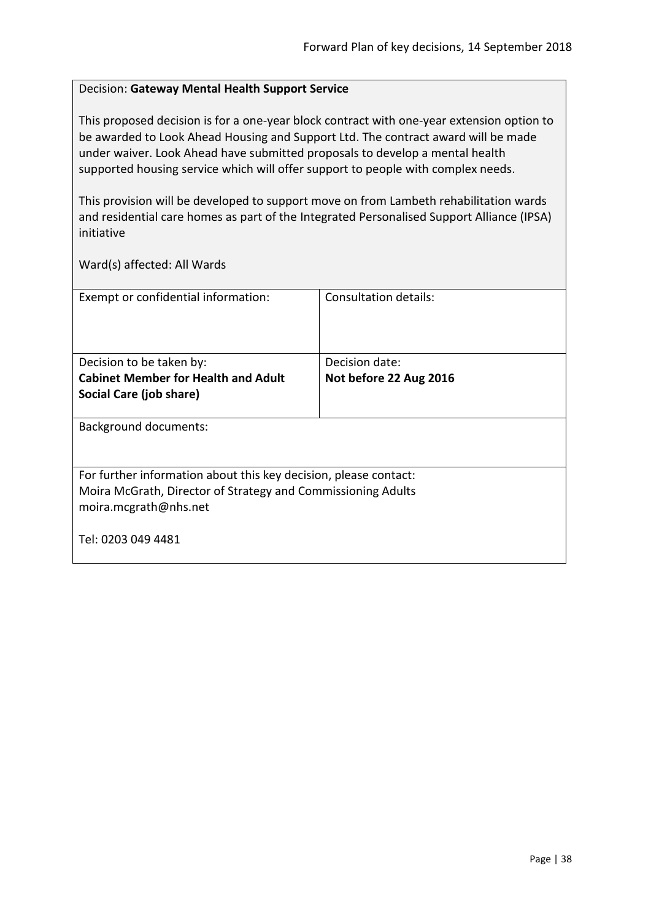Decision: **Gateway Mental Health Support Service**

This proposed decision is for a one-year block contract with one-year extension option to be awarded to Look Ahead Housing and Support Ltd. The contract award will be made under waiver. Look Ahead have submitted proposals to develop a mental health supported housing service which will offer support to people with complex needs.

This provision will be developed to support move on from Lambeth rehabilitation wards and residential care homes as part of the Integrated Personalised Support Alliance (IPSA) initiative

Ward(s) affected: All Wards

| Exempt or confidential information: | Consultation details: |
|---|---|
| Decision to be taken by:<br>**Cabinet Member for Health and Adult Social Care (job share)** | Decision date:<br>**Not before 22 Aug 2016** |

Background documents:

For further information about this key decision, please contact:
Moira McGrath, Director of Strategy and Commissioning Adults
moira.mcgrath@nhs.net

Tel: 0203 049 4481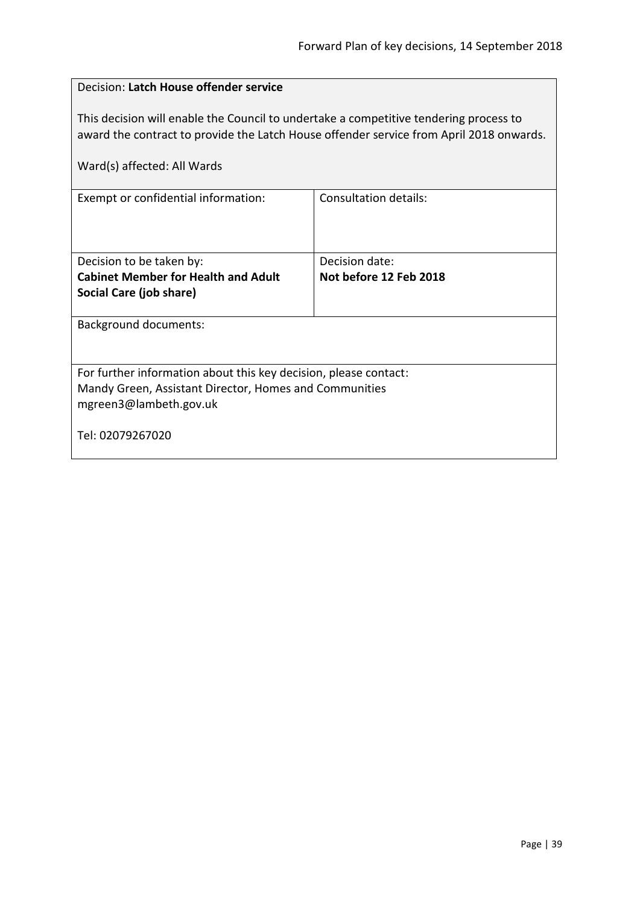Decision: **Latch House offender service**

This decision will enable the Council to undertake a competitive tendering process to award the contract to provide the Latch House offender service from April 2018 onwards.

Ward(s) affected: All Wards

| Exempt or confidential information: | Consultation details: |
| --- | --- |
| Decision to be taken by:<br>**Cabinet Member for Health and Adult Social Care (job share)** | Decision date:<br>**Not before 12 Feb 2018** |

Background documents:

For further information about this key decision, please contact:
Mandy Green, Assistant Director, Homes and Communities
mgreen3@lambeth.gov.uk

Tel: 02079267020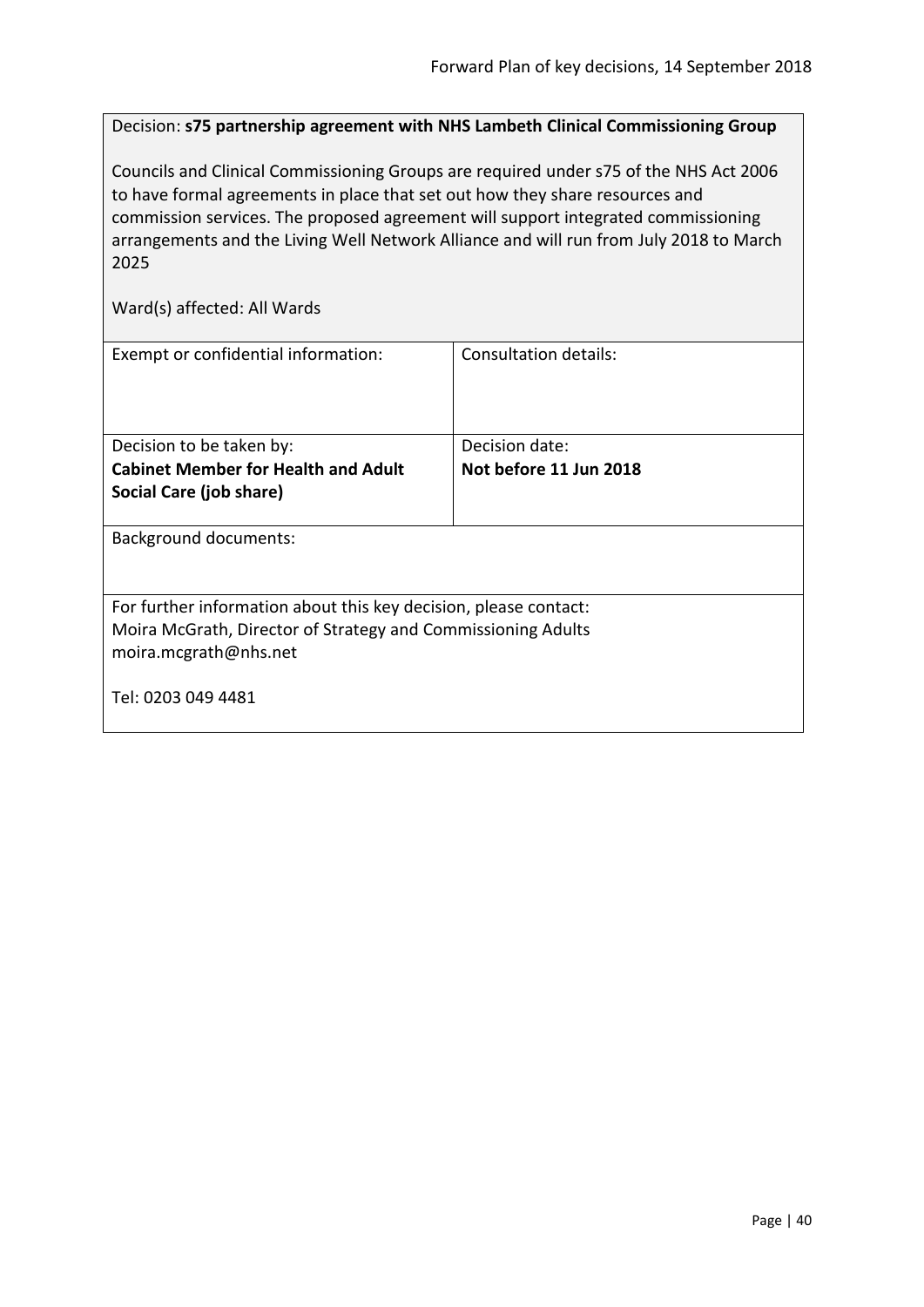Decision: **s75 partnership agreement with NHS Lambeth Clinical Commissioning Group**

Councils and Clinical Commissioning Groups are required under s75 of the NHS Act 2006 to have formal agreements in place that set out how they share resources and commission services. The proposed agreement will support integrated commissioning arrangements and the Living Well Network Alliance and will run from July 2018 to March 2025

Ward(s) affected: All Wards

| Exempt or confidential information: | Consultation details: |
| --- | --- |
| Decision to be taken by: **Cabinet Member for Health and Adult Social Care (job share)** | Decision date: **Not before 11 Jun 2018** |

Background documents:

For further information about this key decision, please contact:
Moira McGrath, Director of Strategy and Commissioning Adults
moira.mcgrath@nhs.net

Tel: 0203 049 4481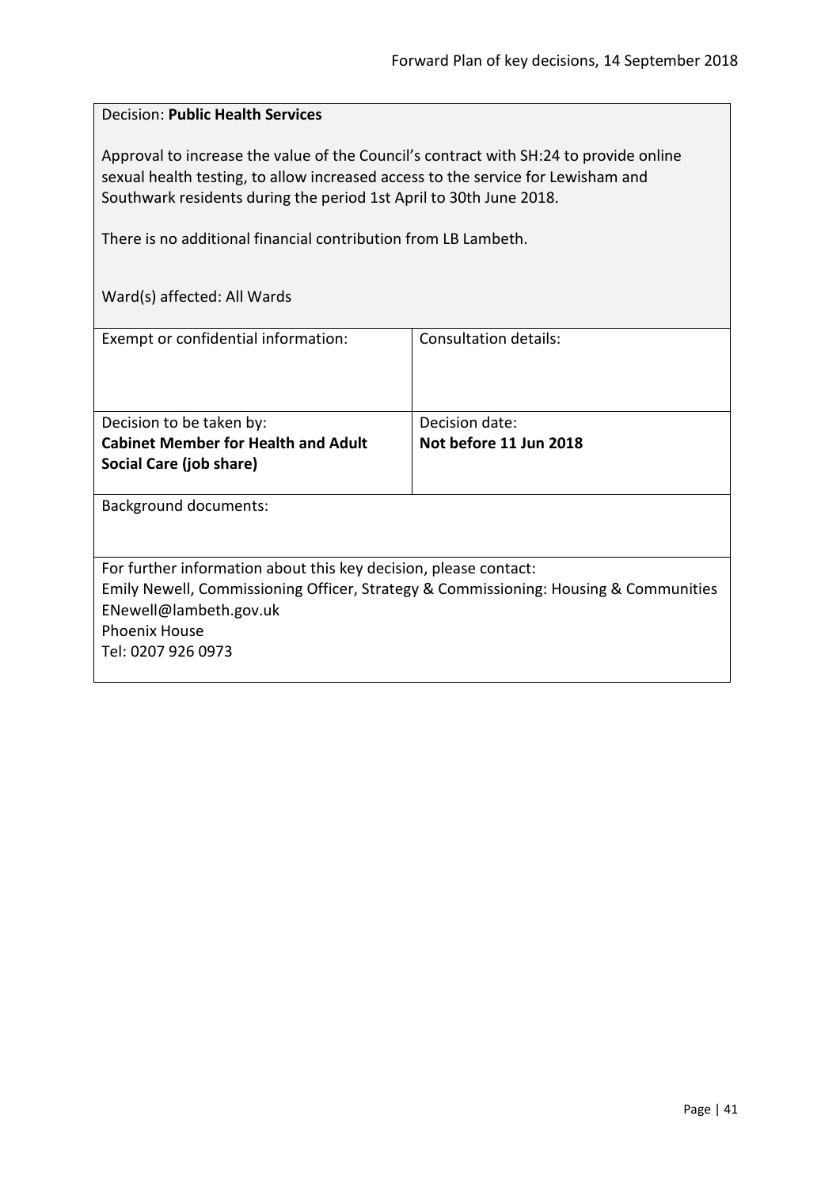Decision: **Public Health Services**

Approval to increase the value of the Council's contract with SH:24 to provide online sexual health testing, to allow increased access to the service for Lewisham and Southwark residents during the period 1st April to 30th June 2018.

There is no additional financial contribution from LB Lambeth.

Ward(s) affected: All Wards

| Exempt or confidential information: | Consultation details: |
|---|---|
| Decision to be taken by:<br>**Cabinet Member for Health and Adult Social Care (job share)** | Decision date:<br>**Not before 11 Jun 2018** |

Background documents:

For further information about this key decision, please contact:
Emily Newell, Commissioning Officer, Strategy & Commissioning: Housing & Communities
ENewell@lambeth.gov.uk
Phoenix House
Tel: 0207 926 0973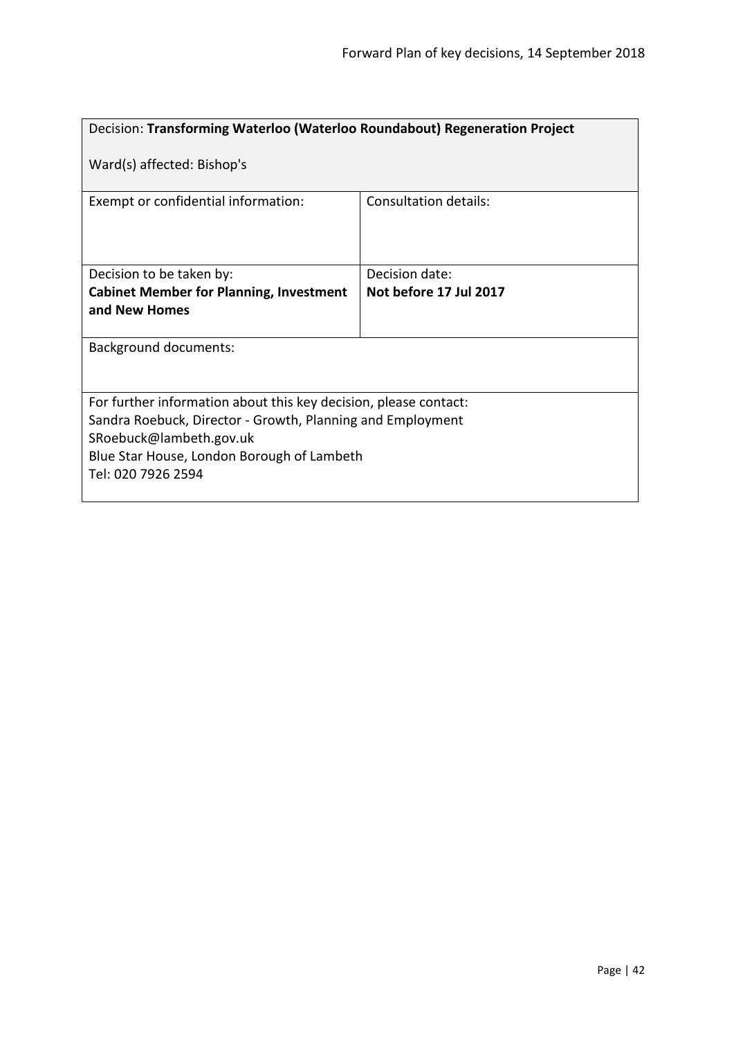| Decision: **Transforming Waterloo (Waterloo Roundabout) Regeneration Project**<br><br>Ward(s) affected: Bishop's | |
|---|---|
| Exempt or confidential information: | Consultation details: |
| Decision to be taken by:<br>**Cabinet Member for Planning, Investment and New Homes** | Decision date:<br>**Not before 17 Jul 2017** |
| Background documents: | |
| For further information about this key decision, please contact:<br>Sandra Roebuck, Director - Growth, Planning and Employment<br>SRoebuck@lambeth.gov.uk<br>Blue Star House, London Borough of Lambeth<br>Tel: 020 7926 2594 | |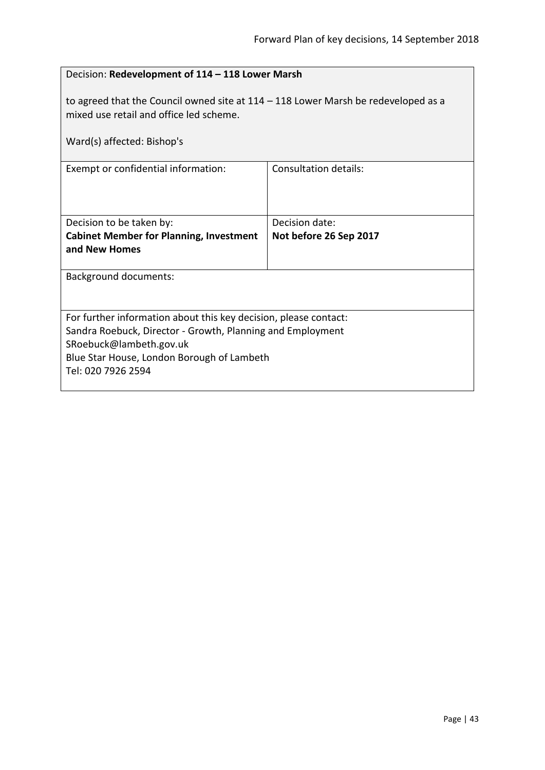Decision: **Redevelopment of 114 – 118 Lower Marsh**

to agreed that the Council owned site at 114 – 118 Lower Marsh be redeveloped as a mixed use retail and office led scheme.

Ward(s) affected: Bishop's

| Exempt or confidential information: | Consultation details: |
| --- | --- |
| Decision to be taken by:<br>**Cabinet Member for Planning, Investment and New Homes** | Decision date:<br>**Not before 26 Sep 2017** |

Background documents:

For further information about this key decision, please contact:
Sandra Roebuck, Director - Growth, Planning and Employment
SRoebuck@lambeth.gov.uk
Blue Star House, London Borough of Lambeth
Tel: 020 7926 2594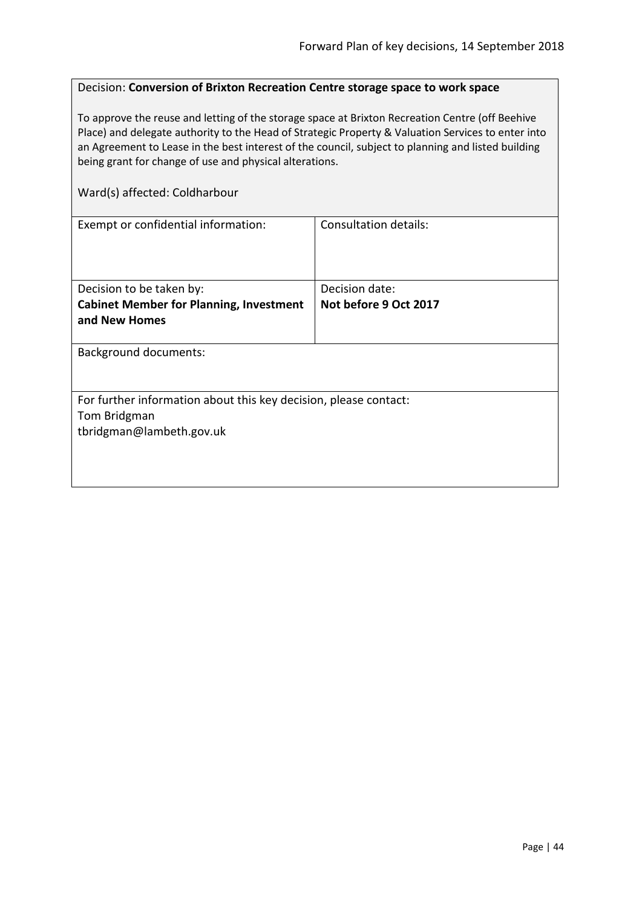Decision: **Conversion of Brixton Recreation Centre storage space to work space**

To approve the reuse and letting of the storage space at Brixton Recreation Centre (off Beehive Place) and delegate authority to the Head of Strategic Property & Valuation Services to enter into an Agreement to Lease in the best interest of the council, subject to planning and listed building being grant for change of use and physical alterations.

Ward(s) affected: Coldharbour

| Exempt or confidential information: | Consultation details: |
| --- | --- |
| Decision to be taken by: **Cabinet Member for Planning, Investment and New Homes** | Decision date: **Not before 9 Oct 2017** |

Background documents:

For further information about this key decision, please contact:
Tom Bridgman
tbridgman@lambeth.gov.uk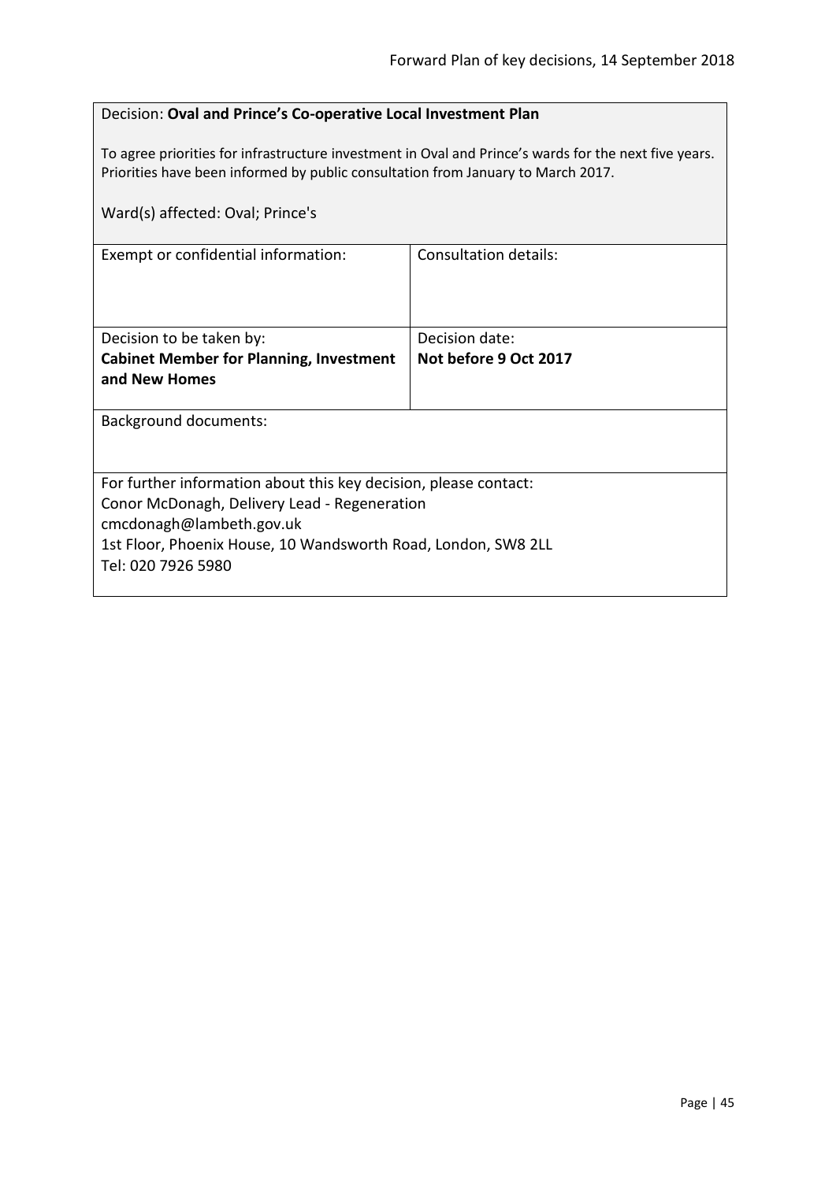Decision: **Oval and Prince's Co-operative Local Investment Plan**

To agree priorities for infrastructure investment in Oval and Prince's wards for the next five years. Priorities have been informed by public consultation from January to March 2017.

Ward(s) affected: Oval; Prince's

| Exempt or confidential information: | Consultation details: |
| --- | --- |
| Decision to be taken by:<br>**Cabinet Member for Planning, Investment and New Homes** | Decision date:<br>**Not before 9 Oct 2017** |

Background documents:

For further information about this key decision, please contact:
Conor McDonagh, Delivery Lead - Regeneration
cmcdonagh@lambeth.gov.uk
1st Floor, Phoenix House, 10 Wandsworth Road, London, SW8 2LL
Tel: 020 7926 5980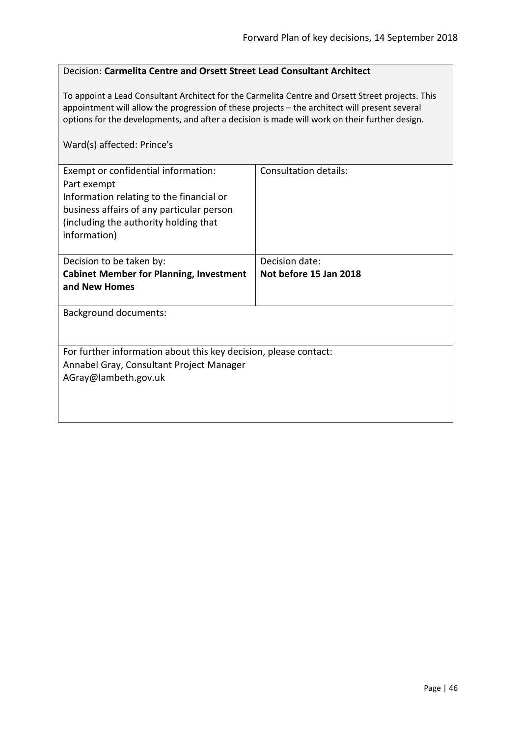Decision: **Carmelita Centre and Orsett Street Lead Consultant Architect**

To appoint a Lead Consultant Architect for the Carmelita Centre and Orsett Street projects. This appointment will allow the progression of these projects – the architect will present several options for the developments, and after a decision is made will work on their further design.

Ward(s) affected: Prince's

| Exempt or confidential information: Part exempt Information relating to the financial or business affairs of any particular person (including the authority holding that information) | Consultation details: |
|---|---|
| Decision to be taken by: **Cabinet Member for Planning, Investment and New Homes** | Decision date: **Not before 15 Jan 2018** |

Background documents:

For further information about this key decision, please contact:
Annabel Gray, Consultant Project Manager
AGray@lambeth.gov.uk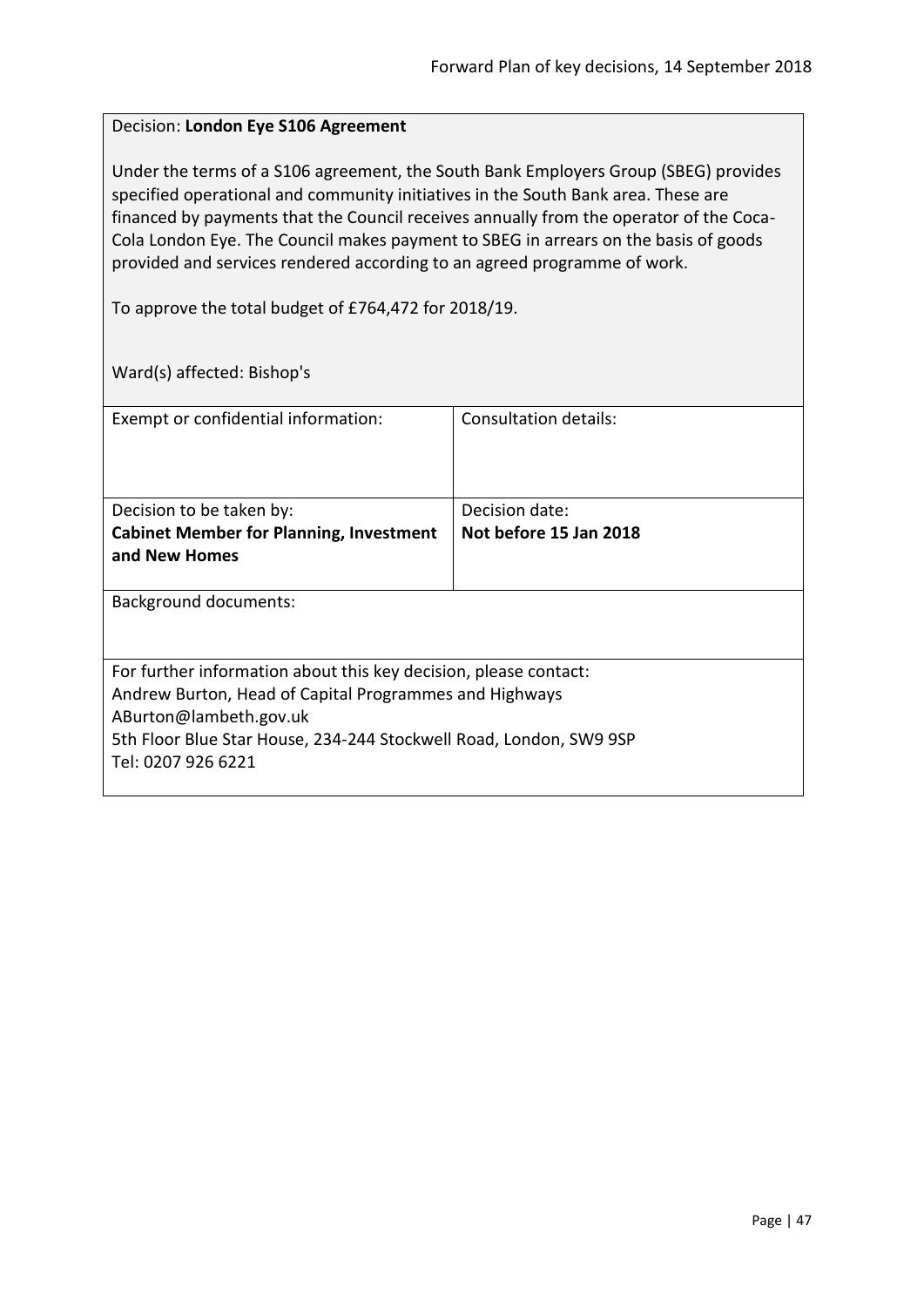Decision: **London Eye S106 Agreement**

Under the terms of a S106 agreement, the South Bank Employers Group (SBEG) provides specified operational and community initiatives in the South Bank area. These are financed by payments that the Council receives annually from the operator of the Coca-Cola London Eye. The Council makes payment to SBEG in arrears on the basis of goods provided and services rendered according to an agreed programme of work.

To approve the total budget of £764,472 for 2018/19.

Ward(s) affected: Bishop's

| Exempt or confidential information: | Consultation details: |
|---|---|
| Decision to be taken by:<br>**Cabinet Member for Planning, Investment and New Homes** | Decision date:<br>**Not before 15 Jan 2018** |

Background documents:

For further information about this key decision, please contact:
Andrew Burton, Head of Capital Programmes and Highways
ABurton@lambeth.gov.uk
5th Floor Blue Star House, 234-244 Stockwell Road, London, SW9 9SP
Tel: 0207 926 6221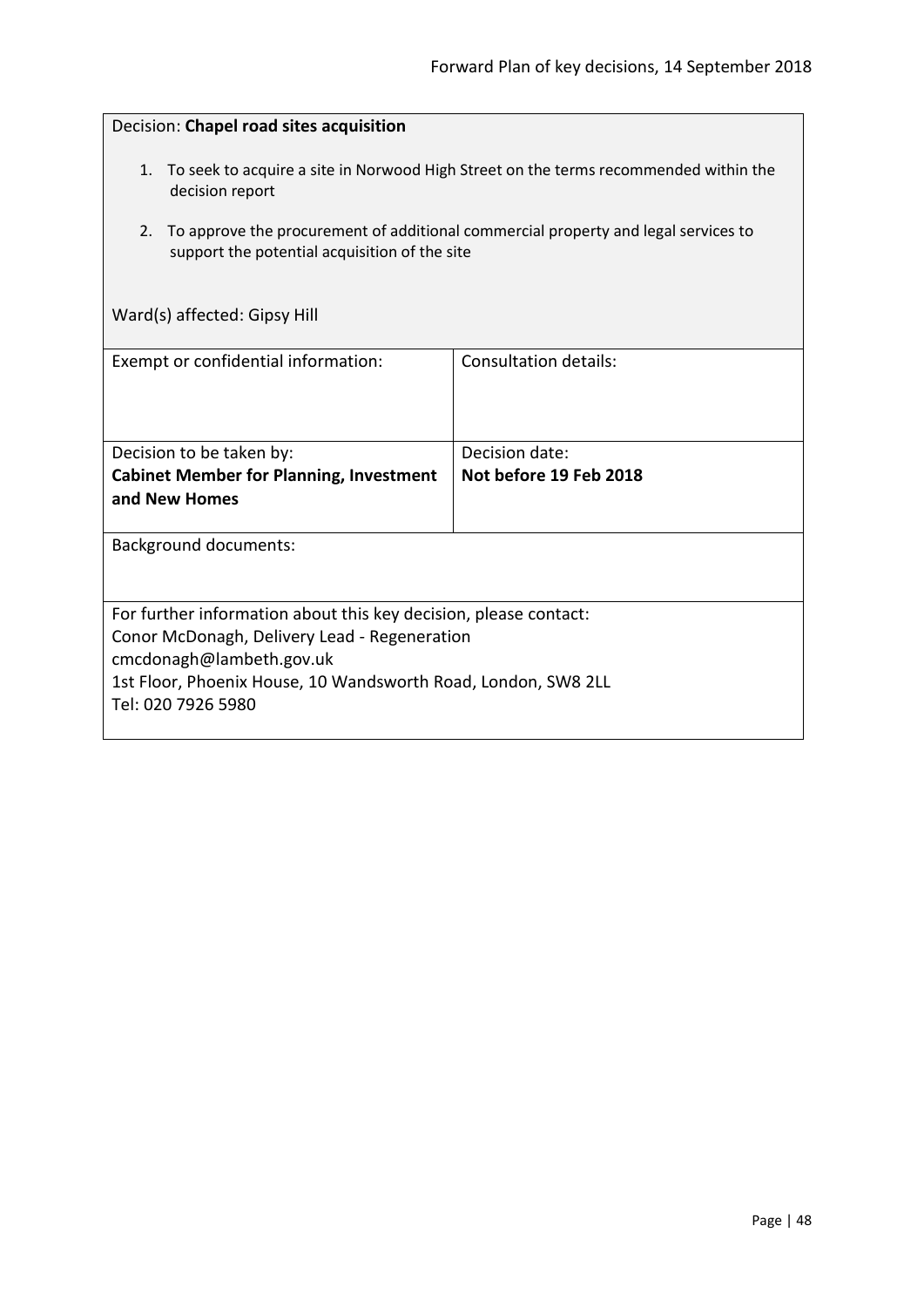Decision: **Chapel road sites acquisition**

1. To seek to acquire a site in Norwood High Street on the terms recommended within the decision report
2. To approve the procurement of additional commercial property and legal services to support the potential acquisition of the site

Ward(s) affected: Gipsy Hill

| Exempt or confidential information: | Consultation details: |
|---|---|
| Decision to be taken by:<br>**Cabinet Member for Planning, Investment and New Homes** | Decision date:<br>**Not before 19 Feb 2018** |

Background documents:

For further information about this key decision, please contact:
Conor McDonagh, Delivery Lead - Regeneration
cmcdonagh@lambeth.gov.uk
1st Floor, Phoenix House, 10 Wandsworth Road, London, SW8 2LL
Tel: 020 7926 5980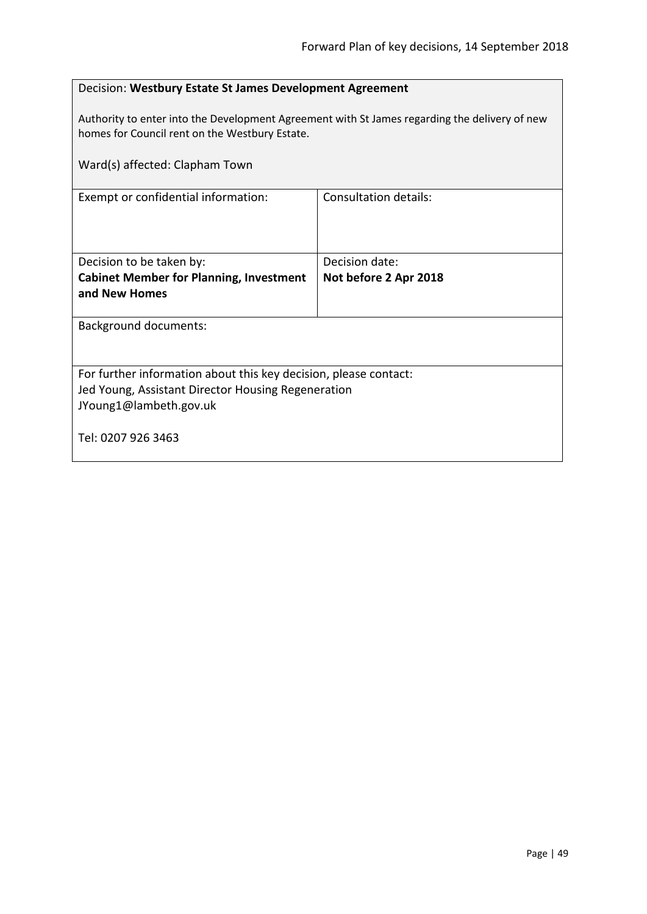Decision: **Westbury Estate St James Development Agreement**

Authority to enter into the Development Agreement with St James regarding the delivery of new homes for Council rent on the Westbury Estate.

Ward(s) affected: Clapham Town

| Exempt or confidential information: | Consultation details: |
| --- | --- |
| Decision to be taken by:<br>**Cabinet Member for Planning, Investment and New Homes** | Decision date:<br>**Not before 2 Apr 2018** |

Background documents:

For further information about this key decision, please contact:
Jed Young, Assistant Director Housing Regeneration
JYoung1@lambeth.gov.uk

Tel: 0207 926 3463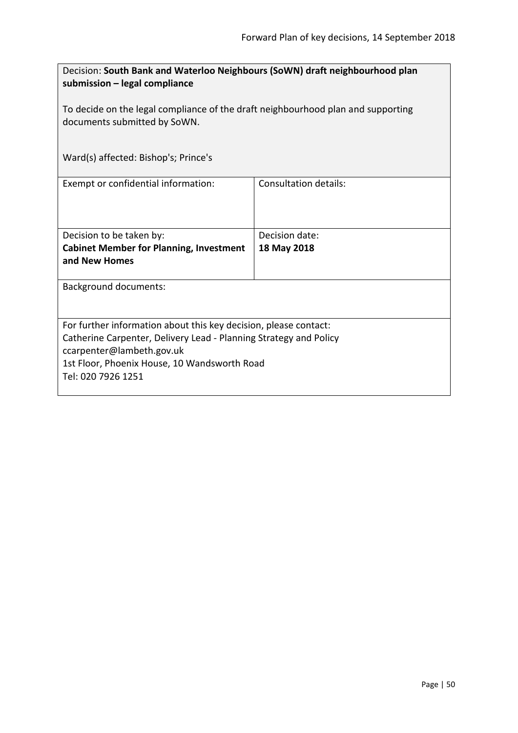Decision: **South Bank and Waterloo Neighbours (SoWN) draft neighbourhood plan submission – legal compliance**

To decide on the legal compliance of the draft neighbourhood plan and supporting documents submitted by SoWN.

Ward(s) affected: Bishop's; Prince's

| Exempt or confidential information: | Consultation details: |
| --- | --- |
| Decision to be taken by: **Cabinet Member for Planning, Investment and New Homes** | Decision date: **18 May 2018** |

Background documents:

For further information about this key decision, please contact:
Catherine Carpenter, Delivery Lead - Planning Strategy and Policy
ccarpenter@lambeth.gov.uk
1st Floor, Phoenix House, 10 Wandsworth Road
Tel: 020 7926 1251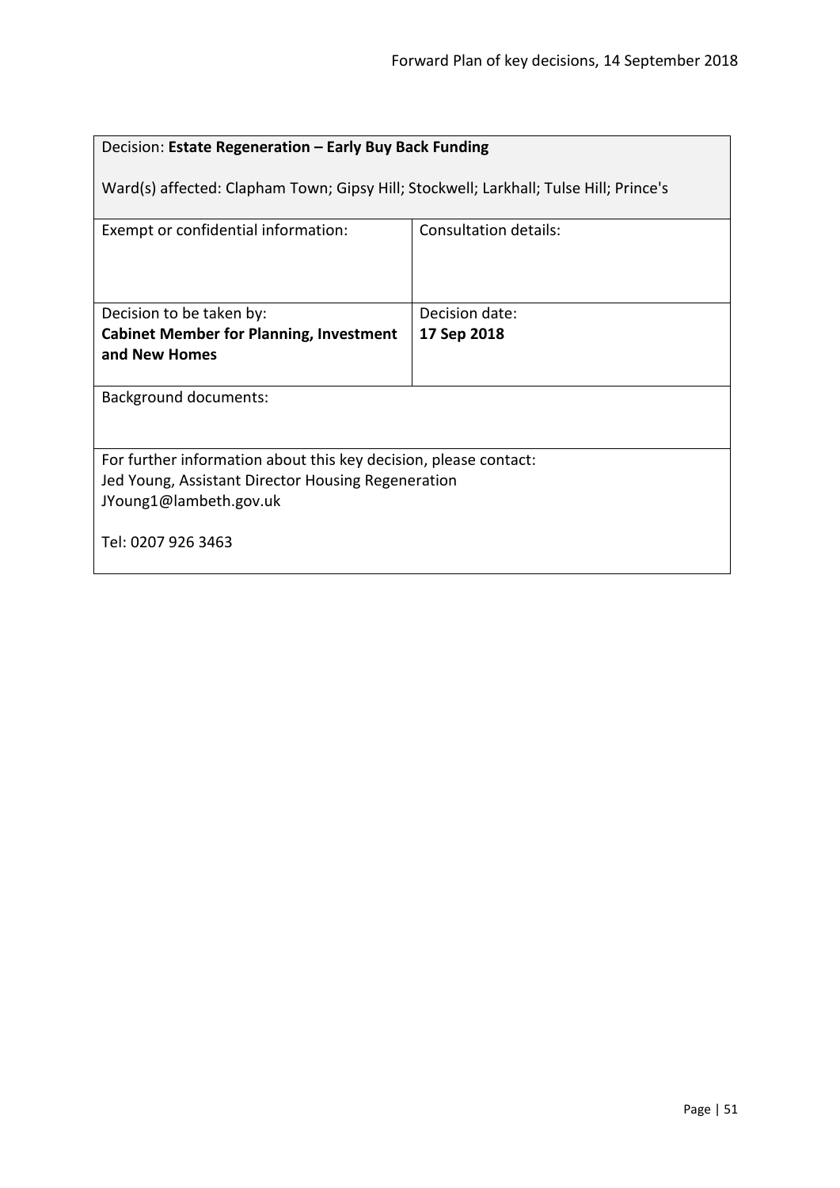| Decision: **Estate Regeneration – Early Buy Back Funding**<br><br>Ward(s) affected: Clapham Town; Gipsy Hill; Stockwell; Larkhall; Tulse Hill; Prince's | |
|---|---|
| Exempt or confidential information: | Consultation details: |
| Decision to be taken by:<br>**Cabinet Member for Planning, Investment and New Homes** | Decision date:<br>**17 Sep 2018** |
| Background documents: | |
| For further information about this key decision, please contact:<br>Jed Young, Assistant Director Housing Regeneration<br>JYoung1@lambeth.gov.uk<br><br>Tel: 0207 926 3463 | |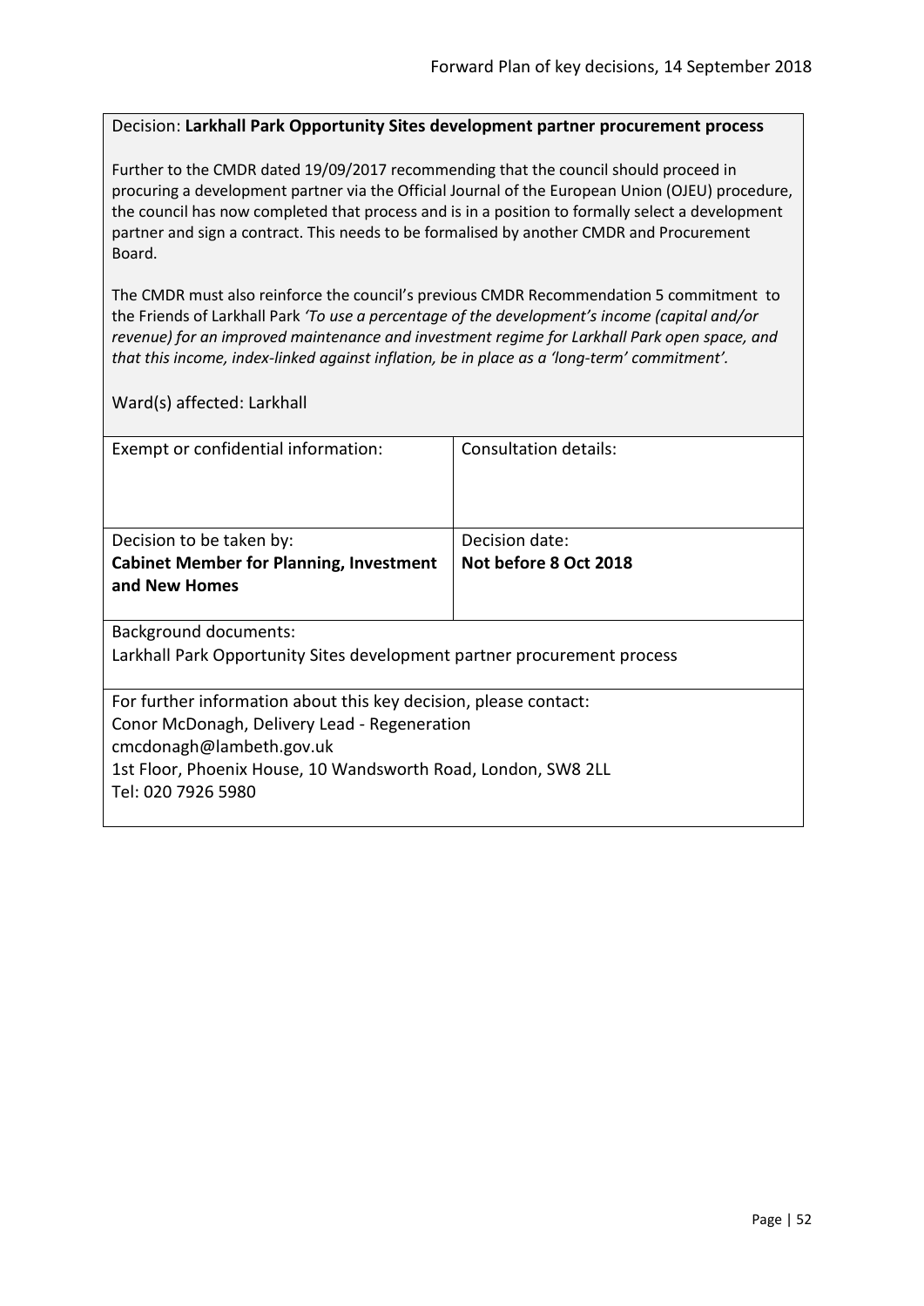Decision: **Larkhall Park Opportunity Sites development partner procurement process**

Further to the CMDR dated 19/09/2017 recommending that the council should proceed in procuring a development partner via the Official Journal of the European Union (OJEU) procedure, the council has now completed that process and is in a position to formally select a development partner and sign a contract. This needs to be formalised by another CMDR and Procurement Board.

The CMDR must also reinforce the council's previous CMDR Recommendation 5 commitment to the Friends of Larkhall Park *'To use a percentage of the development's income (capital and/or revenue) for an improved maintenance and investment regime for Larkhall Park open space, and that this income, index-linked against inflation, be in place as a 'long-term' commitment'.*

Ward(s) affected: Larkhall

| Exempt or confidential information: | Consultation details: |
|---|---|
| Decision to be taken by:<br>**Cabinet Member for Planning, Investment and New Homes** | Decision date:<br>**Not before 8 Oct 2018** |

Background documents:
Larkhall Park Opportunity Sites development partner procurement process

For further information about this key decision, please contact:
Conor McDonagh, Delivery Lead - Regeneration
cmcdonagh@lambeth.gov.uk
1st Floor, Phoenix House, 10 Wandsworth Road, London, SW8 2LL
Tel: 020 7926 5980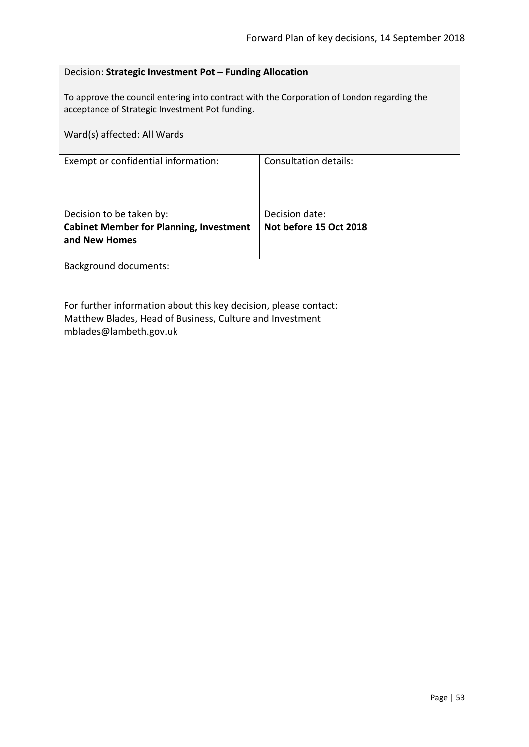Decision: **Strategic Investment Pot – Funding Allocation**

To approve the council entering into contract with the Corporation of London regarding the acceptance of Strategic Investment Pot funding.

Ward(s) affected: All Wards

| Exempt or confidential information: | Consultation details: |
| --- | --- |
| Decision to be taken by:<br>**Cabinet Member for Planning, Investment and New Homes** | Decision date:<br>**Not before 15 Oct 2018** |

Background documents:

For further information about this key decision, please contact:
Matthew Blades, Head of Business, Culture and Investment
mblades@lambeth.gov.uk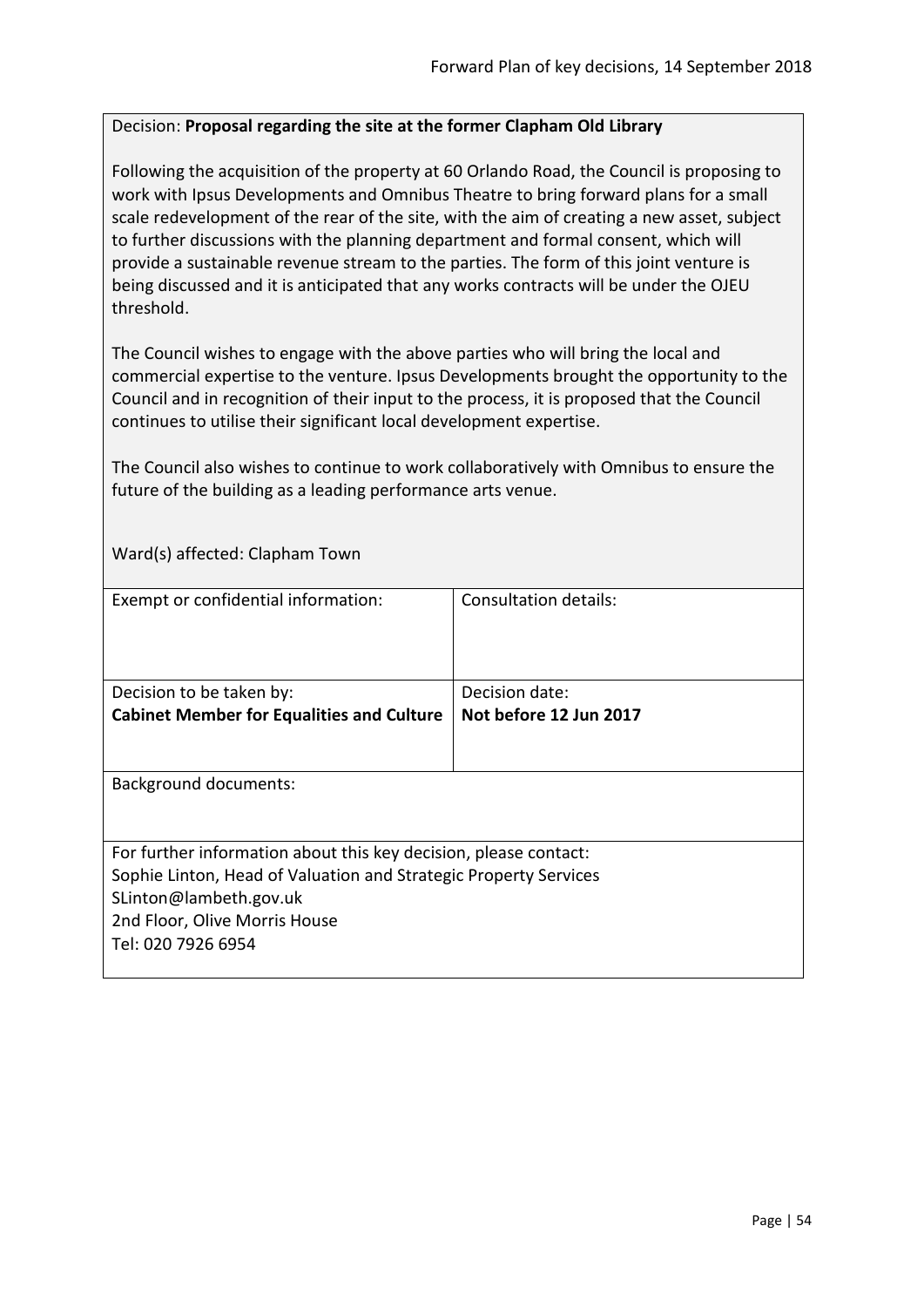Decision: **Proposal regarding the site at the former Clapham Old Library**

Following the acquisition of the property at 60 Orlando Road, the Council is proposing to work with Ipsus Developments and Omnibus Theatre to bring forward plans for a small scale redevelopment of the rear of the site, with the aim of creating a new asset, subject to further discussions with the planning department and formal consent, which will provide a sustainable revenue stream to the parties. The form of this joint venture is being discussed and it is anticipated that any works contracts will be under the OJEU threshold.

The Council wishes to engage with the above parties who will bring the local and commercial expertise to the venture. Ipsus Developments brought the opportunity to the Council and in recognition of their input to the process, it is proposed that the Council continues to utilise their significant local development expertise.

The Council also wishes to continue to work collaboratively with Omnibus to ensure the future of the building as a leading performance arts venue.

Ward(s) affected: Clapham Town

| Exempt or confidential information: | Consultation details: |
|---|---|
| Decision to be taken by:<br>**Cabinet Member for Equalities and Culture** | Decision date:<br>**Not before 12 Jun 2017** |

Background documents:

For further information about this key decision, please contact:
Sophie Linton, Head of Valuation and Strategic Property Services
SLinton@lambeth.gov.uk
2nd Floor, Olive Morris House
Tel: 020 7926 6954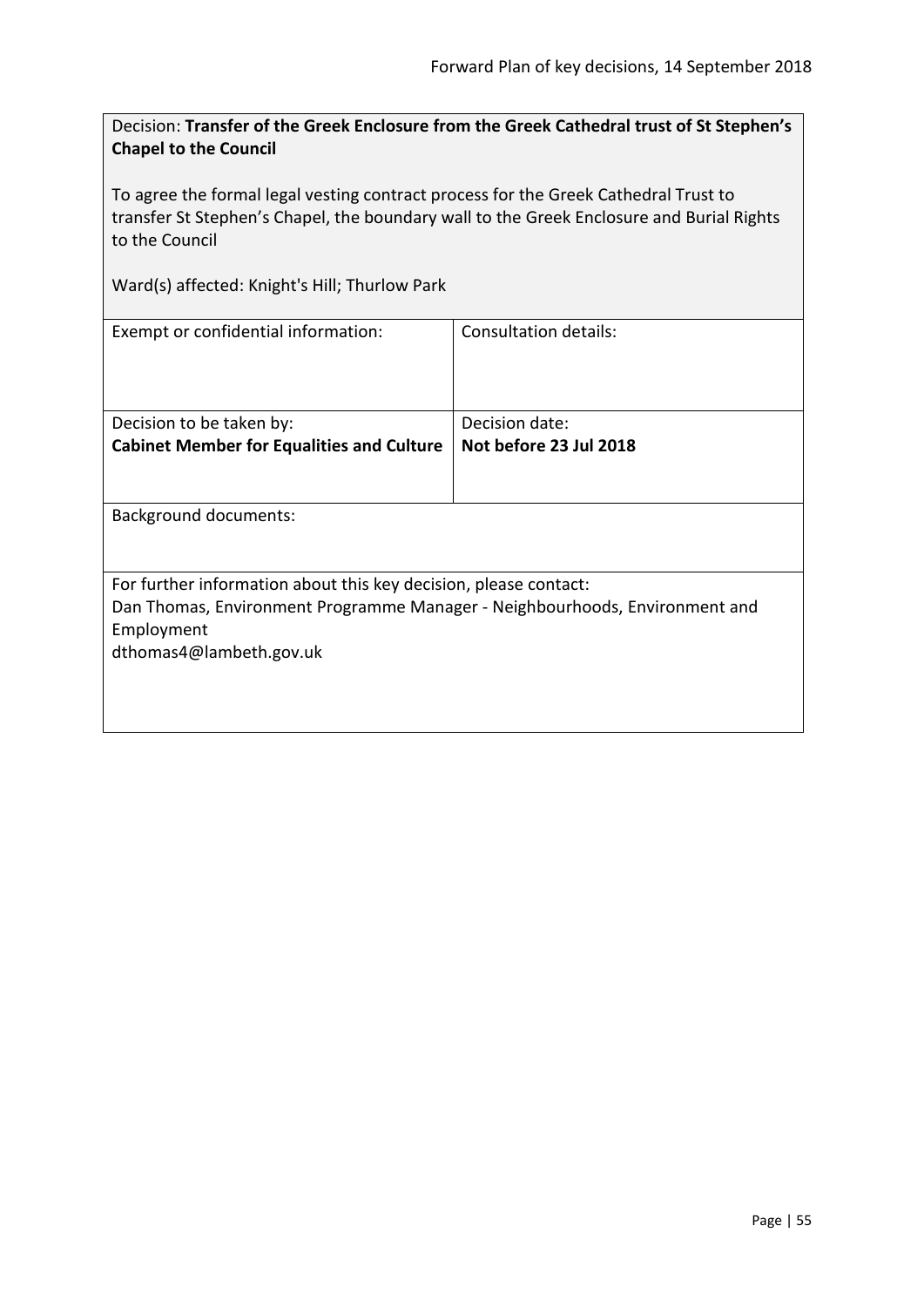Decision: **Transfer of the Greek Enclosure from the Greek Cathedral trust of St Stephen's Chapel to the Council**

To agree the formal legal vesting contract process for the Greek Cathedral Trust to transfer St Stephen's Chapel, the boundary wall to the Greek Enclosure and Burial Rights to the Council

Ward(s) affected: Knight's Hill; Thurlow Park

| Exempt or confidential information: | Consultation details: |
| --- | --- |
| Decision to be taken by:<br>**Cabinet Member for Equalities and Culture** | Decision date:<br>**Not before 23 Jul 2018** |

Background documents:

For further information about this key decision, please contact:
Dan Thomas, Environment Programme Manager - Neighbourhoods, Environment and Employment
dthomas4@lambeth.gov.uk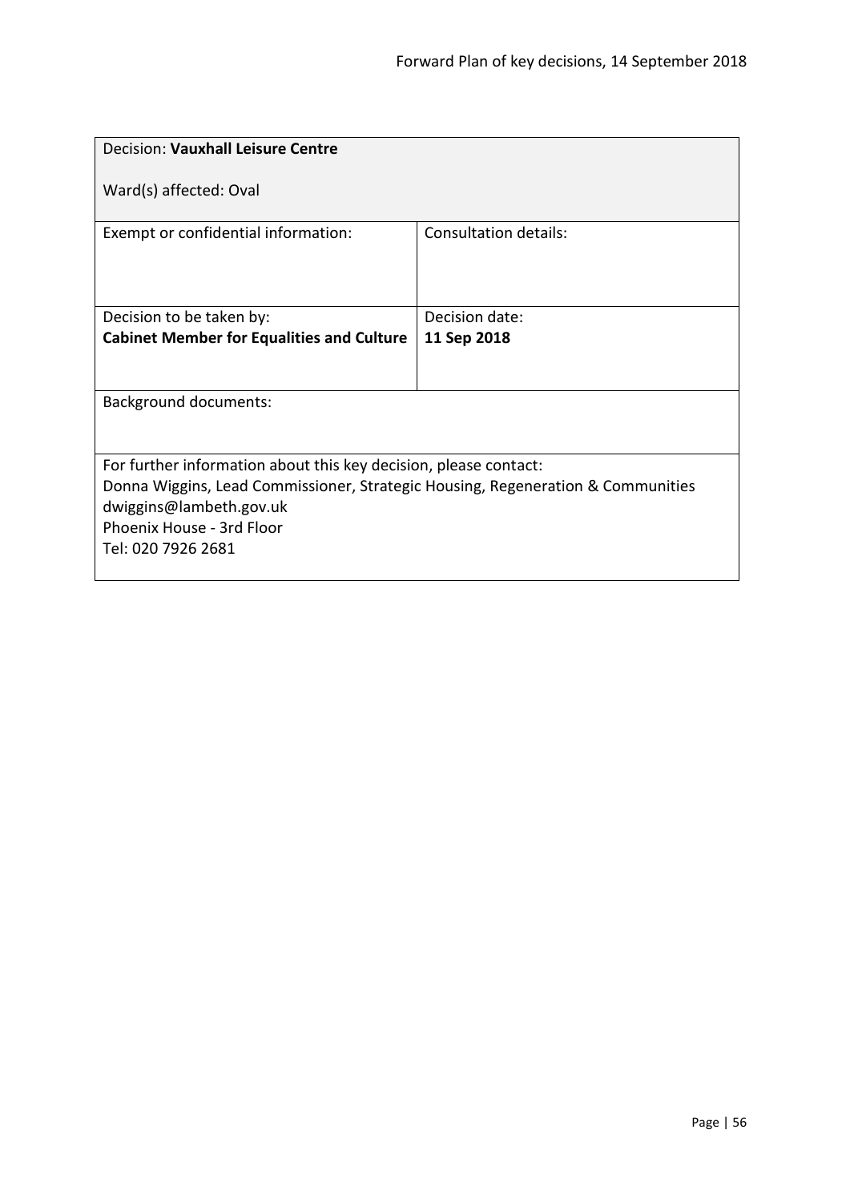| Decision: **Vauxhall Leisure Centre**<br><br>Ward(s) affected: Oval | |
|---|---|
| Exempt or confidential information: | Consultation details: |
| Decision to be taken by:<br>**Cabinet Member for Equalities and Culture** | Decision date:<br>**11 Sep 2018** |
| Background documents: | |
| For further information about this key decision, please contact:<br>Donna Wiggins, Lead Commissioner, Strategic Housing, Regeneration & Communities<br>dwiggins@lambeth.gov.uk<br>Phoenix House - 3rd Floor<br>Tel: 020 7926 2681 | |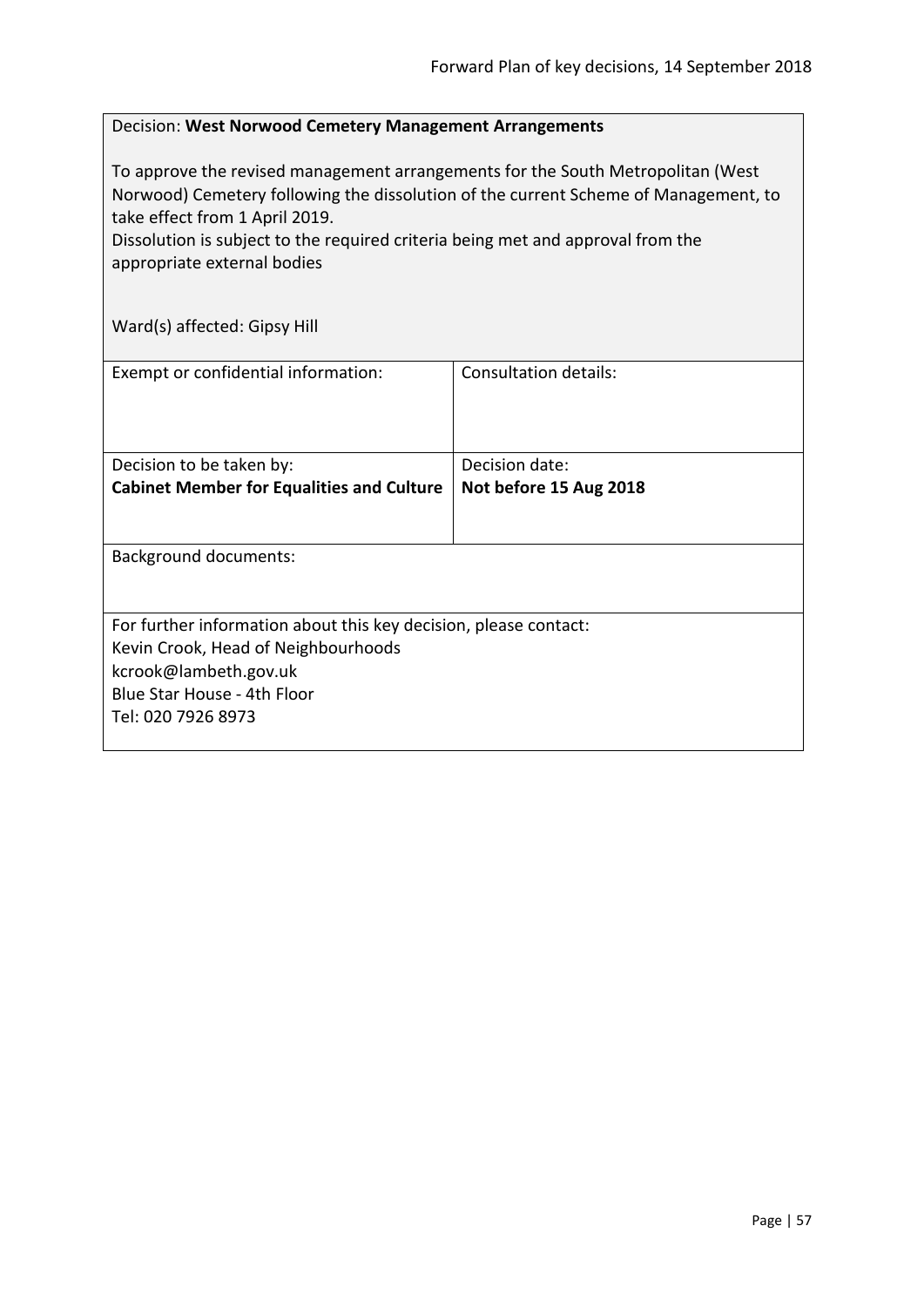Decision: **West Norwood Cemetery Management Arrangements**

To approve the revised management arrangements for the South Metropolitan (West Norwood) Cemetery following the dissolution of the current Scheme of Management, to take effect from 1 April 2019.
Dissolution is subject to the required criteria being met and approval from the appropriate external bodies

Ward(s) affected: Gipsy Hill

| Exempt or confidential information: | Consultation details: |
|---|---|
| Decision to be taken by:<br>**Cabinet Member for Equalities and Culture** | Decision date:<br>**Not before 15 Aug 2018** |

Background documents:

For further information about this key decision, please contact:
Kevin Crook, Head of Neighbourhoods
kcrook@lambeth.gov.uk
Blue Star House - 4th Floor
Tel: 020 7926 8973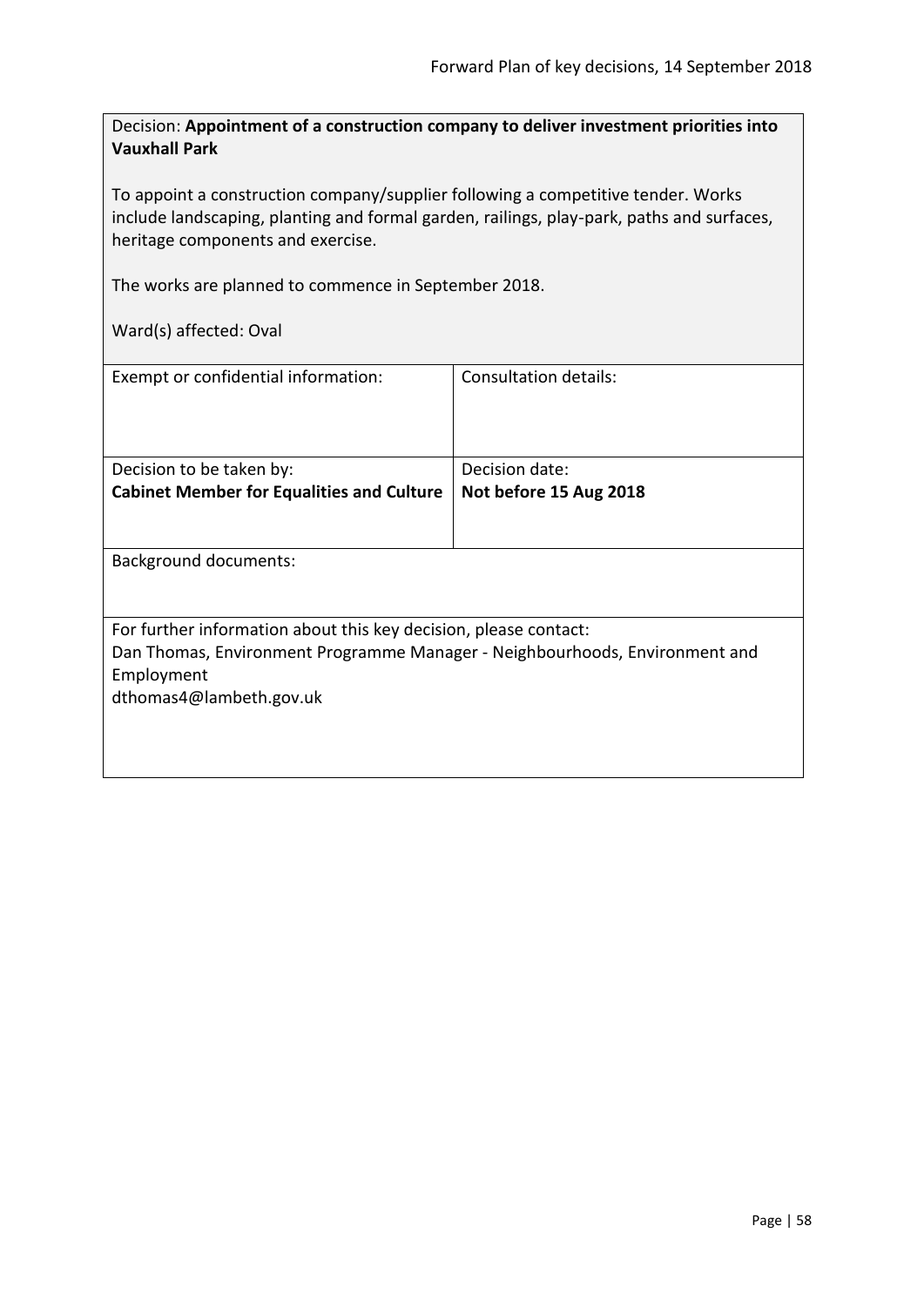Decision: **Appointment of a construction company to deliver investment priorities into Vauxhall Park**

To appoint a construction company/supplier following a competitive tender. Works include landscaping, planting and formal garden, railings, play-park, paths and surfaces, heritage components and exercise.

The works are planned to commence in September 2018.

Ward(s) affected: Oval

| Exempt or confidential information: | Consultation details: |
|---|---|
| Decision to be taken by: **Cabinet Member for Equalities and Culture** | Decision date: **Not before 15 Aug 2018** |

Background documents:

For further information about this key decision, please contact:
Dan Thomas, Environment Programme Manager - Neighbourhoods, Environment and Employment
dthomas4@lambeth.gov.uk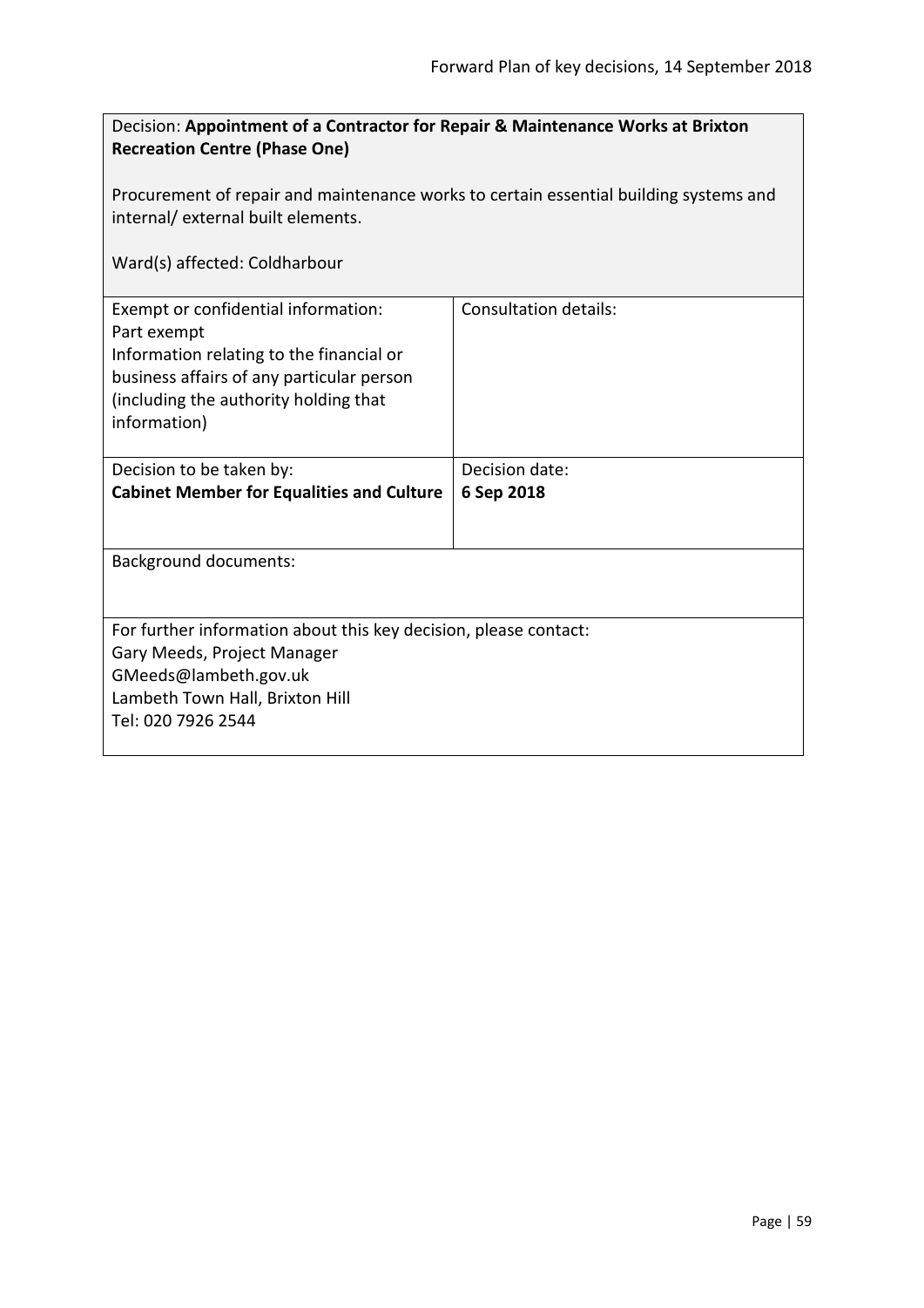Decision: **Appointment of a Contractor for Repair & Maintenance Works at Brixton Recreation Centre (Phase One)**

Procurement of repair and maintenance works to certain essential building systems and internal/ external built elements.

Ward(s) affected: Coldharbour

| Exempt or confidential information: Part exempt Information relating to the financial or business affairs of any particular person (including the authority holding that information) | Consultation details: |
| --- | --- |
| Decision to be taken by: **Cabinet Member for Equalities and Culture** | Decision date: **6 Sep 2018** |

Background documents:

For further information about this key decision, please contact:
Gary Meeds, Project Manager
GMeeds@lambeth.gov.uk
Lambeth Town Hall, Brixton Hill
Tel: 020 7926 2544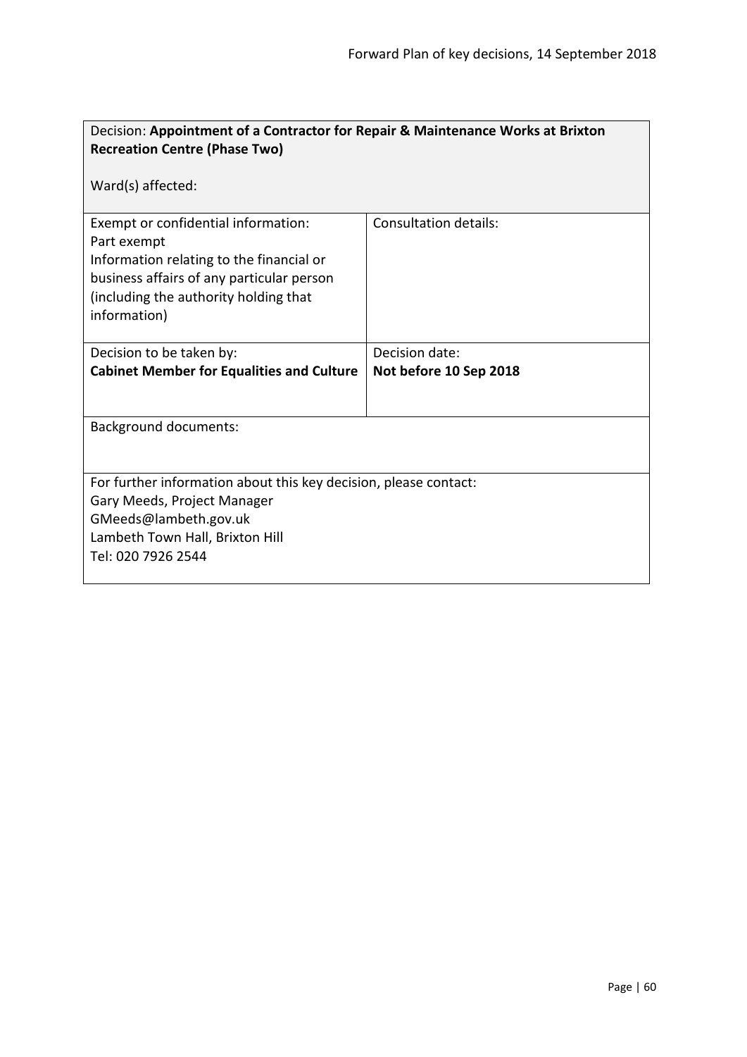| Decision: **Appointment of a Contractor for Repair & Maintenance Works at Brixton Recreation Centre (Phase Two)**<br><br>Ward(s) affected: | |
|---|---|
| Exempt or confidential information:<br>Part exempt<br>Information relating to the financial or business affairs of any particular person (including the authority holding that information) | Consultation details: |
| Decision to be taken by:<br>**Cabinet Member for Equalities and Culture** | Decision date:<br>**Not before 10 Sep 2018** |
| Background documents: | |
| For further information about this key decision, please contact:<br>Gary Meeds, Project Manager<br>GMeeds@lambeth.gov.uk<br>Lambeth Town Hall, Brixton Hill<br>Tel: 020 7926 2544 | |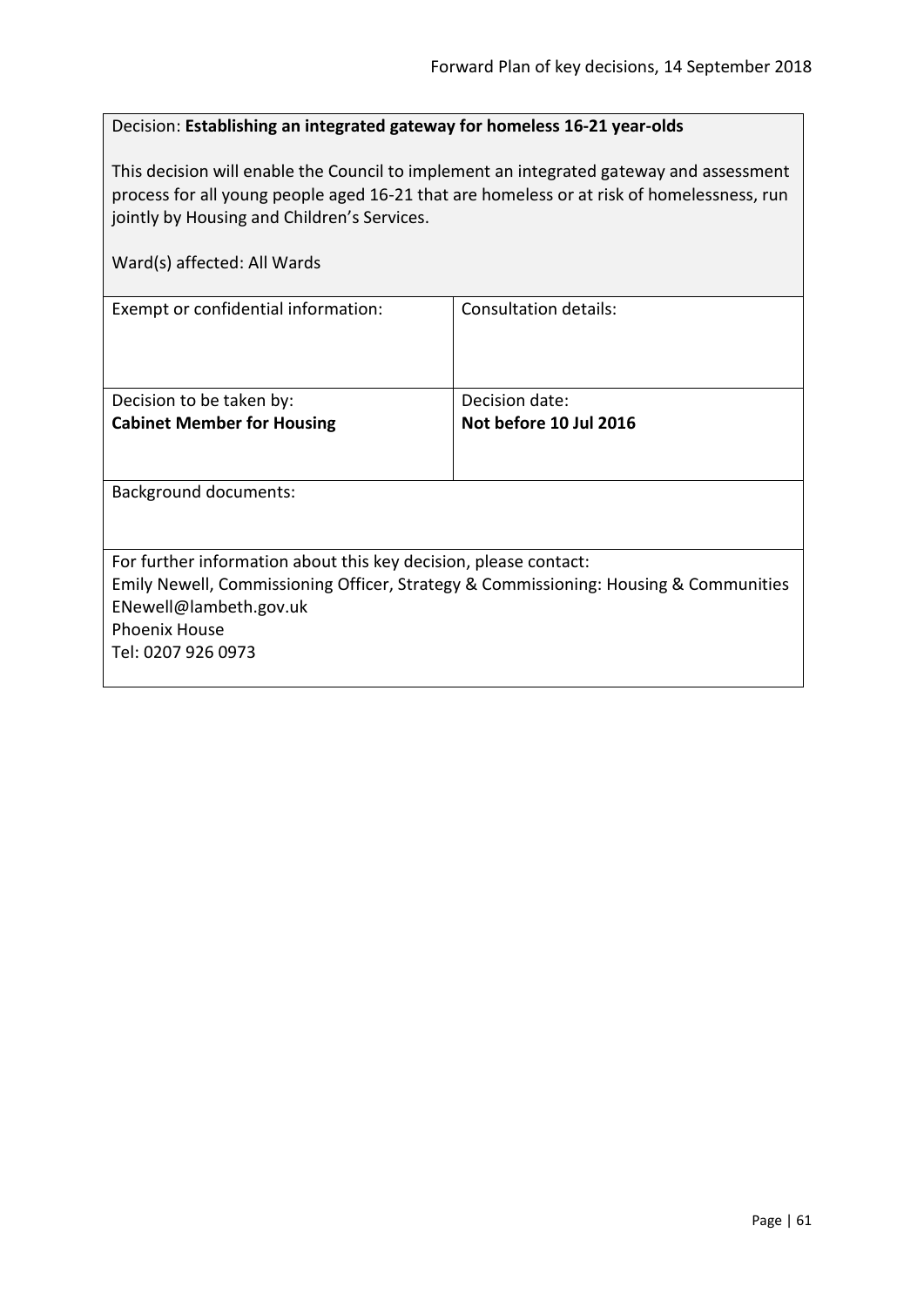Decision: **Establishing an integrated gateway for homeless 16-21 year-olds**

This decision will enable the Council to implement an integrated gateway and assessment process for all young people aged 16-21 that are homeless or at risk of homelessness, run jointly by Housing and Children's Services.

Ward(s) affected: All Wards

| Exempt or confidential information: | Consultation details: |
|---|---|
| Decision to be taken by:<br>**Cabinet Member for Housing** | Decision date:<br>**Not before 10 Jul 2016** |

Background documents:

For further information about this key decision, please contact:
Emily Newell, Commissioning Officer, Strategy & Commissioning: Housing & Communities
ENewell@lambeth.gov.uk
Phoenix House
Tel: 0207 926 0973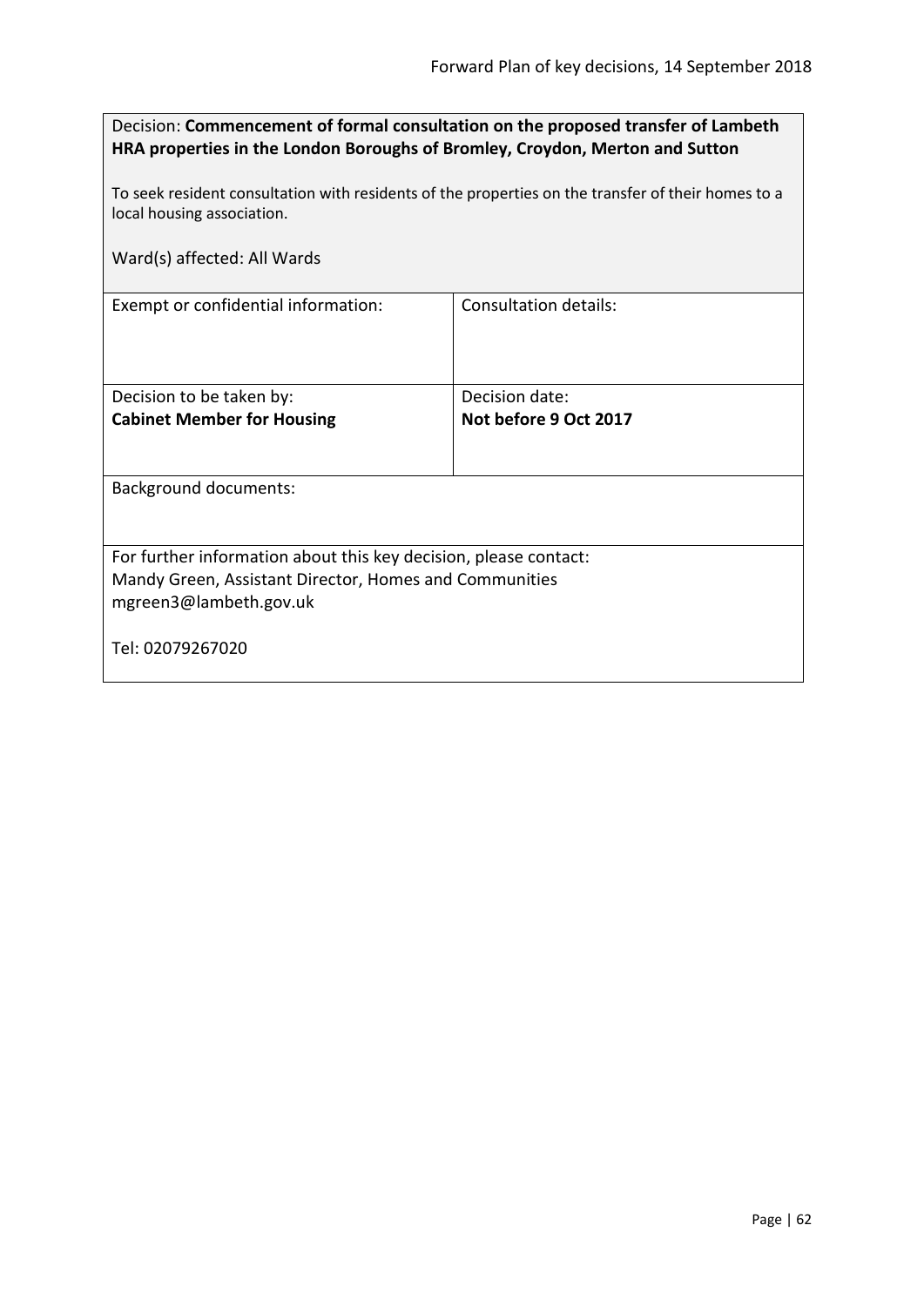Decision: **Commencement of formal consultation on the proposed transfer of Lambeth HRA properties in the London Boroughs of Bromley, Croydon, Merton and Sutton**

To seek resident consultation with residents of the properties on the transfer of their homes to a local housing association.

Ward(s) affected: All Wards

| Exempt or confidential information: | Consultation details: |
| --- | --- |
| Decision to be taken by:<br>**Cabinet Member for Housing** | Decision date:<br>**Not before 9 Oct 2017** |

Background documents:

For further information about this key decision, please contact:
Mandy Green, Assistant Director, Homes and Communities
mgreen3@lambeth.gov.uk

Tel: 02079267020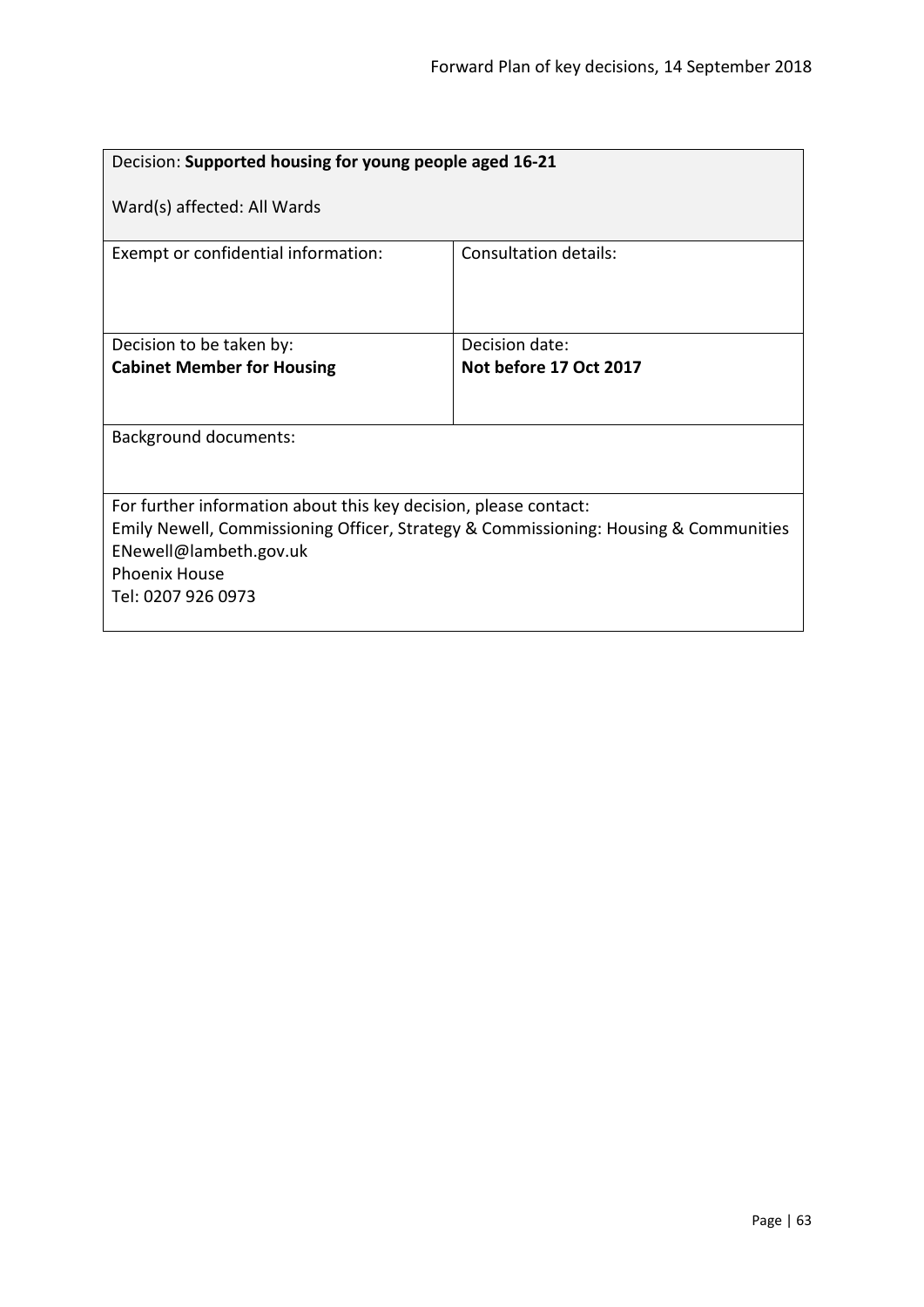| Decision: **Supported housing for young people aged 16-21**<br><br>Ward(s) affected: All Wards | |
|---|---|
| Exempt or confidential information: | Consultation details: |
| Decision to be taken by:<br>**Cabinet Member for Housing** | Decision date:<br>**Not before 17 Oct 2017** |
| Background documents: | |
| For further information about this key decision, please contact:<br>Emily Newell, Commissioning Officer, Strategy & Commissioning: Housing & Communities<br>ENewell@lambeth.gov.uk<br>Phoenix House<br>Tel: 0207 926 0973 | |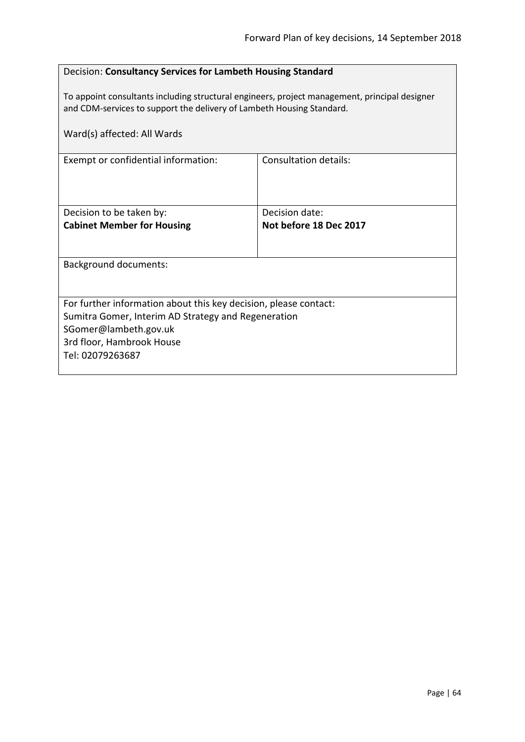Decision: **Consultancy Services for Lambeth Housing Standard**

To appoint consultants including structural engineers, project management, principal designer and CDM-services to support the delivery of Lambeth Housing Standard.

Ward(s) affected: All Wards

| Exempt or confidential information: | Consultation details: |
| --- | --- |
| Decision to be taken by:<br>**Cabinet Member for Housing** | Decision date:<br>**Not before 18 Dec 2017** |

Background documents:

For further information about this key decision, please contact:
Sumitra Gomer, Interim AD Strategy and Regeneration
SGomer@lambeth.gov.uk
3rd floor, Hambrook House
Tel: 02079263687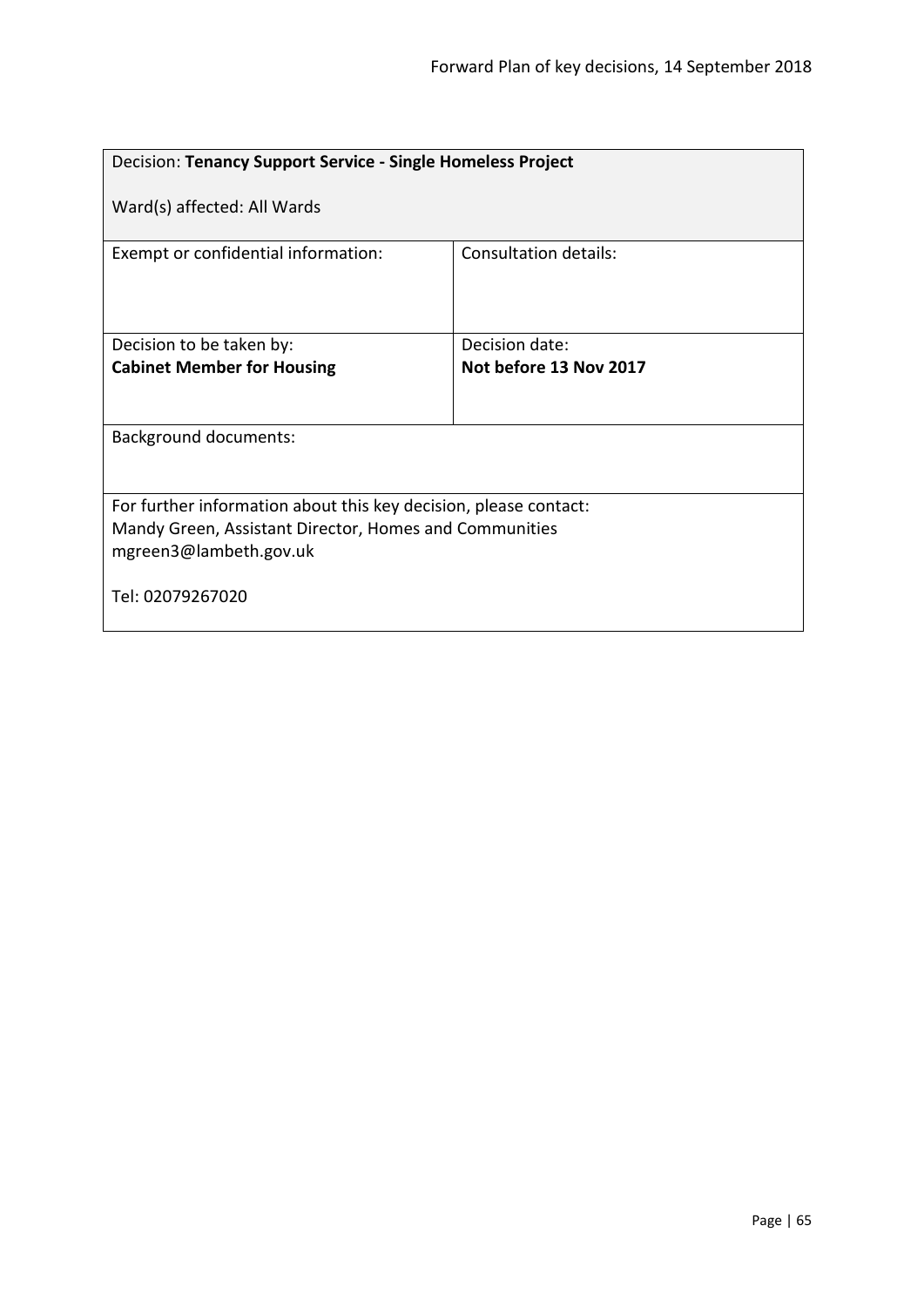| Decision: **Tenancy Support Service - Single Homeless Project**<br><br>Ward(s) affected: All Wards | |
|---|---|
| Exempt or confidential information: | Consultation details: |
| Decision to be taken by:<br>**Cabinet Member for Housing** | Decision date:<br>**Not before 13 Nov 2017** |
| Background documents: | |
| For further information about this key decision, please contact:<br>Mandy Green, Assistant Director, Homes and Communities<br>mgreen3@lambeth.gov.uk<br><br>Tel: 02079267020 | |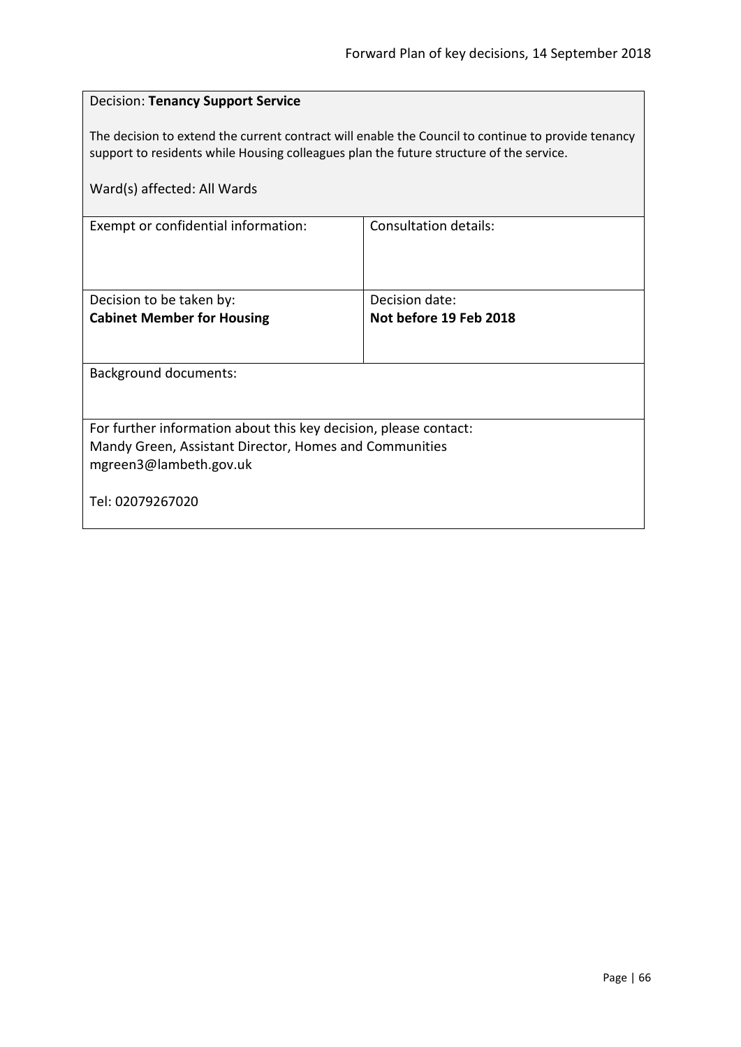Decision: **Tenancy Support Service**

The decision to extend the current contract will enable the Council to continue to provide tenancy support to residents while Housing colleagues plan the future structure of the service.

Ward(s) affected: All Wards

| Exempt or confidential information: | Consultation details: |
| --- | --- |
| Decision to be taken by:<br>**Cabinet Member for Housing** | Decision date:<br>**Not before 19 Feb 2018** |

Background documents:

For further information about this key decision, please contact:
Mandy Green, Assistant Director, Homes and Communities
mgreen3@lambeth.gov.uk

Tel: 02079267020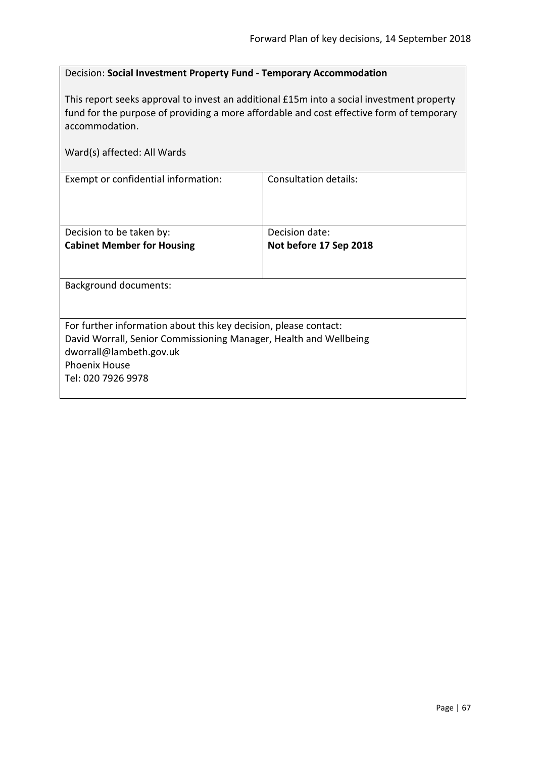Decision: **Social Investment Property Fund - Temporary Accommodation**

This report seeks approval to invest an additional £15m into a social investment property fund for the purpose of providing a more affordable and cost effective form of temporary accommodation.

Ward(s) affected: All Wards

| Exempt or confidential information: | Consultation details: |
|---|---|
| Decision to be taken by:<br>**Cabinet Member for Housing** | Decision date:<br>**Not before 17 Sep 2018** |

Background documents:

For further information about this key decision, please contact:
David Worrall, Senior Commissioning Manager, Health and Wellbeing
dworrall@lambeth.gov.uk
Phoenix House
Tel: 020 7926 9978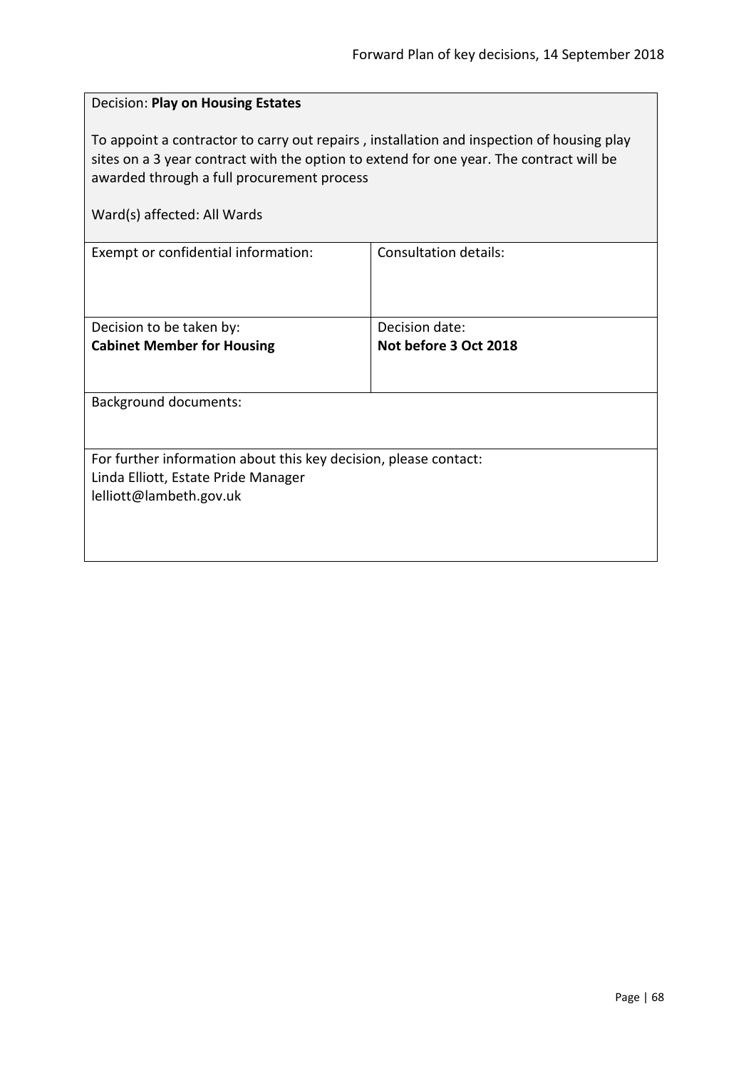Decision: **Play on Housing Estates**

To appoint a contractor to carry out repairs , installation and inspection of housing play sites on a 3 year contract with the option to extend for one year. The contract will be awarded through a full procurement process

Ward(s) affected: All Wards

| | |
|---|---|
| Exempt or confidential information: | Consultation details: |
| Decision to be taken by:<br>**Cabinet Member for Housing** | Decision date:<br>**Not before 3 Oct 2018** |

Background documents:

For further information about this key decision, please contact:
Linda Elliott, Estate Pride Manager
lelliott@lambeth.gov.uk